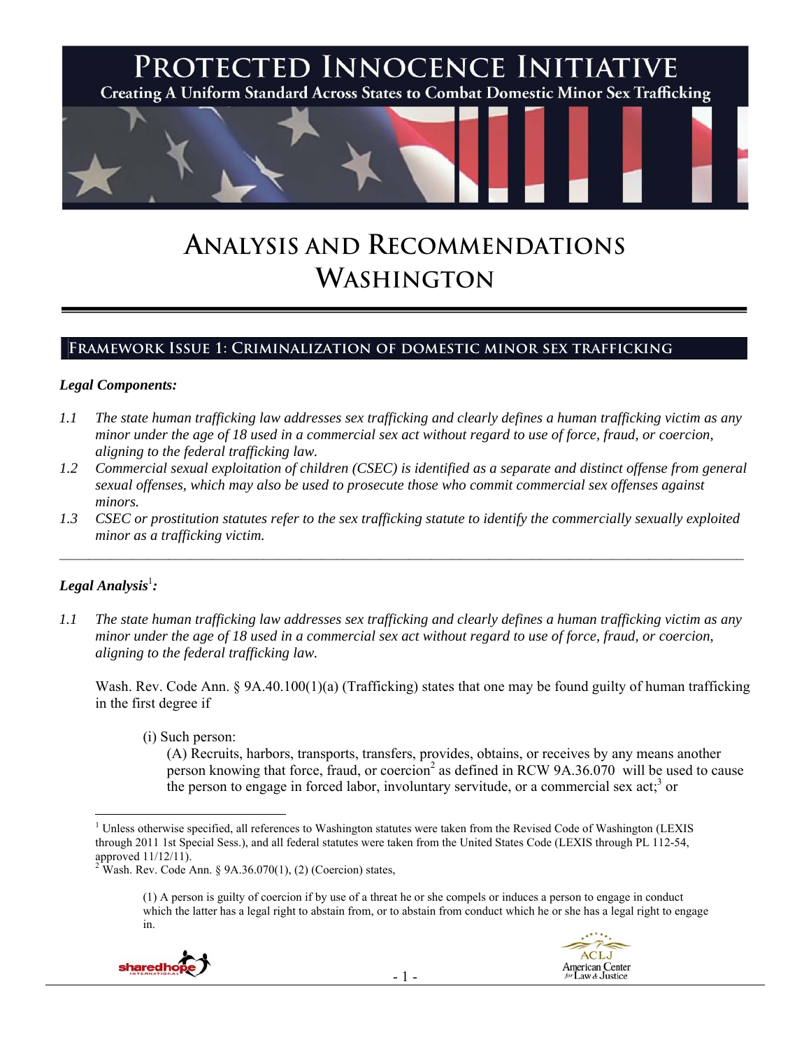# PROTECTED INNOCENCE INITIATIVE

Creating A Uniform Standard Across States to Combat Domestic Minor Sex Trafficking

# ANALYSIS AND RECOMMENDATIONS WASHINGTON

## FRAMEWORK ISSUE 1: CRIMINALIZATION OF DOMESTIC MINOR SEX TRAFFICKING

### *Legal Components:*

*1.1 The state human trafficking law addresses sex trafficking and clearly defines a human trafficking victim as any minor under the age of 18 used in a commercial sex act without regard to use of force, fraud, or coercion, aligning to the federal trafficking law.*

*1.2 Commercial sexual exploitation of children (CSEC) is identified as a separate and distinct offense from general sexual offenses, which may also be used to prosecute those who commit commercial sex offenses against minors.*

*1.3 CSEC or prostitution statutes refer to the sex trafficking statute to identify the commercially sexually exploited minor as a trafficking victim.*

---

### *Legal Analysis*[1]*:*

*1.1 The state human trafficking law addresses sex trafficking and clearly defines a human trafficking victim as any minor under the age of 18 used in a commercial sex act without regard to use of force, fraud, or coercion, aligning to the federal trafficking law.*

Wash. Rev. Code Ann. § 9A.40.100(1)(a) (Trafficking) states that one may be found guilty of human trafficking in the first degree if

> (i) Such person:
>
> (A) Recruits, harbors, transports, transfers, provides, obtains, or receives by any means another person knowing that force, fraud, or coercion[2] as defined in RCW 9A.36.070 will be used to cause the person to engage in forced labor, involuntary servitude, or a commercial sex act;[3] or

---

[1] Unless otherwise specified, all references to Washington statutes were taken from the Revised Code of Washington (LEXIS through 2011 1st Special Sess.), and all federal statutes were taken from the United States Code (LEXIS through PL 112-54, approved 11/12/11).

[2] Wash. Rev. Code Ann. § 9A.36.070(1), (2) (Coercion) states,

> (1) A person is guilty of coercion if by use of a threat he or she compels or induces a person to engage in conduct which the latter has a legal right to abstain from, or to abstain from conduct which he or she has a legal right to engage in.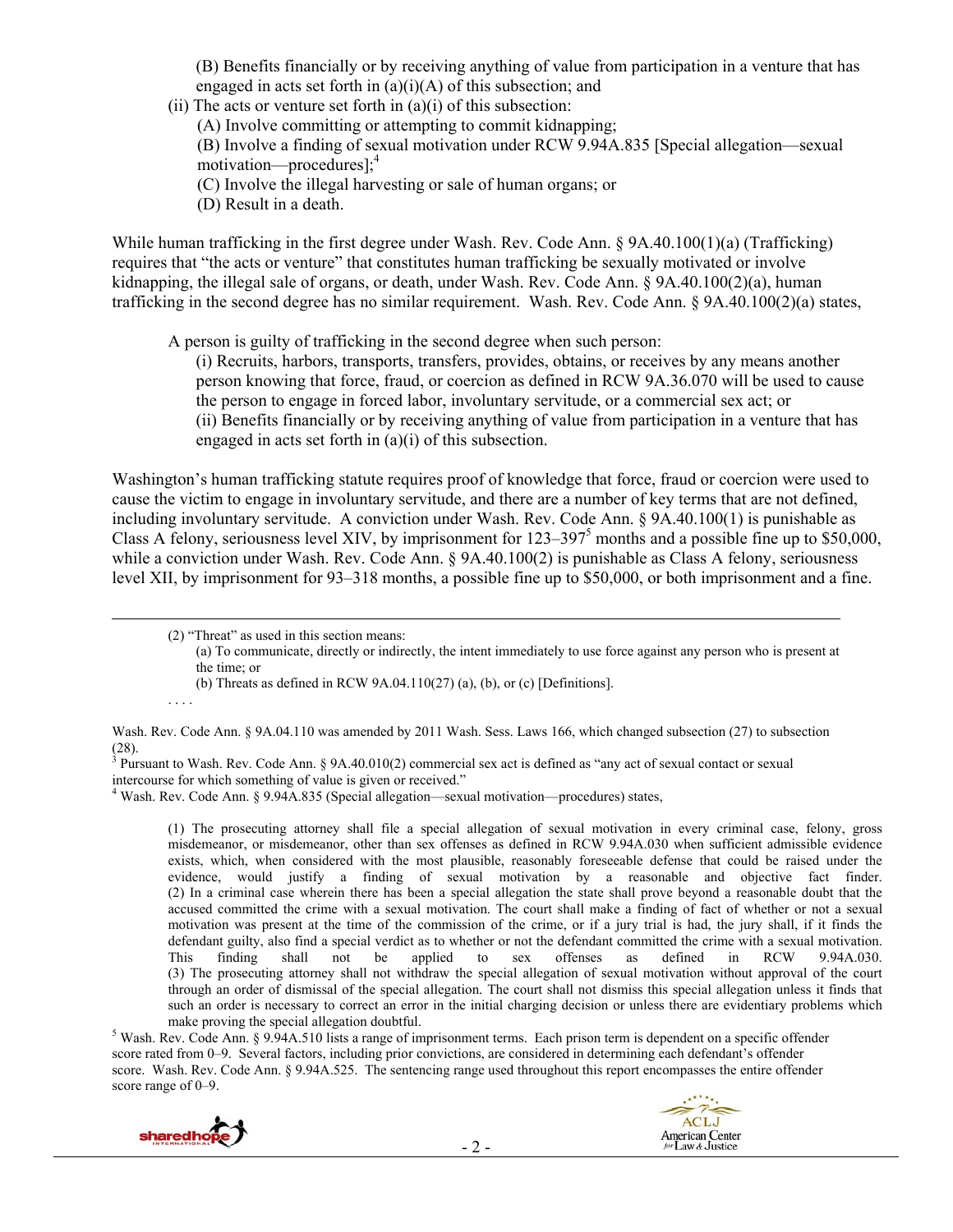(B) Benefits financially or by receiving anything of value from participation in a venture that has engaged in acts set forth in (a)(i)(A) of this subsection; and

(ii) The acts or venture set forth in (a)(i) of this subsection:

(A) Involve committing or attempting to commit kidnapping;

(B) Involve a finding of sexual motivation under RCW 9.94A.835 [Special allegation—sexual motivation—procedures];[4]

(C) Involve the illegal harvesting or sale of human organs; or

(D) Result in a death.

While human trafficking in the first degree under Wash. Rev. Code Ann. § 9A.40.100(1)(a) (Trafficking) requires that "the acts or venture" that constitutes human trafficking be sexually motivated or involve kidnapping, the illegal sale of organs, or death, under Wash. Rev. Code Ann. § 9A.40.100(2)(a), human trafficking in the second degree has no similar requirement. Wash. Rev. Code Ann. § 9A.40.100(2)(a) states,

> A person is guilty of trafficking in the second degree when such person:
>
> (i) Recruits, harbors, transports, transfers, provides, obtains, or receives by any means another person knowing that force, fraud, or coercion as defined in RCW 9A.36.070 will be used to cause the person to engage in forced labor, involuntary servitude, or a commercial sex act; or
>
> (ii) Benefits financially or by receiving anything of value from participation in a venture that has engaged in acts set forth in (a)(i) of this subsection.

Washington's human trafficking statute requires proof of knowledge that force, fraud or coercion were used to cause the victim to engage in involuntary servitude, and there are a number of key terms that are not defined, including involuntary servitude. A conviction under Wash. Rev. Code Ann. § 9A.40.100(1) is punishable as Class A felony, seriousness level XIV, by imprisonment for 123–397[5] months and a possible fine up to $50,000, while a conviction under Wash. Rev. Code Ann. § 9A.40.100(2) is punishable as Class A felony, seriousness level XII, by imprisonment for 93–318 months, a possible fine up to $50,000, or both imprisonment and a fine.

---

> (2) "Threat" as used in this section means:
>
> (a) To communicate, directly or indirectly, the intent immediately to use force against any person who is present at the time; or
>
> (b) Threats as defined in RCW 9A.04.110(27) (a), (b), or (c) [Definitions].
>
> . . . .

Wash. Rev. Code Ann. § 9A.04.110 was amended by 2011 Wash. Sess. Laws 166, which changed subsection (27) to subsection (28).

[3] Pursuant to Wash. Rev. Code Ann. § 9A.40.010(2) commercial sex act is defined as "any act of sexual contact or sexual intercourse for which something of value is given or received."

[4] Wash. Rev. Code Ann. § 9.94A.835 (Special allegation—sexual motivation—procedures) states,

> (1) The prosecuting attorney shall file a special allegation of sexual motivation in every criminal case, felony, gross misdemeanor, or misdemeanor, other than sex offenses as defined in RCW 9.94A.030 when sufficient admissible evidence exists, which, when considered with the most plausible, reasonably foreseeable defense that could be raised under the evidence, would justify a finding of sexual motivation by a reasonable and objective fact finder.
> (2) In a criminal case wherein there has been a special allegation the state shall prove beyond a reasonable doubt that the accused committed the crime with a sexual motivation. The court shall make a finding of fact of whether or not a sexual motivation was present at the time of the commission of the crime, or if a jury trial is had, the jury shall, if it finds the defendant guilty, also find a special verdict as to whether or not the defendant committed the crime with a sexual motivation. This finding shall not be applied to sex offenses as defined in RCW 9.94A.030.
> (3) The prosecuting attorney shall not withdraw the special allegation of sexual motivation without approval of the court through an order of dismissal of the special allegation. The court shall not dismiss this special allegation unless it finds that such an order is necessary to correct an error in the initial charging decision or unless there are evidentiary problems which make proving the special allegation doubtful.

[5] Wash. Rev. Code Ann. § 9.94A.510 lists a range of imprisonment terms. Each prison term is dependent on a specific offender score rated from 0–9. Several factors, including prior convictions, are considered in determining each defendant's offender score. Wash. Rev. Code Ann. § 9.94A.525. The sentencing range used throughout this report encompasses the entire offender score range of 0–9.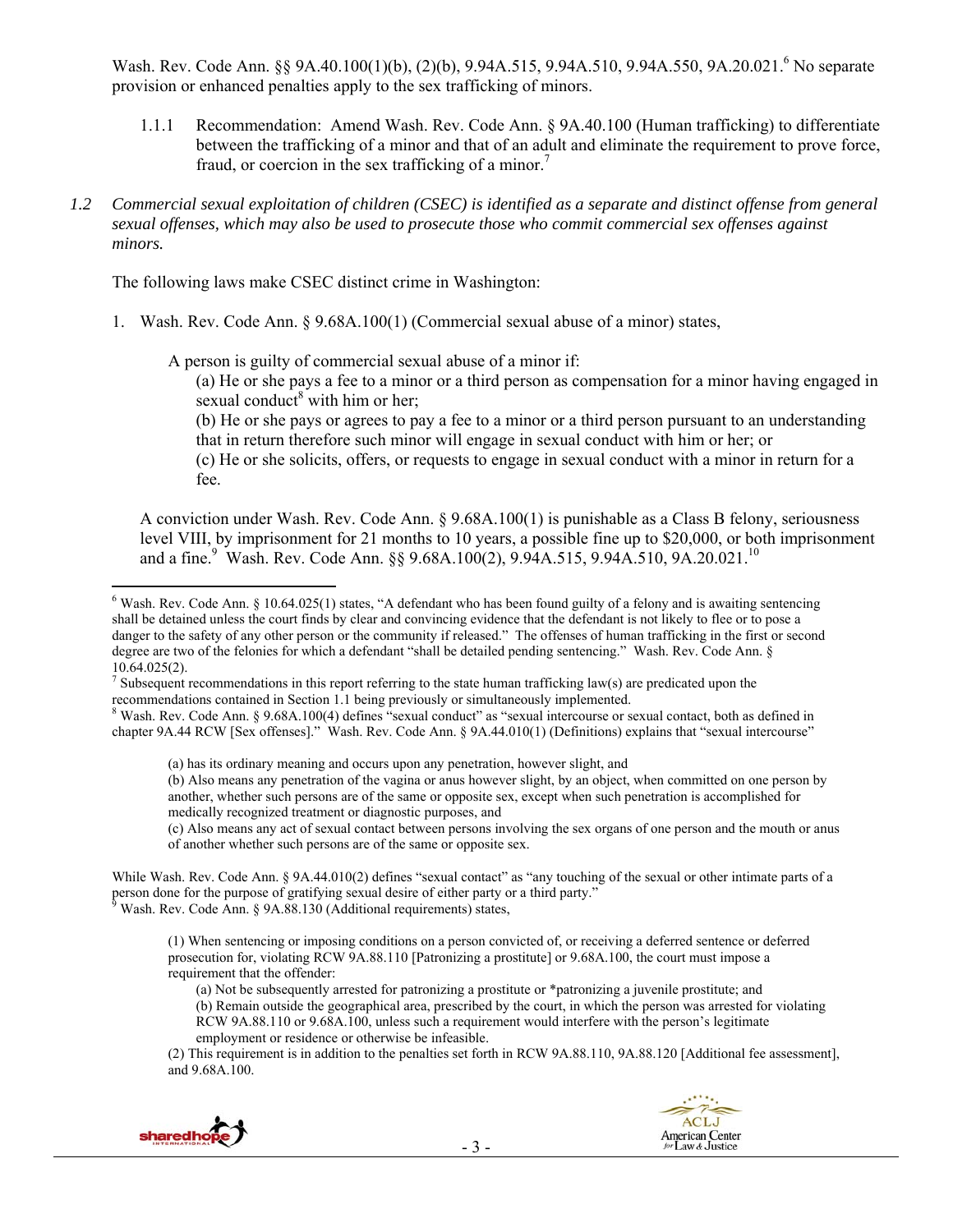Wash. Rev. Code Ann. §§ 9A.40.100(1)(b), (2)(b), 9.94A.515, 9.94A.510, 9.94A.550, 9A.20.021.[6] No separate provision or enhanced penalties apply to the sex trafficking of minors.

1.1.1 Recommendation: Amend Wash. Rev. Code Ann. § 9A.40.100 (Human trafficking) to differentiate between the trafficking of a minor and that of an adult and eliminate the requirement to prove force, fraud, or coercion in the sex trafficking of a minor.[7]

*1.2 Commercial sexual exploitation of children (CSEC) is identified as a separate and distinct offense from general sexual offenses, which may also be used to prosecute those who commit commercial sex offenses against minors.*

The following laws make CSEC distinct crime in Washington:

1. Wash. Rev. Code Ann. § 9.68A.100(1) (Commercial sexual abuse of a minor) states,

   A person is guilty of commercial sexual abuse of a minor if:

   (a) He or she pays a fee to a minor or a third person as compensation for a minor having engaged in sexual conduct[8] with him or her;

   (b) He or she pays or agrees to pay a fee to a minor or a third person pursuant to an understanding that in return therefore such minor will engage in sexual conduct with him or her; or

   (c) He or she solicits, offers, or requests to engage in sexual conduct with a minor in return for a fee.

   A conviction under Wash. Rev. Code Ann. § 9.68A.100(1) is punishable as a Class B felony, seriousness level VIII, by imprisonment for 21 months to 10 years, a possible fine up to $20,000, or both imprisonment and a fine.[9] Wash. Rev. Code Ann. §§ 9.68A.100(2), 9.94A.515, 9.94A.510, 9A.20.021.[10]

---

[6] Wash. Rev. Code Ann. § 10.64.025(1) states, "A defendant who has been found guilty of a felony and is awaiting sentencing shall be detained unless the court finds by clear and convincing evidence that the defendant is not likely to flee or to pose a danger to the safety of any other person or the community if released." The offenses of human trafficking in the first or second degree are two of the felonies for which a defendant "shall be detailed pending sentencing." Wash. Rev. Code Ann. § 10.64.025(2).

[7] Subsequent recommendations in this report referring to the state human trafficking law(s) are predicated upon the recommendations contained in Section 1.1 being previously or simultaneously implemented.

[8] Wash. Rev. Code Ann. § 9.68A.100(4) defines "sexual conduct" as "sexual intercourse or sexual contact, both as defined in chapter 9A.44 RCW [Sex offenses]." Wash. Rev. Code Ann. § 9A.44.010(1) (Definitions) explains that "sexual intercourse"

> (a) has its ordinary meaning and occurs upon any penetration, however slight, and
>
> (b) Also means any penetration of the vagina or anus however slight, by an object, when committed on one person by another, whether such persons are of the same or opposite sex, except when such penetration is accomplished for medically recognized treatment or diagnostic purposes, and
>
> (c) Also means any act of sexual contact between persons involving the sex organs of one person and the mouth or anus of another whether such persons are of the same or opposite sex.

While Wash. Rev. Code Ann. § 9A.44.010(2) defines "sexual contact" as "any touching of the sexual or other intimate parts of a person done for the purpose of gratifying sexual desire of either party or a third party."

[9] Wash. Rev. Code Ann. § 9A.88.130 (Additional requirements) states,

> (1) When sentencing or imposing conditions on a person convicted of, or receiving a deferred sentence or deferred prosecution for, violating RCW 9A.88.110 [Patronizing a prostitute] or 9.68A.100, the court must impose a requirement that the offender:
>
> (a) Not be subsequently arrested for patronizing a prostitute or *patronizing a juvenile prostitute; and
>
> (b) Remain outside the geographical area, prescribed by the court, in which the person was arrested for violating RCW 9A.88.110 or 9.68A.100, unless such a requirement would interfere with the person's legitimate employment or residence or otherwise be infeasible.
>
> (2) This requirement is in addition to the penalties set forth in RCW 9A.88.110, 9A.88.120 [Additional fee assessment], and 9.68A.100.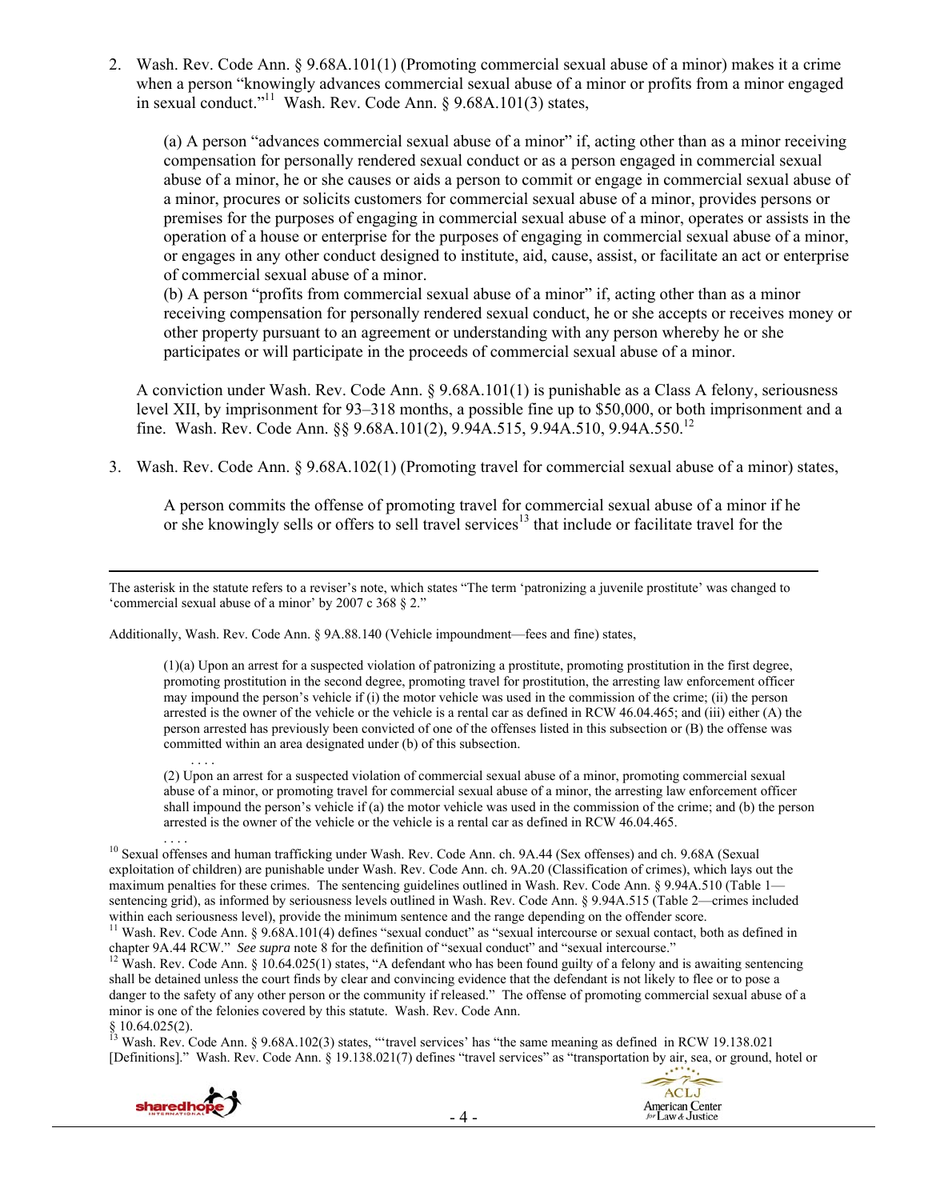2. Wash. Rev. Code Ann. § 9.68A.101(1) (Promoting commercial sexual abuse of a minor) makes it a crime when a person "knowingly advances commercial sexual abuse of a minor or profits from a minor engaged in sexual conduct."[11] Wash. Rev. Code Ann. § 9.68A.101(3) states,

   (a) A person "advances commercial sexual abuse of a minor" if, acting other than as a minor receiving compensation for personally rendered sexual conduct or as a person engaged in commercial sexual abuse of a minor, he or she causes or aids a person to commit or engage in commercial sexual abuse of a minor, procures or solicits customers for commercial sexual abuse of a minor, provides persons or premises for the purposes of engaging in commercial sexual abuse of a minor, operates or assists in the operation of a house or enterprise for the purposes of engaging in commercial sexual abuse of a minor, or engages in any other conduct designed to institute, aid, cause, assist, or facilitate an act or enterprise of commercial sexual abuse of a minor.
   (b) A person "profits from commercial sexual abuse of a minor" if, acting other than as a minor receiving compensation for personally rendered sexual conduct, he or she accepts or receives money or other property pursuant to an agreement or understanding with any person whereby he or she participates or will participate in the proceeds of commercial sexual abuse of a minor.

   A conviction under Wash. Rev. Code Ann. § 9.68A.101(1) is punishable as a Class A felony, seriousness level XII, by imprisonment for 93–318 months, a possible fine up to $50,000, or both imprisonment and a fine. Wash. Rev. Code Ann. §§ 9.68A.101(2), 9.94A.515, 9.94A.510, 9.94A.550.[12]

3. Wash. Rev. Code Ann. § 9.68A.102(1) (Promoting travel for commercial sexual abuse of a minor) states,

   A person commits the offense of promoting travel for commercial sexual abuse of a minor if he or she knowingly sells or offers to sell travel services[13] that include or facilitate travel for the

---

The asterisk in the statute refers to a reviser's note, which states "The term 'patronizing a juvenile prostitute' was changed to 'commercial sexual abuse of a minor' by 2007 c 368 § 2."

Additionally, Wash. Rev. Code Ann. § 9A.88.140 (Vehicle impoundment—fees and fine) states,

> (1)(a) Upon an arrest for a suspected violation of patronizing a prostitute, promoting prostitution in the first degree, promoting prostitution in the second degree, promoting travel for prostitution, the arresting law enforcement officer may impound the person's vehicle if (i) the motor vehicle was used in the commission of the crime; (ii) the person arrested is the owner of the vehicle or the vehicle is a rental car as defined in RCW 46.04.465; and (iii) either (A) the person arrested has previously been convicted of one of the offenses listed in this subsection or (B) the offense was committed within an area designated under (b) of this subsection.
>
> . . . .
>
> (2) Upon an arrest for a suspected violation of commercial sexual abuse of a minor, promoting commercial sexual abuse of a minor, or promoting travel for commercial sexual abuse of a minor, the arresting law enforcement officer shall impound the person's vehicle if (a) the motor vehicle was used in the commission of the crime; and (b) the person arrested is the owner of the vehicle or the vehicle is a rental car as defined in RCW 46.04.465.
>
> . . . .

[10] Sexual offenses and human trafficking under Wash. Rev. Code Ann. ch. 9A.44 (Sex offenses) and ch. 9.68A (Sexual exploitation of children) are punishable under Wash. Rev. Code Ann. ch. 9A.20 (Classification of crimes), which lays out the maximum penalties for these crimes. The sentencing guidelines outlined in Wash. Rev. Code Ann. § 9.94A.510 (Table 1—sentencing grid), as informed by seriousness levels outlined in Wash. Rev. Code Ann. § 9.94A.515 (Table 2—crimes included within each seriousness level), provide the minimum sentence and the range depending on the offender score.

[11] Wash. Rev. Code Ann. § 9.68A.101(4) defines "sexual conduct" as "sexual intercourse or sexual contact, both as defined in chapter 9A.44 RCW." *See supra* note 8 for the definition of "sexual conduct" and "sexual intercourse."

[12] Wash. Rev. Code Ann. § 10.64.025(1) states, "A defendant who has been found guilty of a felony and is awaiting sentencing shall be detained unless the court finds by clear and convincing evidence that the defendant is not likely to flee or to pose a danger to the safety of any other person or the community if released." The offense of promoting commercial sexual abuse of a minor is one of the felonies covered by this statute. Wash. Rev. Code Ann. § 10.64.025(2).

[13] Wash. Rev. Code Ann. § 9.68A.102(3) states, "'travel services' has "the same meaning as defined in RCW 19.138.021 [Definitions]." Wash. Rev. Code Ann. § 19.138.021(7) defines "travel services" as "transportation by air, sea, or ground, hotel or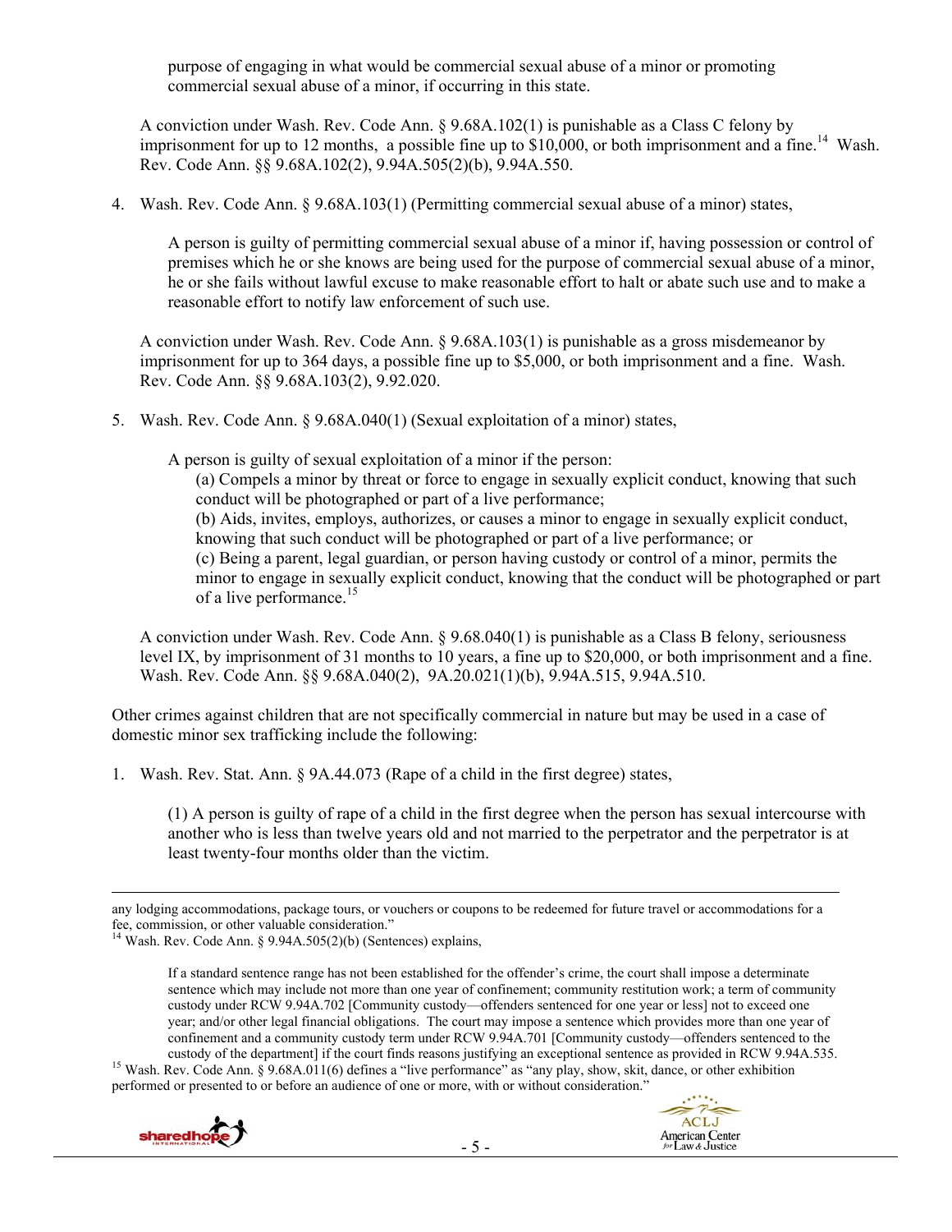purpose of engaging in what would be commercial sexual abuse of a minor or promoting commercial sexual abuse of a minor, if occurring in this state.

A conviction under Wash. Rev. Code Ann. § 9.68A.102(1) is punishable as a Class C felony by imprisonment for up to 12 months, a possible fine up to $10,000, or both imprisonment and a fine.[14] Wash. Rev. Code Ann. §§ 9.68A.102(2), 9.94A.505(2)(b), 9.94A.550.

4. Wash. Rev. Code Ann. § 9.68A.103(1) (Permitting commercial sexual abuse of a minor) states,

   > A person is guilty of permitting commercial sexual abuse of a minor if, having possession or control of premises which he or she knows are being used for the purpose of commercial sexual abuse of a minor, he or she fails without lawful excuse to make reasonable effort to halt or abate such use and to make a reasonable effort to notify law enforcement of such use.

   A conviction under Wash. Rev. Code Ann. § 9.68A.103(1) is punishable as a gross misdemeanor by imprisonment for up to 364 days, a possible fine up to $5,000, or both imprisonment and a fine. Wash. Rev. Code Ann. §§ 9.68A.103(2), 9.92.020.

5. Wash. Rev. Code Ann. § 9.68A.040(1) (Sexual exploitation of a minor) states,

   > A person is guilty of sexual exploitation of a minor if the person:
   > (a) Compels a minor by threat or force to engage in sexually explicit conduct, knowing that such conduct will be photographed or part of a live performance;
   > (b) Aids, invites, employs, authorizes, or causes a minor to engage in sexually explicit conduct, knowing that such conduct will be photographed or part of a live performance; or
   > (c) Being a parent, legal guardian, or person having custody or control of a minor, permits the minor to engage in sexually explicit conduct, knowing that the conduct will be photographed or part of a live performance.[15]

   A conviction under Wash. Rev. Code Ann. § 9.68.040(1) is punishable as a Class B felony, seriousness level IX, by imprisonment of 31 months to 10 years, a fine up to $20,000, or both imprisonment and a fine. Wash. Rev. Code Ann. §§ 9.68A.040(2), 9A.20.021(1)(b), 9.94A.515, 9.94A.510.

Other crimes against children that are not specifically commercial in nature but may be used in a case of domestic minor sex trafficking include the following:

1. Wash. Rev. Stat. Ann. § 9A.44.073 (Rape of a child in the first degree) states,

   > (1) A person is guilty of rape of a child in the first degree when the person has sexual intercourse with another who is less than twelve years old and not married to the perpetrator and the perpetrator is at least twenty-four months older than the victim.

---

any lodging accommodations, package tours, or vouchers or coupons to be redeemed for future travel or accommodations for a fee, commission, or other valuable consideration."

[14] Wash. Rev. Code Ann. § 9.94A.505(2)(b) (Sentences) explains,

> If a standard sentence range has not been established for the offender's crime, the court shall impose a determinate sentence which may include not more than one year of confinement; community restitution work; a term of community custody under RCW 9.94A.702 [Community custody—offenders sentenced for one year or less] not to exceed one year; and/or other legal financial obligations. The court may impose a sentence which provides more than one year of confinement and a community custody term under RCW 9.94A.701 [Community custody—offenders sentenced to the custody of the department] if the court finds reasons justifying an exceptional sentence as provided in RCW 9.94A.535.

[15] Wash. Rev. Code Ann. § 9.68A.011(6) defines a "live performance" as "any play, show, skit, dance, or other exhibition performed or presented to or before an audience of one or more, with or without consideration."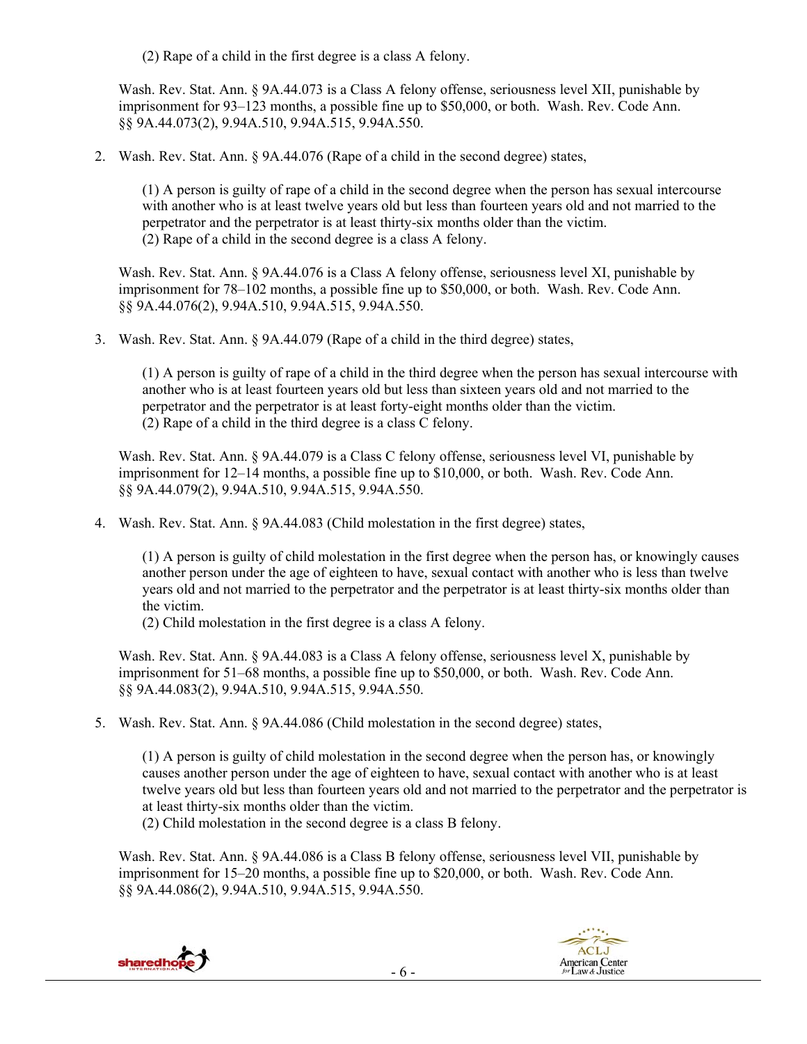(2) Rape of a child in the first degree is a class A felony.

Wash. Rev. Stat. Ann. § 9A.44.073 is a Class A felony offense, seriousness level XII, punishable by imprisonment for 93–123 months, a possible fine up to $50,000, or both. Wash. Rev. Code Ann. §§ 9A.44.073(2), 9.94A.510, 9.94A.515, 9.94A.550.

2. Wash. Rev. Stat. Ann. § 9A.44.076 (Rape of a child in the second degree) states,

   (1) A person is guilty of rape of a child in the second degree when the person has sexual intercourse with another who is at least twelve years old but less than fourteen years old and not married to the perpetrator and the perpetrator is at least thirty-six months older than the victim.
   (2) Rape of a child in the second degree is a class A felony.

   Wash. Rev. Stat. Ann. § 9A.44.076 is a Class A felony offense, seriousness level XI, punishable by imprisonment for 78–102 months, a possible fine up to $50,000, or both. Wash. Rev. Code Ann. §§ 9A.44.076(2), 9.94A.510, 9.94A.515, 9.94A.550.

3. Wash. Rev. Stat. Ann. § 9A.44.079 (Rape of a child in the third degree) states,

   (1) A person is guilty of rape of a child in the third degree when the person has sexual intercourse with another who is at least fourteen years old but less than sixteen years old and not married to the perpetrator and the perpetrator is at least forty-eight months older than the victim.
   (2) Rape of a child in the third degree is a class C felony.

   Wash. Rev. Stat. Ann. § 9A.44.079 is a Class C felony offense, seriousness level VI, punishable by imprisonment for 12–14 months, a possible fine up to $10,000, or both. Wash. Rev. Code Ann. §§ 9A.44.079(2), 9.94A.510, 9.94A.515, 9.94A.550.

4. Wash. Rev. Stat. Ann. § 9A.44.083 (Child molestation in the first degree) states,

   (1) A person is guilty of child molestation in the first degree when the person has, or knowingly causes another person under the age of eighteen to have, sexual contact with another who is less than twelve years old and not married to the perpetrator and the perpetrator is at least thirty-six months older than the victim.
   (2) Child molestation in the first degree is a class A felony.

   Wash. Rev. Stat. Ann. § 9A.44.083 is a Class A felony offense, seriousness level X, punishable by imprisonment for 51–68 months, a possible fine up to $50,000, or both. Wash. Rev. Code Ann. §§ 9A.44.083(2), 9.94A.510, 9.94A.515, 9.94A.550.

5. Wash. Rev. Stat. Ann. § 9A.44.086 (Child molestation in the second degree) states,

   (1) A person is guilty of child molestation in the second degree when the person has, or knowingly causes another person under the age of eighteen to have, sexual contact with another who is at least twelve years old but less than fourteen years old and not married to the perpetrator and the perpetrator is at least thirty-six months older than the victim.
   (2) Child molestation in the second degree is a class B felony.

   Wash. Rev. Stat. Ann. § 9A.44.086 is a Class B felony offense, seriousness level VII, punishable by imprisonment for 15–20 months, a possible fine up to $20,000, or both. Wash. Rev. Code Ann. §§ 9A.44.086(2), 9.94A.510, 9.94A.515, 9.94A.550.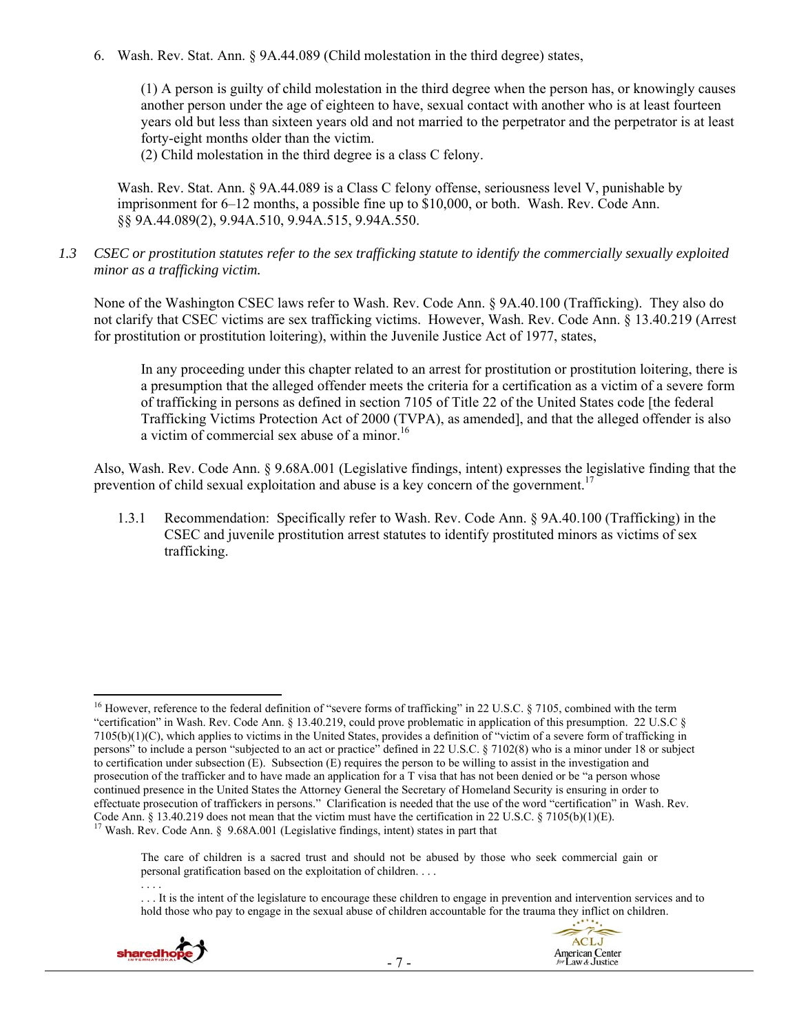6. Wash. Rev. Stat. Ann. § 9A.44.089 (Child molestation in the third degree) states,

> (1) A person is guilty of child molestation in the third degree when the person has, or knowingly causes another person under the age of eighteen to have, sexual contact with another who is at least fourteen years old but less than sixteen years old and not married to the perpetrator and the perpetrator is at least forty-eight months older than the victim.
> (2) Child molestation in the third degree is a class C felony.

Wash. Rev. Stat. Ann. § 9A.44.089 is a Class C felony offense, seriousness level V, punishable by imprisonment for 6–12 months, a possible fine up to $10,000, or both. Wash. Rev. Code Ann. §§ 9A.44.089(2), 9.94A.510, 9.94A.515, 9.94A.550.

*1.3 CSEC or prostitution statutes refer to the sex trafficking statute to identify the commercially sexually exploited minor as a trafficking victim.*

None of the Washington CSEC laws refer to Wash. Rev. Code Ann. § 9A.40.100 (Trafficking). They also do not clarify that CSEC victims are sex trafficking victims. However, Wash. Rev. Code Ann. § 13.40.219 (Arrest for prostitution or prostitution loitering), within the Juvenile Justice Act of 1977, states,

> In any proceeding under this chapter related to an arrest for prostitution or prostitution loitering, there is a presumption that the alleged offender meets the criteria for a certification as a victim of a severe form of trafficking in persons as defined in section 7105 of Title 22 of the United States code [the federal Trafficking Victims Protection Act of 2000 (TVPA), as amended], and that the alleged offender is also a victim of commercial sex abuse of a minor.[16]

Also, Wash. Rev. Code Ann. § 9.68A.001 (Legislative findings, intent) expresses the legislative finding that the prevention of child sexual exploitation and abuse is a key concern of the government.[17]

1.3.1 Recommendation: Specifically refer to Wash. Rev. Code Ann. § 9A.40.100 (Trafficking) in the CSEC and juvenile prostitution arrest statutes to identify prostituted minors as victims of sex trafficking.

---

[16] However, reference to the federal definition of "severe forms of trafficking" in 22 U.S.C. § 7105, combined with the term "certification" in Wash. Rev. Code Ann. § 13.40.219, could prove problematic in application of this presumption. 22 U.S.C § 7105(b)(1)(C), which applies to victims in the United States, provides a definition of "victim of a severe form of trafficking in persons" to include a person "subjected to an act or practice" defined in 22 U.S.C. § 7102(8) who is a minor under 18 or subject to certification under subsection (E). Subsection (E) requires the person to be willing to assist in the investigation and prosecution of the trafficker and to have made an application for a T visa that has not been denied or be "a person whose continued presence in the United States the Attorney General the Secretary of Homeland Security is ensuring in order to effectuate prosecution of traffickers in persons." Clarification is needed that the use of the word "certification" in Wash. Rev. Code Ann. § 13.40.219 does not mean that the victim must have the certification in 22 U.S.C. § 7105(b)(1)(E).

[17] Wash. Rev. Code Ann. § 9.68A.001 (Legislative findings, intent) states in part that

> The care of children is a sacred trust and should not be abused by those who seek commercial gain or personal gratification based on the exploitation of children. . . .
> . . . .
> . . . It is the intent of the legislature to encourage these children to engage in prevention and intervention services and to hold those who pay to engage in the sexual abuse of children accountable for the trauma they inflict on children.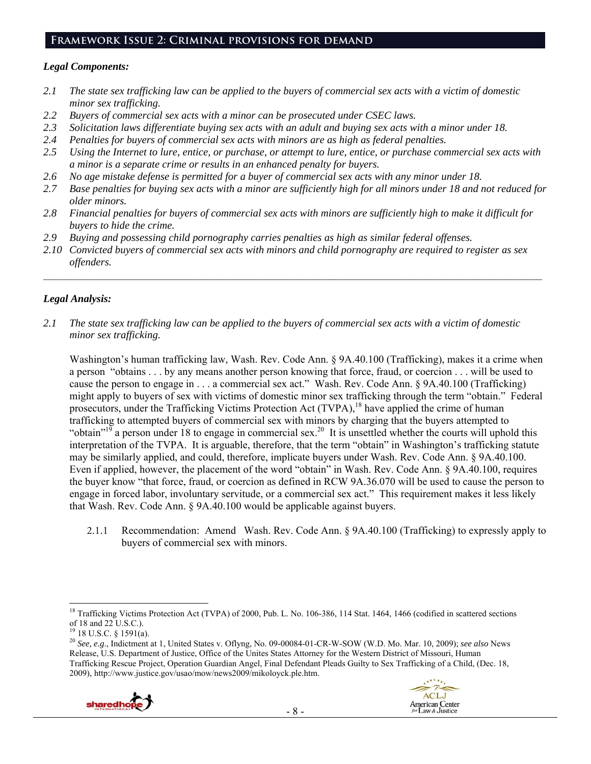## Framework Issue 2: Criminal provisions for demand

### *Legal Components:*

- *2.1 The state sex trafficking law can be applied to the buyers of commercial sex acts with a victim of domestic minor sex trafficking.*
- *2.2 Buyers of commercial sex acts with a minor can be prosecuted under CSEC laws.*
- *2.3 Solicitation laws differentiate buying sex acts with an adult and buying sex acts with a minor under 18.*
- *2.4 Penalties for buyers of commercial sex acts with minors are as high as federal penalties.*
- *2.5 Using the Internet to lure, entice, or purchase, or attempt to lure, entice, or purchase commercial sex acts with a minor is a separate crime or results in an enhanced penalty for buyers.*
- *2.6 No age mistake defense is permitted for a buyer of commercial sex acts with any minor under 18.*
- *2.7 Base penalties for buying sex acts with a minor are sufficiently high for all minors under 18 and not reduced for older minors.*
- *2.8 Financial penalties for buyers of commercial sex acts with minors are sufficiently high to make it difficult for buyers to hide the crime.*
- *2.9 Buying and possessing child pornography carries penalties as high as similar federal offenses.*
- *2.10 Convicted buyers of commercial sex acts with minors and child pornography are required to register as sex offenders.*

---

### *Legal Analysis:*

*2.1 The state sex trafficking law can be applied to the buyers of commercial sex acts with a victim of domestic minor sex trafficking.*

Washington's human trafficking law, Wash. Rev. Code Ann. § 9A.40.100 (Trafficking), makes it a crime when a person "obtains . . . by any means another person knowing that force, fraud, or coercion . . . will be used to cause the person to engage in . . . a commercial sex act." Wash. Rev. Code Ann. § 9A.40.100 (Trafficking) might apply to buyers of sex with victims of domestic minor sex trafficking through the term "obtain." Federal prosecutors, under the Trafficking Victims Protection Act (TVPA),[18] have applied the crime of human trafficking to attempted buyers of commercial sex with minors by charging that the buyers attempted to "obtain"[19] a person under 18 to engage in commercial sex.[20] It is unsettled whether the courts will uphold this interpretation of the TVPA. It is arguable, therefore, that the term "obtain" in Washington's trafficking statute may be similarly applied, and could, therefore, implicate buyers under Wash. Rev. Code Ann. § 9A.40.100. Even if applied, however, the placement of the word "obtain" in Wash. Rev. Code Ann. § 9A.40.100, requires the buyer know "that force, fraud, or coercion as defined in RCW 9A.36.070 will be used to cause the person to engage in forced labor, involuntary servitude, or a commercial sex act." This requirement makes it less likely that Wash. Rev. Code Ann. § 9A.40.100 would be applicable against buyers.

2.1.1 Recommendation: Amend Wash. Rev. Code Ann. § 9A.40.100 (Trafficking) to expressly apply to buyers of commercial sex with minors.

---

[18] Trafficking Victims Protection Act (TVPA) of 2000, Pub. L. No. 106-386, 114 Stat. 1464, 1466 (codified in scattered sections of 18 and 22 U.S.C.).

[19] 18 U.S.C. § 1591(a).

[20] *See, e.g*., Indictment at 1, United States v. Oflyng, No. 09-00084-01-CR-W-SOW (W.D. Mo. Mar. 10, 2009); *see also* News Release, U.S. Department of Justice, Office of the Unites States Attorney for the Western District of Missouri, Human Trafficking Rescue Project, Operation Guardian Angel, Final Defendant Pleads Guilty to Sex Trafficking of a Child, (Dec. 18, 2009), http://www.justice.gov/usao/mow/news2009/mikoloyck.ple.htm.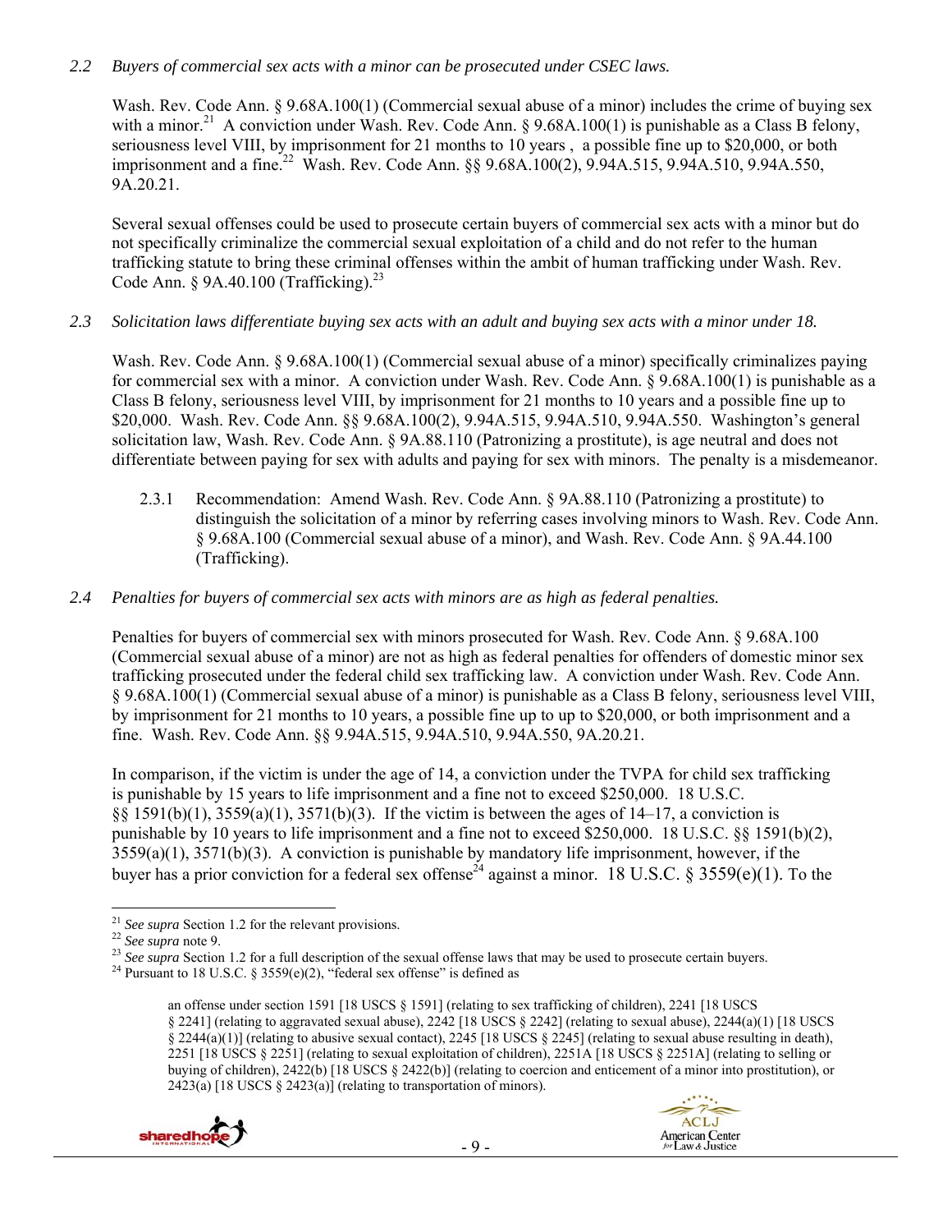*2.2 Buyers of commercial sex acts with a minor can be prosecuted under CSEC laws.*

Wash. Rev. Code Ann. § 9.68A.100(1) (Commercial sexual abuse of a minor) includes the crime of buying sex with a minor.[21] A conviction under Wash. Rev. Code Ann. § 9.68A.100(1) is punishable as a Class B felony, seriousness level VIII, by imprisonment for 21 months to 10 years , a possible fine up to $20,000, or both imprisonment and a fine.[22] Wash. Rev. Code Ann. §§ 9.68A.100(2), 9.94A.515, 9.94A.510, 9.94A.550, 9A.20.21.

Several sexual offenses could be used to prosecute certain buyers of commercial sex acts with a minor but do not specifically criminalize the commercial sexual exploitation of a child and do not refer to the human trafficking statute to bring these criminal offenses within the ambit of human trafficking under Wash. Rev. Code Ann. § 9A.40.100 (Trafficking).[23]

*2.3 Solicitation laws differentiate buying sex acts with an adult and buying sex acts with a minor under 18.*

Wash. Rev. Code Ann. § 9.68A.100(1) (Commercial sexual abuse of a minor) specifically criminalizes paying for commercial sex with a minor. A conviction under Wash. Rev. Code Ann. § 9.68A.100(1) is punishable as a Class B felony, seriousness level VIII, by imprisonment for 21 months to 10 years and a possible fine up to $20,000. Wash. Rev. Code Ann. §§ 9.68A.100(2), 9.94A.515, 9.94A.510, 9.94A.550. Washington's general solicitation law, Wash. Rev. Code Ann. § 9A.88.110 (Patronizing a prostitute), is age neutral and does not differentiate between paying for sex with adults and paying for sex with minors. The penalty is a misdemeanor.

2.3.1 Recommendation: Amend Wash. Rev. Code Ann. § 9A.88.110 (Patronizing a prostitute) to distinguish the solicitation of a minor by referring cases involving minors to Wash. Rev. Code Ann. § 9.68A.100 (Commercial sexual abuse of a minor), and Wash. Rev. Code Ann. § 9A.44.100 (Trafficking).

*2.4 Penalties for buyers of commercial sex acts with minors are as high as federal penalties.*

Penalties for buyers of commercial sex with minors prosecuted for Wash. Rev. Code Ann. § 9.68A.100 (Commercial sexual abuse of a minor) are not as high as federal penalties for offenders of domestic minor sex trafficking prosecuted under the federal child sex trafficking law. A conviction under Wash. Rev. Code Ann. § 9.68A.100(1) (Commercial sexual abuse of a minor) is punishable as a Class B felony, seriousness level VIII, by imprisonment for 21 months to 10 years, a possible fine up to up to $20,000, or both imprisonment and a fine. Wash. Rev. Code Ann. §§ 9.94A.515, 9.94A.510, 9.94A.550, 9A.20.21.

In comparison, if the victim is under the age of 14, a conviction under the TVPA for child sex trafficking is punishable by 15 years to life imprisonment and a fine not to exceed $250,000. 18 U.S.C. §§ 1591(b)(1), 3559(a)(1), 3571(b)(3). If the victim is between the ages of 14–17, a conviction is punishable by 10 years to life imprisonment and a fine not to exceed $250,000. 18 U.S.C. §§ 1591(b)(2), 3559(a)(1), 3571(b)(3). A conviction is punishable by mandatory life imprisonment, however, if the buyer has a prior conviction for a federal sex offense[24] against a minor. 18 U.S.C. § 3559(e)(1). To the

---

[21] *See supra* Section 1.2 for the relevant provisions.

[22] *See supra* note 9.

[23] *See supra* Section 1.2 for a full description of the sexual offense laws that may be used to prosecute certain buyers.

[24] Pursuant to 18 U.S.C. § 3559(e)(2), "federal sex offense" is defined as

> an offense under section 1591 [18 USCS § 1591] (relating to sex trafficking of children), 2241 [18 USCS § 2241] (relating to aggravated sexual abuse), 2242 [18 USCS § 2242] (relating to sexual abuse), 2244(a)(1) [18 USCS § 2244(a)(1)] (relating to abusive sexual contact), 2245 [18 USCS § 2245] (relating to sexual abuse resulting in death), 2251 [18 USCS § 2251] (relating to sexual exploitation of children), 2251A [18 USCS § 2251A] (relating to selling or buying of children), 2422(b) [18 USCS § 2422(b)] (relating to coercion and enticement of a minor into prostitution), or 2423(a) [18 USCS § 2423(a)] (relating to transportation of minors).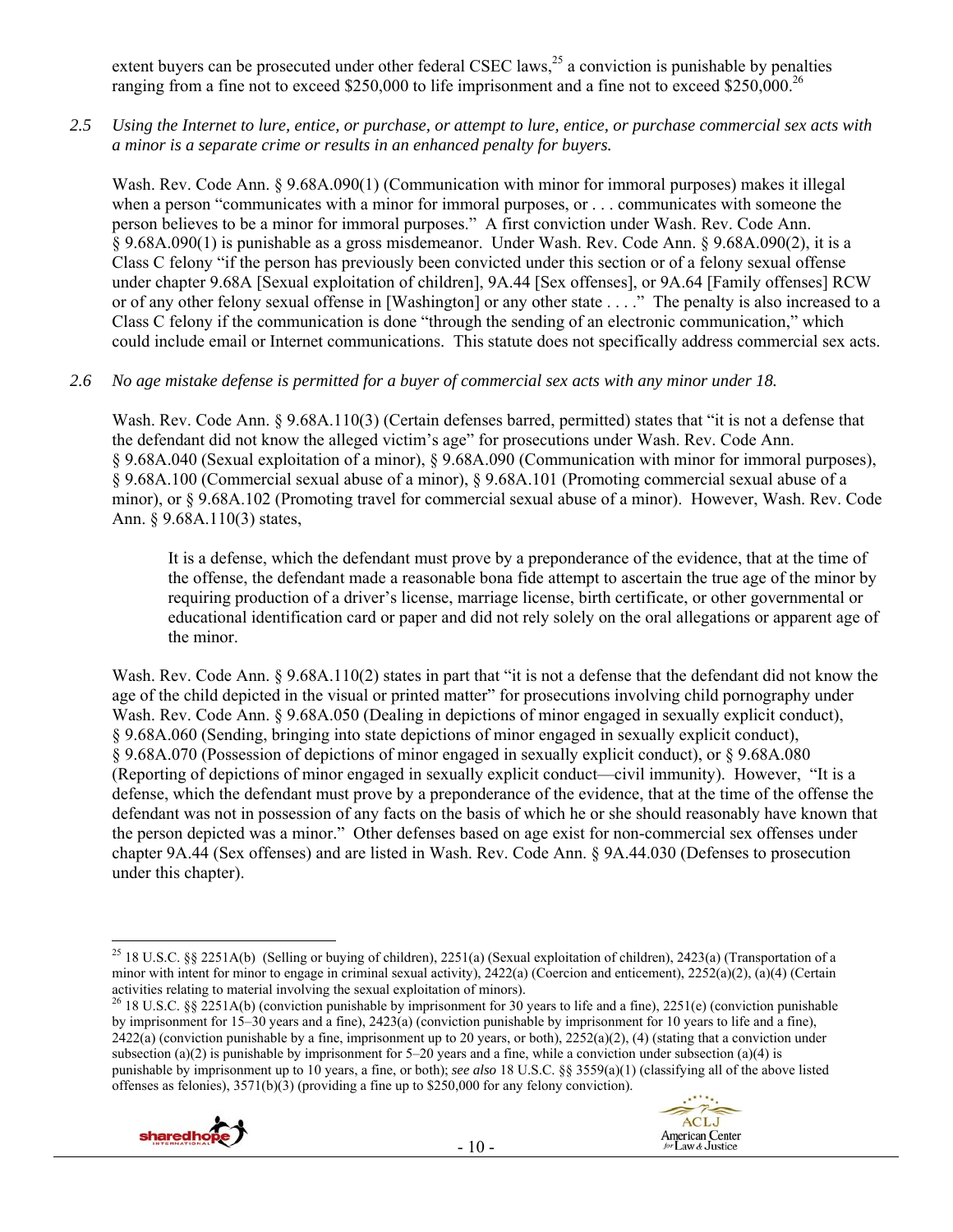extent buyers can be prosecuted under other federal CSEC laws,[25] a conviction is punishable by penalties ranging from a fine not to exceed $250,000 to life imprisonment and a fine not to exceed $250,000.[26]

*2.5 Using the Internet to lure, entice, or purchase, or attempt to lure, entice, or purchase commercial sex acts with a minor is a separate crime or results in an enhanced penalty for buyers.*

Wash. Rev. Code Ann. § 9.68A.090(1) (Communication with minor for immoral purposes) makes it illegal when a person "communicates with a minor for immoral purposes, or . . . communicates with someone the person believes to be a minor for immoral purposes." A first conviction under Wash. Rev. Code Ann. § 9.68A.090(1) is punishable as a gross misdemeanor. Under Wash. Rev. Code Ann. § 9.68A.090(2), it is a Class C felony "if the person has previously been convicted under this section or of a felony sexual offense under chapter 9.68A [Sexual exploitation of children], 9A.44 [Sex offenses], or 9A.64 [Family offenses] RCW or of any other felony sexual offense in [Washington] or any other state . . . ." The penalty is also increased to a Class C felony if the communication is done "through the sending of an electronic communication," which could include email or Internet communications. This statute does not specifically address commercial sex acts.

*2.6 No age mistake defense is permitted for a buyer of commercial sex acts with any minor under 18.*

Wash. Rev. Code Ann. § 9.68A.110(3) (Certain defenses barred, permitted) states that "it is not a defense that the defendant did not know the alleged victim's age" for prosecutions under Wash. Rev. Code Ann. § 9.68A.040 (Sexual exploitation of a minor), § 9.68A.090 (Communication with minor for immoral purposes), § 9.68A.100 (Commercial sexual abuse of a minor), § 9.68A.101 (Promoting commercial sexual abuse of a minor), or § 9.68A.102 (Promoting travel for commercial sexual abuse of a minor). However, Wash. Rev. Code Ann. § 9.68A.110(3) states,

> It is a defense, which the defendant must prove by a preponderance of the evidence, that at the time of the offense, the defendant made a reasonable bona fide attempt to ascertain the true age of the minor by requiring production of a driver's license, marriage license, birth certificate, or other governmental or educational identification card or paper and did not rely solely on the oral allegations or apparent age of the minor.

Wash. Rev. Code Ann. § 9.68A.110(2) states in part that "it is not a defense that the defendant did not know the age of the child depicted in the visual or printed matter" for prosecutions involving child pornography under Wash. Rev. Code Ann. § 9.68A.050 (Dealing in depictions of minor engaged in sexually explicit conduct), § 9.68A.060 (Sending, bringing into state depictions of minor engaged in sexually explicit conduct), § 9.68A.070 (Possession of depictions of minor engaged in sexually explicit conduct), or § 9.68A.080 (Reporting of depictions of minor engaged in sexually explicit conduct—civil immunity). However, "It is a defense, which the defendant must prove by a preponderance of the evidence, that at the time of the offense the defendant was not in possession of any facts on the basis of which he or she should reasonably have known that the person depicted was a minor." Other defenses based on age exist for non-commercial sex offenses under chapter 9A.44 (Sex offenses) and are listed in Wash. Rev. Code Ann. § 9A.44.030 (Defenses to prosecution under this chapter).

---

[25] 18 U.S.C. §§ 2251A(b) (Selling or buying of children), 2251(a) (Sexual exploitation of children), 2423(a) (Transportation of a minor with intent for minor to engage in criminal sexual activity), 2422(a) (Coercion and enticement), 2252(a)(2), (a)(4) (Certain activities relating to material involving the sexual exploitation of minors).

[26] 18 U.S.C. §§ 2251A(b) (conviction punishable by imprisonment for 30 years to life and a fine), 2251(e) (conviction punishable by imprisonment for 15–30 years and a fine), 2423(a) (conviction punishable by imprisonment for 10 years to life and a fine), 2422(a) (conviction punishable by a fine, imprisonment up to 20 years, or both), 2252(a)(2), (4) (stating that a conviction under subsection (a)(2) is punishable by imprisonment for 5–20 years and a fine, while a conviction under subsection (a)(4) is punishable by imprisonment up to 10 years, a fine, or both); *see also* 18 U.S.C. §§ 3559(a)(1) (classifying all of the above listed offenses as felonies), 3571(b)(3) (providing a fine up to $250,000 for any felony conviction).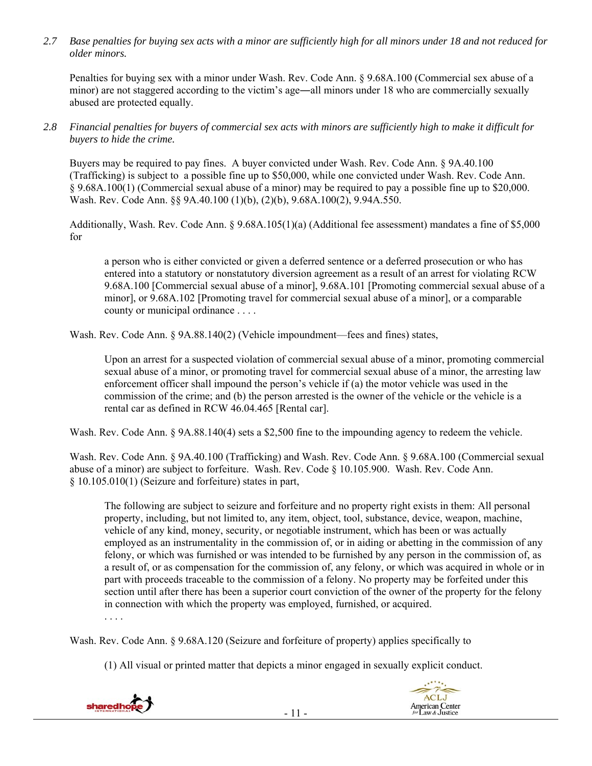*2.7 Base penalties for buying sex acts with a minor are sufficiently high for all minors under 18 and not reduced for older minors.*

Penalties for buying sex with a minor under Wash. Rev. Code Ann. § 9.68A.100 (Commercial sex abuse of a minor) are not staggered according to the victim's age―all minors under 18 who are commercially sexually abused are protected equally.

*2.8 Financial penalties for buyers of commercial sex acts with minors are sufficiently high to make it difficult for buyers to hide the crime.*

Buyers may be required to pay fines. A buyer convicted under Wash. Rev. Code Ann. § 9A.40.100 (Trafficking) is subject to a possible fine up to $50,000, while one convicted under Wash. Rev. Code Ann. § 9.68A.100(1) (Commercial sexual abuse of a minor) may be required to pay a possible fine up to $20,000. Wash. Rev. Code Ann. §§ 9A.40.100 (1)(b), (2)(b), 9.68A.100(2), 9.94A.550.

Additionally, Wash. Rev. Code Ann. § 9.68A.105(1)(a) (Additional fee assessment) mandates a fine of $5,000 for

> a person who is either convicted or given a deferred sentence or a deferred prosecution or who has entered into a statutory or nonstatutory diversion agreement as a result of an arrest for violating RCW 9.68A.100 [Commercial sexual abuse of a minor], 9.68A.101 [Promoting commercial sexual abuse of a minor], or 9.68A.102 [Promoting travel for commercial sexual abuse of a minor], or a comparable county or municipal ordinance . . . .

Wash. Rev. Code Ann. § 9A.88.140(2) (Vehicle impoundment—fees and fines) states,

> Upon an arrest for a suspected violation of commercial sexual abuse of a minor, promoting commercial sexual abuse of a minor, or promoting travel for commercial sexual abuse of a minor, the arresting law enforcement officer shall impound the person's vehicle if (a) the motor vehicle was used in the commission of the crime; and (b) the person arrested is the owner of the vehicle or the vehicle is a rental car as defined in RCW 46.04.465 [Rental car].

Wash. Rev. Code Ann. § 9A.88.140(4) sets a $2,500 fine to the impounding agency to redeem the vehicle.

Wash. Rev. Code Ann. § 9A.40.100 (Trafficking) and Wash. Rev. Code Ann. § 9.68A.100 (Commercial sexual abuse of a minor) are subject to forfeiture. Wash. Rev. Code § 10.105.900. Wash. Rev. Code Ann. § 10.105.010(1) (Seizure and forfeiture) states in part,

> The following are subject to seizure and forfeiture and no property right exists in them: All personal property, including, but not limited to, any item, object, tool, substance, device, weapon, machine, vehicle of any kind, money, security, or negotiable instrument, which has been or was actually employed as an instrumentality in the commission of, or in aiding or abetting in the commission of any felony, or which was furnished or was intended to be furnished by any person in the commission of, as a result of, or as compensation for the commission of, any felony, or which was acquired in whole or in part with proceeds traceable to the commission of a felony. No property may be forfeited under this section until after there has been a superior court conviction of the owner of the property for the felony in connection with which the property was employed, furnished, or acquired.
>
> . . . .

Wash. Rev. Code Ann. § 9.68A.120 (Seizure and forfeiture of property) applies specifically to

> (1) All visual or printed matter that depicts a minor engaged in sexually explicit conduct.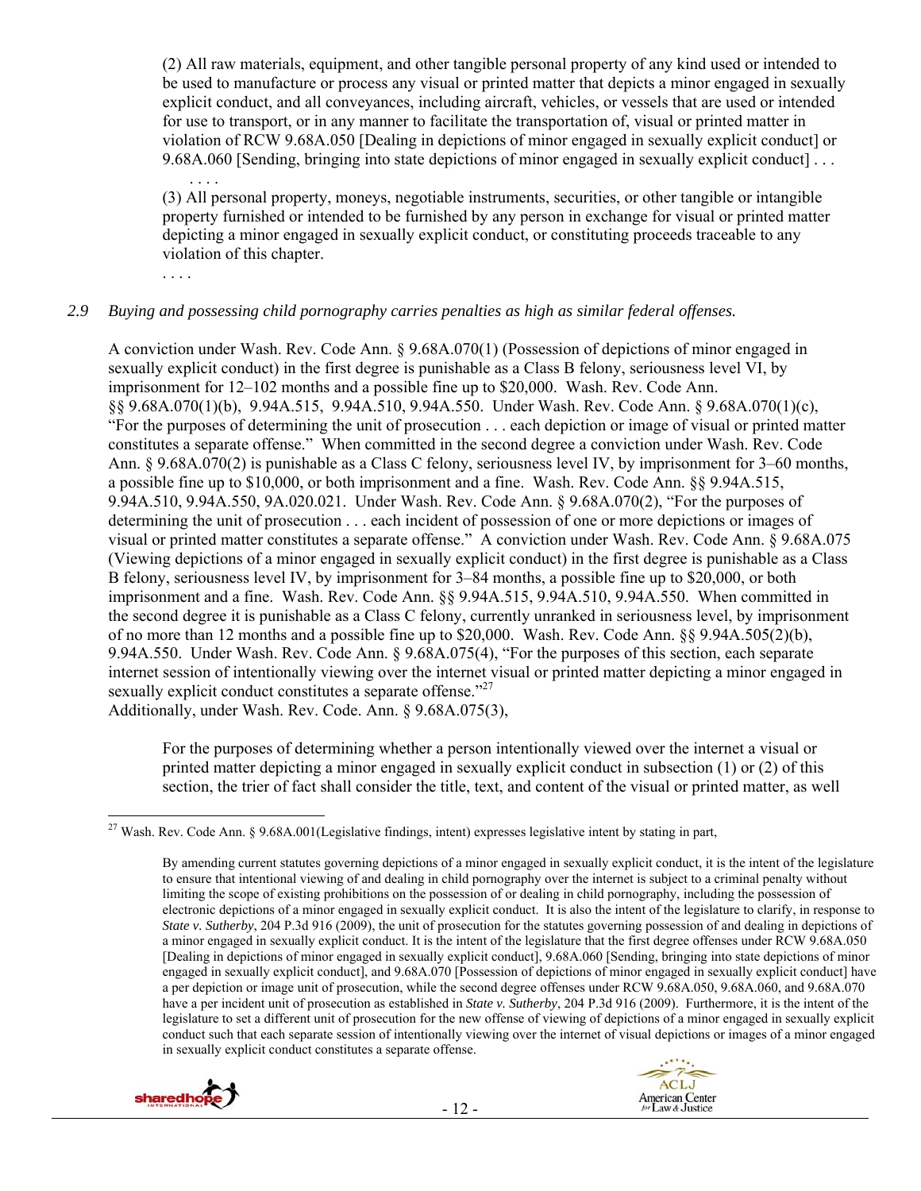> (2) All raw materials, equipment, and other tangible personal property of any kind used or intended to be used to manufacture or process any visual or printed matter that depicts a minor engaged in sexually explicit conduct, and all conveyances, including aircraft, vehicles, or vessels that are used or intended for use to transport, or in any manner to facilitate the transportation of, visual or printed matter in violation of RCW 9.68A.050 [Dealing in depictions of minor engaged in sexually explicit conduct] or 9.68A.060 [Sending, bringing into state depictions of minor engaged in sexually explicit conduct] . . .
>
> . . . .
>
> (3) All personal property, moneys, negotiable instruments, securities, or other tangible or intangible property furnished or intended to be furnished by any person in exchange for visual or printed matter depicting a minor engaged in sexually explicit conduct, or constituting proceeds traceable to any violation of this chapter.
>
> . . . .

*2.9 Buying and possessing child pornography carries penalties as high as similar federal offenses.*

A conviction under Wash. Rev. Code Ann. § 9.68A.070(1) (Possession of depictions of minor engaged in sexually explicit conduct) in the first degree is punishable as a Class B felony, seriousness level VI, by imprisonment for 12–102 months and a possible fine up to $20,000. Wash. Rev. Code Ann. §§ 9.68A.070(1)(b), 9.94A.515, 9.94A.510, 9.94A.550. Under Wash. Rev. Code Ann. § 9.68A.070(1)(c), "For the purposes of determining the unit of prosecution . . . each depiction or image of visual or printed matter constitutes a separate offense." When committed in the second degree a conviction under Wash. Rev. Code Ann. § 9.68A.070(2) is punishable as a Class C felony, seriousness level IV, by imprisonment for 3–60 months, a possible fine up to $10,000, or both imprisonment and a fine. Wash. Rev. Code Ann. §§ 9.94A.515, 9.94A.510, 9.94A.550, 9A.020.021. Under Wash. Rev. Code Ann. § 9.68A.070(2), "For the purposes of determining the unit of prosecution . . . each incident of possession of one or more depictions or images of visual or printed matter constitutes a separate offense." A conviction under Wash. Rev. Code Ann. § 9.68A.075 (Viewing depictions of a minor engaged in sexually explicit conduct) in the first degree is punishable as a Class B felony, seriousness level IV, by imprisonment for 3–84 months, a possible fine up to $20,000, or both imprisonment and a fine. Wash. Rev. Code Ann. §§ 9.94A.515, 9.94A.510, 9.94A.550. When committed in the second degree it is punishable as a Class C felony, currently unranked in seriousness level, by imprisonment of no more than 12 months and a possible fine up to $20,000. Wash. Rev. Code Ann. §§ 9.94A.505(2)(b), 9.94A.550. Under Wash. Rev. Code Ann. § 9.68A.075(4), "For the purposes of this section, each separate internet session of intentionally viewing over the internet visual or printed matter depicting a minor engaged in sexually explicit conduct constitutes a separate offense."[27]

Additionally, under Wash. Rev. Code. Ann. § 9.68A.075(3),

> For the purposes of determining whether a person intentionally viewed over the internet a visual or printed matter depicting a minor engaged in sexually explicit conduct in subsection (1) or (2) of this section, the trier of fact shall consider the title, text, and content of the visual or printed matter, as well

---

[27] Wash. Rev. Code Ann. § 9.68A.001(Legislative findings, intent) expresses legislative intent by stating in part,

> By amending current statutes governing depictions of a minor engaged in sexually explicit conduct, it is the intent of the legislature to ensure that intentional viewing of and dealing in child pornography over the internet is subject to a criminal penalty without limiting the scope of existing prohibitions on the possession of or dealing in child pornography, including the possession of electronic depictions of a minor engaged in sexually explicit conduct. It is also the intent of the legislature to clarify, in response to *State v. Sutherby*, 204 P.3d 916 (2009), the unit of prosecution for the statutes governing possession of and dealing in depictions of a minor engaged in sexually explicit conduct. It is the intent of the legislature that the first degree offenses under RCW 9.68A.050 [Dealing in depictions of minor engaged in sexually explicit conduct], 9.68A.060 [Sending, bringing into state depictions of minor engaged in sexually explicit conduct], and 9.68A.070 [Possession of depictions of minor engaged in sexually explicit conduct] have a per depiction or image unit of prosecution, while the second degree offenses under RCW 9.68A.050, 9.68A.060, and 9.68A.070 have a per incident unit of prosecution as established in *State v. Sutherby*, 204 P.3d 916 (2009). Furthermore, it is the intent of the legislature to set a different unit of prosecution for the new offense of viewing of depictions of a minor engaged in sexually explicit conduct such that each separate session of intentionally viewing over the internet of visual depictions or images of a minor engaged in sexually explicit conduct constitutes a separate offense.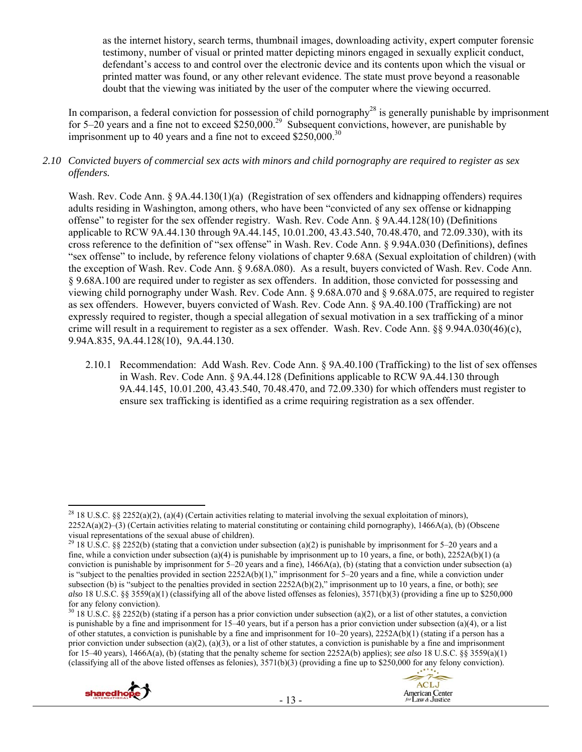as the internet history, search terms, thumbnail images, downloading activity, expert computer forensic testimony, number of visual or printed matter depicting minors engaged in sexually explicit conduct, defendant's access to and control over the electronic device and its contents upon which the visual or printed matter was found, or any other relevant evidence. The state must prove beyond a reasonable doubt that the viewing was initiated by the user of the computer where the viewing occurred.

In comparison, a federal conviction for possession of child pornography[28] is generally punishable by imprisonment for 5–20 years and a fine not to exceed $250,000.[29] Subsequent convictions, however, are punishable by imprisonment up to 40 years and a fine not to exceed $250,000.[30]

*2.10 Convicted buyers of commercial sex acts with minors and child pornography are required to register as sex offenders.*

Wash. Rev. Code Ann. § 9A.44.130(1)(a) (Registration of sex offenders and kidnapping offenders) requires adults residing in Washington, among others, who have been "convicted of any sex offense or kidnapping offense" to register for the sex offender registry. Wash. Rev. Code Ann. § 9A.44.128(10) (Definitions applicable to RCW 9A.44.130 through 9A.44.145, 10.01.200, 43.43.540, 70.48.470, and 72.09.330), with its cross reference to the definition of "sex offense" in Wash. Rev. Code Ann. § 9.94A.030 (Definitions), defines "sex offense" to include, by reference felony violations of chapter 9.68A (Sexual exploitation of children) (with the exception of Wash. Rev. Code Ann. § 9.68A.080). As a result, buyers convicted of Wash. Rev. Code Ann. § 9.68A.100 are required under to register as sex offenders. In addition, those convicted for possessing and viewing child pornography under Wash. Rev. Code Ann. § 9.68A.070 and § 9.68A.075, are required to register as sex offenders. However, buyers convicted of Wash. Rev. Code Ann. § 9A.40.100 (Trafficking) are not expressly required to register, though a special allegation of sexual motivation in a sex trafficking of a minor crime will result in a requirement to register as a sex offender. Wash. Rev. Code Ann. §§ 9.94A.030(46)(c), 9.94A.835, 9A.44.128(10), 9A.44.130.

2.10.1 Recommendation: Add Wash. Rev. Code Ann. § 9A.40.100 (Trafficking) to the list of sex offenses in Wash. Rev. Code Ann. § 9A.44.128 (Definitions applicable to RCW 9A.44.130 through 9A.44.145, 10.01.200, 43.43.540, 70.48.470, and 72.09.330) for which offenders must register to ensure sex trafficking is identified as a crime requiring registration as a sex offender.

---

[28] 18 U.S.C. §§ 2252(a)(2), (a)(4) (Certain activities relating to material involving the sexual exploitation of minors), 2252A(a)(2)–(3) (Certain activities relating to material constituting or containing child pornography), 1466A(a), (b) (Obscene visual representations of the sexual abuse of children).

[29] 18 U.S.C. §§ 2252(b) (stating that a conviction under subsection (a)(2) is punishable by imprisonment for 5–20 years and a fine, while a conviction under subsection (a)(4) is punishable by imprisonment up to 10 years, a fine, or both), 2252A(b)(1) (a conviction is punishable by imprisonment for 5–20 years and a fine), 1466A(a), (b) (stating that a conviction under subsection (a) is "subject to the penalties provided in section 2252A(b)(1)," imprisonment for 5–20 years and a fine, while a conviction under subsection (b) is "subject to the penalties provided in section 2252A(b)(2)," imprisonment up to 10 years, a fine, or both); *see also* 18 U.S.C. §§ 3559(a)(1) (classifying all of the above listed offenses as felonies), 3571(b)(3) (providing a fine up to $250,000 for any felony conviction).

[30] 18 U.S.C. §§ 2252(b) (stating if a person has a prior conviction under subsection (a)(2), or a list of other statutes, a conviction is punishable by a fine and imprisonment for 15–40 years, but if a person has a prior conviction under subsection (a)(4), or a list of other statutes, a conviction is punishable by a fine and imprisonment for 10–20 years), 2252A(b)(1) (stating if a person has a prior conviction under subsection (a)(2), (a)(3), or a list of other statutes, a conviction is punishable by a fine and imprisonment for 15–40 years), 1466A(a), (b) (stating that the penalty scheme for section 2252A(b) applies); *see also* 18 U.S.C. §§ 3559(a)(1) (classifying all of the above listed offenses as felonies), 3571(b)(3) (providing a fine up to $250,000 for any felony conviction).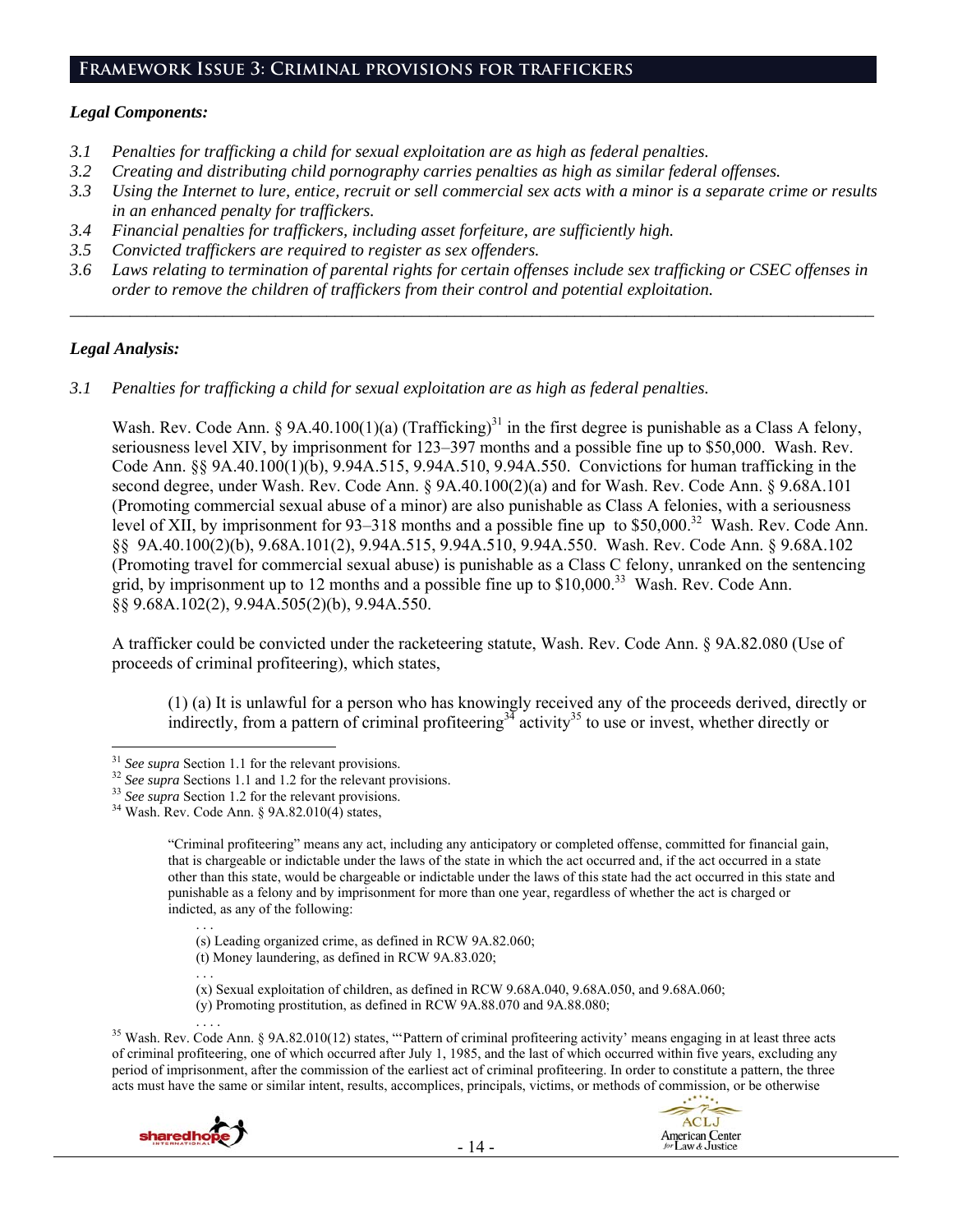## Framework Issue 3: Criminal provisions for traffickers

### *Legal Components:*

- *3.1 Penalties for trafficking a child for sexual exploitation are as high as federal penalties.*
- *3.2 Creating and distributing child pornography carries penalties as high as similar federal offenses.*
- *3.3 Using the Internet to lure, entice, recruit or sell commercial sex acts with a minor is a separate crime or results in an enhanced penalty for traffickers.*
- *3.4 Financial penalties for traffickers, including asset forfeiture, are sufficiently high.*
- *3.5 Convicted traffickers are required to register as sex offenders.*
- *3.6 Laws relating to termination of parental rights for certain offenses include sex trafficking or CSEC offenses in order to remove the children of traffickers from their control and potential exploitation.*

---

### *Legal Analysis:*

*3.1 Penalties for trafficking a child for sexual exploitation are as high as federal penalties.*

Wash. Rev. Code Ann. § 9A.40.100(1)(a) (Trafficking)[31] in the first degree is punishable as a Class A felony, seriousness level XIV, by imprisonment for 123–397 months and a possible fine up to $50,000. Wash. Rev. Code Ann. §§ 9A.40.100(1)(b), 9.94A.515, 9.94A.510, 9.94A.550. Convictions for human trafficking in the second degree, under Wash. Rev. Code Ann. § 9A.40.100(2)(a) and for Wash. Rev. Code Ann. § 9.68A.101 (Promoting commercial sexual abuse of a minor) are also punishable as Class A felonies, with a seriousness level of XII, by imprisonment for 93–318 months and a possible fine up to $50,000.[32] Wash. Rev. Code Ann. §§ 9A.40.100(2)(b), 9.68A.101(2), 9.94A.515, 9.94A.510, 9.94A.550. Wash. Rev. Code Ann. § 9.68A.102 (Promoting travel for commercial sexual abuse) is punishable as a Class C felony, unranked on the sentencing grid, by imprisonment up to 12 months and a possible fine up to $10,000.[33] Wash. Rev. Code Ann. §§ 9.68A.102(2), 9.94A.505(2)(b), 9.94A.550.

A trafficker could be convicted under the racketeering statute, Wash. Rev. Code Ann. § 9A.82.080 (Use of proceeds of criminal profiteering), which states,

> (1) (a) It is unlawful for a person who has knowingly received any of the proceeds derived, directly or indirectly, from a pattern of criminal profiteering[34] activity[35] to use or invest, whether directly or

---

[31] *See supra* Section 1.1 for the relevant provisions.

[32] *See supra* Sections 1.1 and 1.2 for the relevant provisions.

[33] *See supra* Section 1.2 for the relevant provisions.

[34] Wash. Rev. Code Ann. § 9A.82.010(4) states,

> "Criminal profiteering" means any act, including any anticipatory or completed offense, committed for financial gain, that is chargeable or indictable under the laws of the state in which the act occurred and, if the act occurred in a state other than this state, would be chargeable or indictable under the laws of this state had the act occurred in this state and punishable as a felony and by imprisonment for more than one year, regardless of whether the act is charged or indicted, as any of the following:
>
> . . .
>
> (s) Leading organized crime, as defined in RCW 9A.82.060;
>
> (t) Money laundering, as defined in RCW 9A.83.020;
>
> . . .
>
> (x) Sexual exploitation of children, as defined in RCW 9.68A.040, 9.68A.050, and 9.68A.060;
>
> (y) Promoting prostitution, as defined in RCW 9A.88.070 and 9A.88.080;
>
> . . . .

[35] Wash. Rev. Code Ann. § 9A.82.010(12) states, "'Pattern of criminal profiteering activity' means engaging in at least three acts of criminal profiteering, one of which occurred after July 1, 1985, and the last of which occurred within five years, excluding any period of imprisonment, after the commission of the earliest act of criminal profiteering. In order to constitute a pattern, the three acts must have the same or similar intent, results, accomplices, principals, victims, or methods of commission, or be otherwise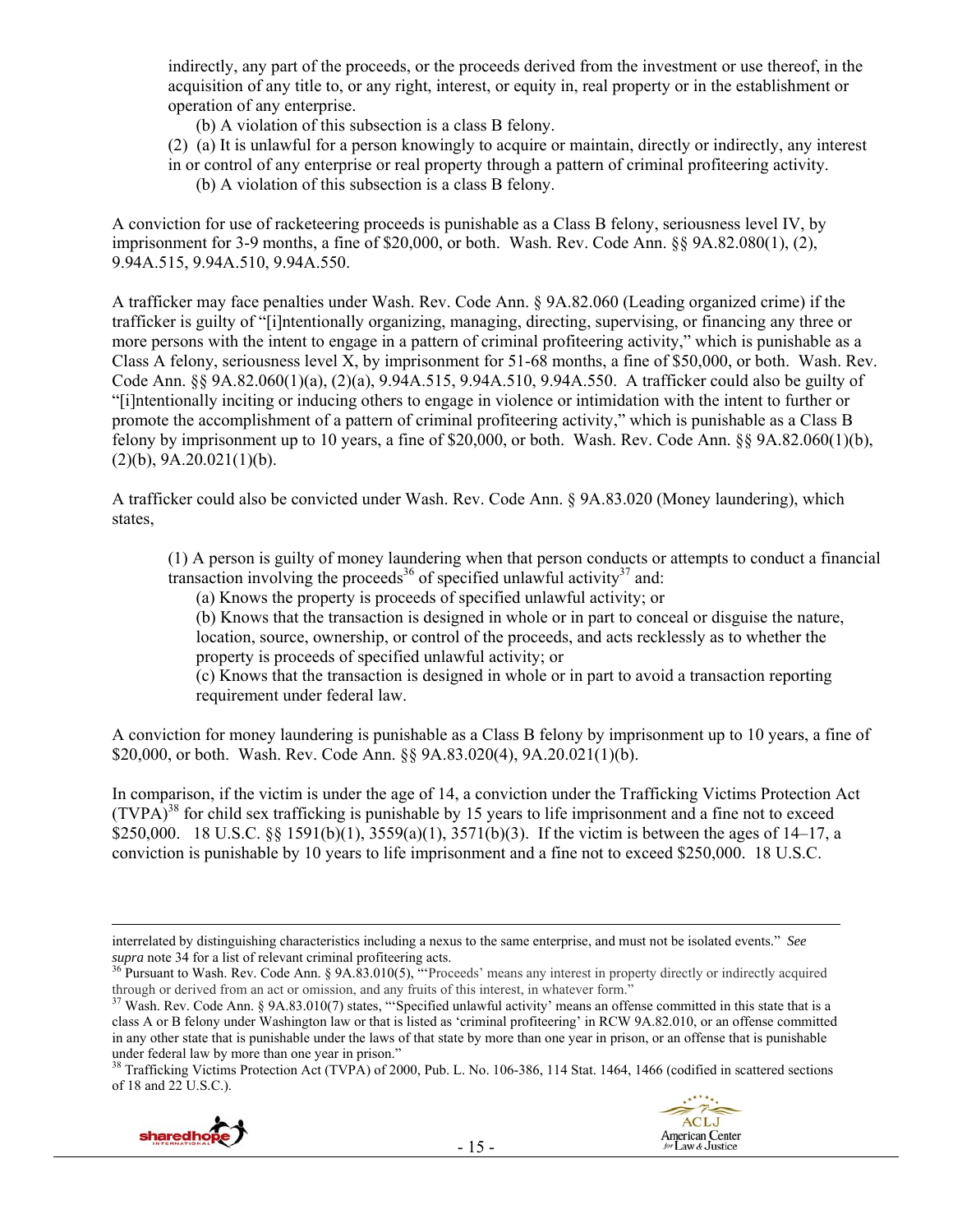indirectly, any part of the proceeds, or the proceeds derived from the investment or use thereof, in the acquisition of any title to, or any right, interest, or equity in, real property or in the establishment or operation of any enterprise.

(b) A violation of this subsection is a class B felony.

(2) (a) It is unlawful for a person knowingly to acquire or maintain, directly or indirectly, any interest in or control of any enterprise or real property through a pattern of criminal profiteering activity.

(b) A violation of this subsection is a class B felony.

A conviction for use of racketeering proceeds is punishable as a Class B felony, seriousness level IV, by imprisonment for 3-9 months, a fine of $20,000, or both. Wash. Rev. Code Ann. §§ 9A.82.080(1), (2), 9.94A.515, 9.94A.510, 9.94A.550.

A trafficker may face penalties under Wash. Rev. Code Ann. § 9A.82.060 (Leading organized crime) if the trafficker is guilty of "[i]ntentionally organizing, managing, directing, supervising, or financing any three or more persons with the intent to engage in a pattern of criminal profiteering activity," which is punishable as a Class A felony, seriousness level X, by imprisonment for 51-68 months, a fine of $50,000, or both. Wash. Rev. Code Ann. §§ 9A.82.060(1)(a), (2)(a), 9.94A.515, 9.94A.510, 9.94A.550. A trafficker could also be guilty of "[i]ntentionally inciting or inducing others to engage in violence or intimidation with the intent to further or promote the accomplishment of a pattern of criminal profiteering activity," which is punishable as a Class B felony by imprisonment up to 10 years, a fine of $20,000, or both. Wash. Rev. Code Ann. §§ 9A.82.060(1)(b), (2)(b), 9A.20.021(1)(b).

A trafficker could also be convicted under Wash. Rev. Code Ann. § 9A.83.020 (Money laundering), which states,

> (1) A person is guilty of money laundering when that person conducts or attempts to conduct a financial transaction involving the proceeds[36] of specified unlawful activity[37] and:
>
> (a) Knows the property is proceeds of specified unlawful activity; or
>
> (b) Knows that the transaction is designed in whole or in part to conceal or disguise the nature, location, source, ownership, or control of the proceeds, and acts recklessly as to whether the property is proceeds of specified unlawful activity; or
>
> (c) Knows that the transaction is designed in whole or in part to avoid a transaction reporting requirement under federal law.

A conviction for money laundering is punishable as a Class B felony by imprisonment up to 10 years, a fine of $20,000, or both. Wash. Rev. Code Ann. §§ 9A.83.020(4), 9A.20.021(1)(b).

In comparison, if the victim is under the age of 14, a conviction under the Trafficking Victims Protection Act (TVPA)[38] for child sex trafficking is punishable by 15 years to life imprisonment and a fine not to exceed $250,000. 18 U.S.C. §§ 1591(b)(1), 3559(a)(1), 3571(b)(3). If the victim is between the ages of 14–17, a conviction is punishable by 10 years to life imprisonment and a fine not to exceed $250,000. 18 U.S.C.

---

interrelated by distinguishing characteristics including a nexus to the same enterprise, and must not be isolated events." *See supra* note 34 for a list of relevant criminal profiteering acts.

[36] Pursuant to Wash. Rev. Code Ann. § 9A.83.010(5), "'Proceeds' means any interest in property directly or indirectly acquired through or derived from an act or omission, and any fruits of this interest, in whatever form."

[37] Wash. Rev. Code Ann. § 9A.83.010(7) states, "'Specified unlawful activity' means an offense committed in this state that is a class A or B felony under Washington law or that is listed as 'criminal profiteering' in RCW 9A.82.010, or an offense committed in any other state that is punishable under the laws of that state by more than one year in prison, or an offense that is punishable under federal law by more than one year in prison."

[38] Trafficking Victims Protection Act (TVPA) of 2000, Pub. L. No. 106-386, 114 Stat. 1464, 1466 (codified in scattered sections of 18 and 22 U.S.C.).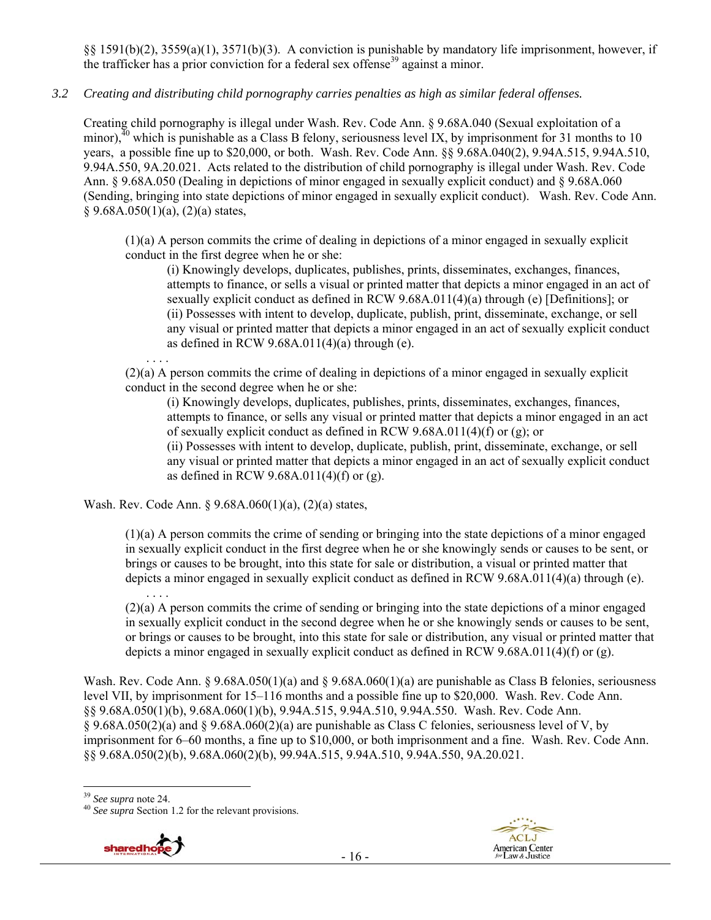§§ 1591(b)(2), 3559(a)(1), 3571(b)(3). A conviction is punishable by mandatory life imprisonment, however, if the trafficker has a prior conviction for a federal sex offense[39] against a minor.

*3.2 Creating and distributing child pornography carries penalties as high as similar federal offenses.*

Creating child pornography is illegal under Wash. Rev. Code Ann. § 9.68A.040 (Sexual exploitation of a minor),[40] which is punishable as a Class B felony, seriousness level IX, by imprisonment for 31 months to 10 years, a possible fine up to $20,000, or both. Wash. Rev. Code Ann. §§ 9.68A.040(2), 9.94A.515, 9.94A.510, 9.94A.550, 9A.20.021. Acts related to the distribution of child pornography is illegal under Wash. Rev. Code Ann. § 9.68A.050 (Dealing in depictions of minor engaged in sexually explicit conduct) and § 9.68A.060 (Sending, bringing into state depictions of minor engaged in sexually explicit conduct). Wash. Rev. Code Ann. § 9.68A.050(1)(a), (2)(a) states,

> (1)(a) A person commits the crime of dealing in depictions of a minor engaged in sexually explicit conduct in the first degree when he or she:
>
> > (i) Knowingly develops, duplicates, publishes, prints, disseminates, exchanges, finances, attempts to finance, or sells a visual or printed matter that depicts a minor engaged in an act of sexually explicit conduct as defined in RCW 9.68A.011(4)(a) through (e) [Definitions]; or
> > (ii) Possesses with intent to develop, duplicate, publish, print, disseminate, exchange, or sell any visual or printed matter that depicts a minor engaged in an act of sexually explicit conduct as defined in RCW 9.68A.011(4)(a) through (e).
>
> . . . .
>
> (2)(a) A person commits the crime of dealing in depictions of a minor engaged in sexually explicit conduct in the second degree when he or she:
>
> > (i) Knowingly develops, duplicates, publishes, prints, disseminates, exchanges, finances, attempts to finance, or sells any visual or printed matter that depicts a minor engaged in an act of sexually explicit conduct as defined in RCW 9.68A.011(4)(f) or (g); or
> > (ii) Possesses with intent to develop, duplicate, publish, print, disseminate, exchange, or sell any visual or printed matter that depicts a minor engaged in an act of sexually explicit conduct as defined in RCW 9.68A.011(4)(f) or (g).

Wash. Rev. Code Ann. § 9.68A.060(1)(a), (2)(a) states,

> (1)(a) A person commits the crime of sending or bringing into the state depictions of a minor engaged in sexually explicit conduct in the first degree when he or she knowingly sends or causes to be sent, or brings or causes to be brought, into this state for sale or distribution, a visual or printed matter that depicts a minor engaged in sexually explicit conduct as defined in RCW 9.68A.011(4)(a) through (e).
>
> . . . .
>
> (2)(a) A person commits the crime of sending or bringing into the state depictions of a minor engaged in sexually explicit conduct in the second degree when he or she knowingly sends or causes to be sent, or brings or causes to be brought, into this state for sale or distribution, any visual or printed matter that depicts a minor engaged in sexually explicit conduct as defined in RCW 9.68A.011(4)(f) or (g).

Wash. Rev. Code Ann. § 9.68A.050(1)(a) and § 9.68A.060(1)(a) are punishable as Class B felonies, seriousness level VII, by imprisonment for 15–116 months and a possible fine up to $20,000. Wash. Rev. Code Ann. §§ 9.68A.050(1)(b), 9.68A.060(1)(b), 9.94A.515, 9.94A.510, 9.94A.550. Wash. Rev. Code Ann. § 9.68A.050(2)(a) and § 9.68A.060(2)(a) are punishable as Class C felonies, seriousness level of V, by imprisonment for 6–60 months, a fine up to $10,000, or both imprisonment and a fine. Wash. Rev. Code Ann. §§ 9.68A.050(2)(b), 9.68A.060(2)(b), 99.94A.515, 9.94A.510, 9.94A.550, 9A.20.021.

---

[39] *See supra* note 24.

[40] *See supra* Section 1.2 for the relevant provisions.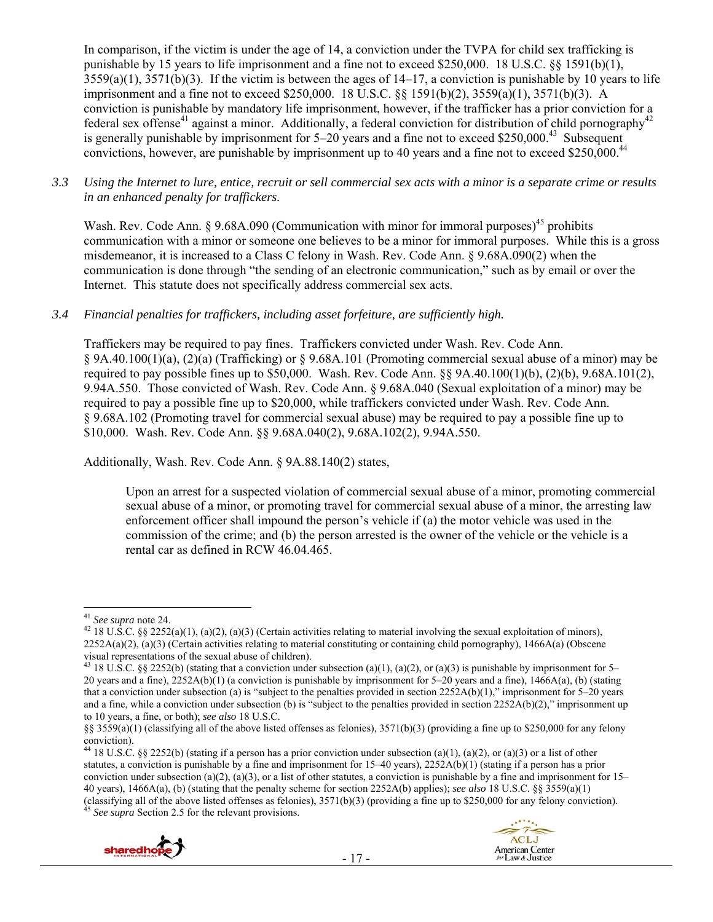In comparison, if the victim is under the age of 14, a conviction under the TVPA for child sex trafficking is punishable by 15 years to life imprisonment and a fine not to exceed $250,000. 18 U.S.C. §§ 1591(b)(1), 3559(a)(1), 3571(b)(3). If the victim is between the ages of 14–17, a conviction is punishable by 10 years to life imprisonment and a fine not to exceed $250,000. 18 U.S.C. §§ 1591(b)(2), 3559(a)(1), 3571(b)(3). A conviction is punishable by mandatory life imprisonment, however, if the trafficker has a prior conviction for a federal sex offense[41] against a minor. Additionally, a federal conviction for distribution of child pornography[42] is generally punishable by imprisonment for 5–20 years and a fine not to exceed $250,000.[43] Subsequent convictions, however, are punishable by imprisonment up to 40 years and a fine not to exceed $250,000.[44]

*3.3 Using the Internet to lure, entice, recruit or sell commercial sex acts with a minor is a separate crime or results in an enhanced penalty for traffickers.*

Wash. Rev. Code Ann. § 9.68A.090 (Communication with minor for immoral purposes)[45] prohibits communication with a minor or someone one believes to be a minor for immoral purposes. While this is a gross misdemeanor, it is increased to a Class C felony in Wash. Rev. Code Ann. § 9.68A.090(2) when the communication is done through "the sending of an electronic communication," such as by email or over the Internet. This statute does not specifically address commercial sex acts.

*3.4 Financial penalties for traffickers, including asset forfeiture, are sufficiently high.*

Traffickers may be required to pay fines. Traffickers convicted under Wash. Rev. Code Ann. § 9A.40.100(1)(a), (2)(a) (Trafficking) or § 9.68A.101 (Promoting commercial sexual abuse of a minor) may be required to pay possible fines up to $50,000. Wash. Rev. Code Ann. §§ 9A.40.100(1)(b), (2)(b), 9.68A.101(2), 9.94A.550. Those convicted of Wash. Rev. Code Ann. § 9.68A.040 (Sexual exploitation of a minor) may be required to pay a possible fine up to $20,000, while traffickers convicted under Wash. Rev. Code Ann. § 9.68A.102 (Promoting travel for commercial sexual abuse) may be required to pay a possible fine up to $10,000. Wash. Rev. Code Ann. §§ 9.68A.040(2), 9.68A.102(2), 9.94A.550.

Additionally, Wash. Rev. Code Ann. § 9A.88.140(2) states,

> Upon an arrest for a suspected violation of commercial sexual abuse of a minor, promoting commercial sexual abuse of a minor, or promoting travel for commercial sexual abuse of a minor, the arresting law enforcement officer shall impound the person's vehicle if (a) the motor vehicle was used in the commission of the crime; and (b) the person arrested is the owner of the vehicle or the vehicle is a rental car as defined in RCW 46.04.465.

---

[41] *See supra* note 24.

[42] 18 U.S.C. §§ 2252(a)(1), (a)(2), (a)(3) (Certain activities relating to material involving the sexual exploitation of minors), 2252A(a)(2), (a)(3) (Certain activities relating to material constituting or containing child pornography), 1466A(a) (Obscene visual representations of the sexual abuse of children).

[43] 18 U.S.C. §§ 2252(b) (stating that a conviction under subsection (a)(1), (a)(2), or (a)(3) is punishable by imprisonment for 5–20 years and a fine), 2252A(b)(1) (a conviction is punishable by imprisonment for 5–20 years and a fine), 1466A(a), (b) (stating that a conviction under subsection (a) is "subject to the penalties provided in section 2252A(b)(1)," imprisonment for 5–20 years and a fine, while a conviction under subsection (b) is "subject to the penalties provided in section 2252A(b)(2)," imprisonment up to 10 years, a fine, or both); *see also* 18 U.S.C. §§ 3559(a)(1) (classifying all of the above listed offenses as felonies), 3571(b)(3) (providing a fine up to $250,000 for any felony conviction).

[44] 18 U.S.C. §§ 2252(b) (stating if a person has a prior conviction under subsection (a)(1), (a)(2), or (a)(3) or a list of other statutes, a conviction is punishable by a fine and imprisonment for 15–40 years), 2252A(b)(1) (stating if a person has a prior conviction under subsection (a)(2), (a)(3), or a list of other statutes, a conviction is punishable by a fine and imprisonment for 15–40 years), 1466A(a), (b) (stating that the penalty scheme for section 2252A(b) applies); *see also* 18 U.S.C. §§ 3559(a)(1) (classifying all of the above listed offenses as felonies), 3571(b)(3) (providing a fine up to $250,000 for any felony conviction).

[45] *See supra* Section 2.5 for the relevant provisions.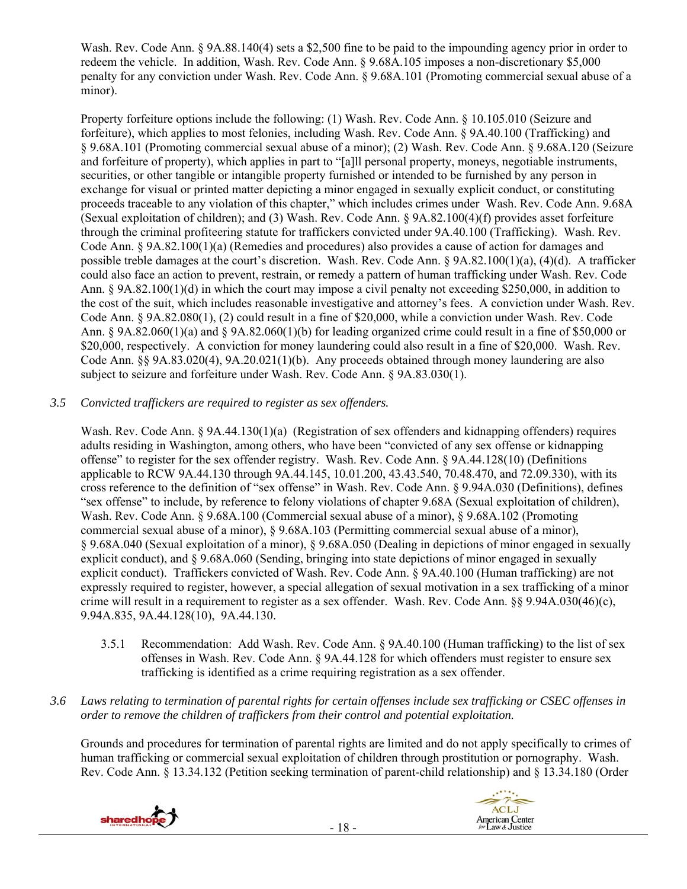Wash. Rev. Code Ann. § 9A.88.140(4) sets a $2,500 fine to be paid to the impounding agency prior in order to redeem the vehicle. In addition, Wash. Rev. Code Ann. § 9.68A.105 imposes a non-discretionary $5,000 penalty for any conviction under Wash. Rev. Code Ann. § 9.68A.101 (Promoting commercial sexual abuse of a minor).

Property forfeiture options include the following: (1) Wash. Rev. Code Ann. § 10.105.010 (Seizure and forfeiture), which applies to most felonies, including Wash. Rev. Code Ann. § 9A.40.100 (Trafficking) and § 9.68A.101 (Promoting commercial sexual abuse of a minor); (2) Wash. Rev. Code Ann. § 9.68A.120 (Seizure and forfeiture of property), which applies in part to "[a]ll personal property, moneys, negotiable instruments, securities, or other tangible or intangible property furnished or intended to be furnished by any person in exchange for visual or printed matter depicting a minor engaged in sexually explicit conduct, or constituting proceeds traceable to any violation of this chapter," which includes crimes under Wash. Rev. Code Ann. 9.68A (Sexual exploitation of children); and (3) Wash. Rev. Code Ann. § 9A.82.100(4)(f) provides asset forfeiture through the criminal profiteering statute for traffickers convicted under 9A.40.100 (Trafficking). Wash. Rev. Code Ann. § 9A.82.100(1)(a) (Remedies and procedures) also provides a cause of action for damages and possible treble damages at the court's discretion. Wash. Rev. Code Ann. § 9A.82.100(1)(a), (4)(d). A trafficker could also face an action to prevent, restrain, or remedy a pattern of human trafficking under Wash. Rev. Code Ann. § 9A.82.100(1)(d) in which the court may impose a civil penalty not exceeding $250,000, in addition to the cost of the suit, which includes reasonable investigative and attorney's fees. A conviction under Wash. Rev. Code Ann. § 9A.82.080(1), (2) could result in a fine of $20,000, while a conviction under Wash. Rev. Code Ann. § 9A.82.060(1)(a) and § 9A.82.060(1)(b) for leading organized crime could result in a fine of $50,000 or $20,000, respectively. A conviction for money laundering could also result in a fine of $20,000. Wash. Rev. Code Ann. §§ 9A.83.020(4), 9A.20.021(1)(b). Any proceeds obtained through money laundering are also subject to seizure and forfeiture under Wash. Rev. Code Ann. § 9A.83.030(1).

*3.5 Convicted traffickers are required to register as sex offenders.*

Wash. Rev. Code Ann. § 9A.44.130(1)(a) (Registration of sex offenders and kidnapping offenders) requires adults residing in Washington, among others, who have been "convicted of any sex offense or kidnapping offense" to register for the sex offender registry. Wash. Rev. Code Ann. § 9A.44.128(10) (Definitions applicable to RCW 9A.44.130 through 9A.44.145, 10.01.200, 43.43.540, 70.48.470, and 72.09.330), with its cross reference to the definition of "sex offense" in Wash. Rev. Code Ann. § 9.94A.030 (Definitions), defines "sex offense" to include, by reference to felony violations of chapter 9.68A (Sexual exploitation of children), Wash. Rev. Code Ann. § 9.68A.100 (Commercial sexual abuse of a minor), § 9.68A.102 (Promoting commercial sexual abuse of a minor), § 9.68A.103 (Permitting commercial sexual abuse of a minor), § 9.68A.040 (Sexual exploitation of a minor), § 9.68A.050 (Dealing in depictions of minor engaged in sexually explicit conduct), and § 9.68A.060 (Sending, bringing into state depictions of minor engaged in sexually explicit conduct). Traffickers convicted of Wash. Rev. Code Ann. § 9A.40.100 (Human trafficking) are not expressly required to register, however, a special allegation of sexual motivation in a sex trafficking of a minor crime will result in a requirement to register as a sex offender. Wash. Rev. Code Ann. §§ 9.94A.030(46)(c), 9.94A.835, 9A.44.128(10), 9A.44.130.

3.5.1 Recommendation: Add Wash. Rev. Code Ann. § 9A.40.100 (Human trafficking) to the list of sex offenses in Wash. Rev. Code Ann. § 9A.44.128 for which offenders must register to ensure sex trafficking is identified as a crime requiring registration as a sex offender.

*3.6 Laws relating to termination of parental rights for certain offenses include sex trafficking or CSEC offenses in order to remove the children of traffickers from their control and potential exploitation.*

Grounds and procedures for termination of parental rights are limited and do not apply specifically to crimes of human trafficking or commercial sexual exploitation of children through prostitution or pornography. Wash. Rev. Code Ann. § 13.34.132 (Petition seeking termination of parent-child relationship) and § 13.34.180 (Order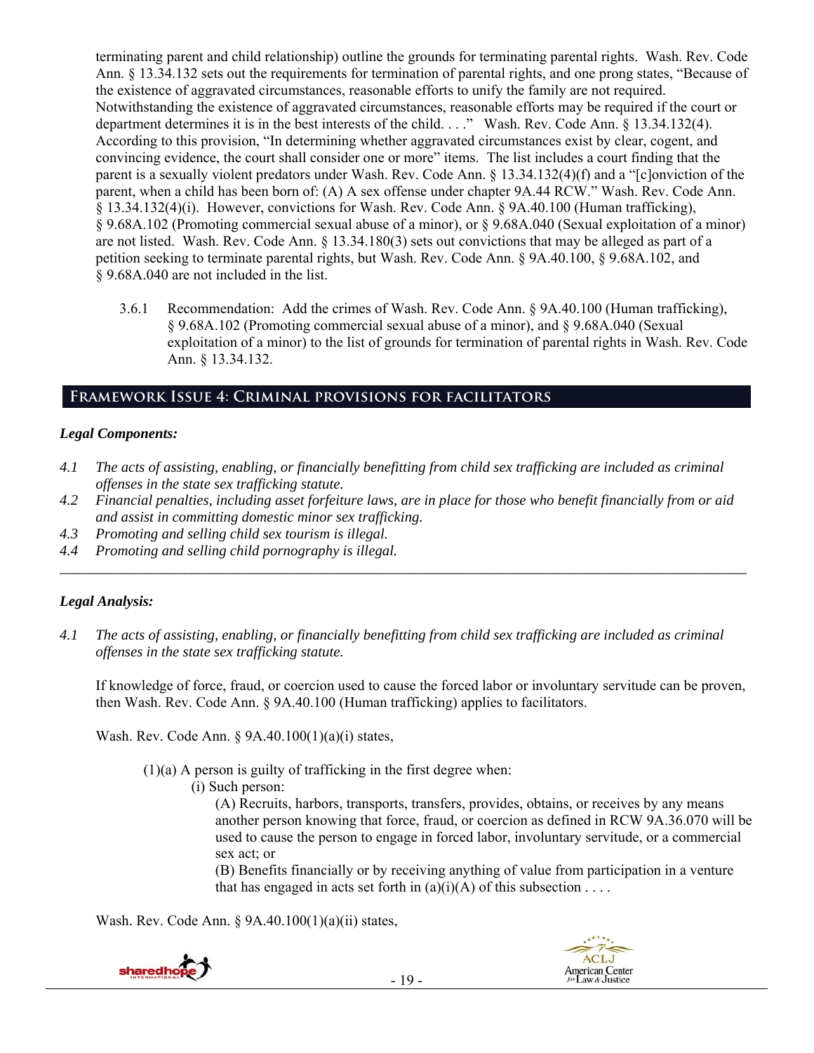terminating parent and child relationship) outline the grounds for terminating parental rights. Wash. Rev. Code Ann. § 13.34.132 sets out the requirements for termination of parental rights, and one prong states, "Because of the existence of aggravated circumstances, reasonable efforts to unify the family are not required. Notwithstanding the existence of aggravated circumstances, reasonable efforts may be required if the court or department determines it is in the best interests of the child. . . ." Wash. Rev. Code Ann. § 13.34.132(4). According to this provision, "In determining whether aggravated circumstances exist by clear, cogent, and convincing evidence, the court shall consider one or more" items. The list includes a court finding that the parent is a sexually violent predators under Wash. Rev. Code Ann. § 13.34.132(4)(f) and a "[c]onviction of the parent, when a child has been born of: (A) A sex offense under chapter 9A.44 RCW." Wash. Rev. Code Ann. § 13.34.132(4)(i). However, convictions for Wash. Rev. Code Ann. § 9A.40.100 (Human trafficking), § 9.68A.102 (Promoting commercial sexual abuse of a minor), or § 9.68A.040 (Sexual exploitation of a minor) are not listed. Wash. Rev. Code Ann. § 13.34.180(3) sets out convictions that may be alleged as part of a petition seeking to terminate parental rights, but Wash. Rev. Code Ann. § 9A.40.100, § 9.68A.102, and § 9.68A.040 are not included in the list.

3.6.1 Recommendation: Add the crimes of Wash. Rev. Code Ann. § 9A.40.100 (Human trafficking), § 9.68A.102 (Promoting commercial sexual abuse of a minor), and § 9.68A.040 (Sexual exploitation of a minor) to the list of grounds for termination of parental rights in Wash. Rev. Code Ann. § 13.34.132.

## Framework Issue 4: Criminal provisions for facilitators

### *Legal Components:*

*4.1 The acts of assisting, enabling, or financially benefitting from child sex trafficking are included as criminal offenses in the state sex trafficking statute.*

*4.2 Financial penalties, including asset forfeiture laws, are in place for those who benefit financially from or aid and assist in committing domestic minor sex trafficking.*

*4.3 Promoting and selling child sex tourism is illegal.*

*4.4 Promoting and selling child pornography is illegal.*

---

### *Legal Analysis:*

*4.1 The acts of assisting, enabling, or financially benefitting from child sex trafficking are included as criminal offenses in the state sex trafficking statute.*

If knowledge of force, fraud, or coercion used to cause the forced labor or involuntary servitude can be proven, then Wash. Rev. Code Ann. § 9A.40.100 (Human trafficking) applies to facilitators.

Wash. Rev. Code Ann. § 9A.40.100(1)(a)(i) states,

> (1)(a) A person is guilty of trafficking in the first degree when:
>
> (i) Such person:
>
> (A) Recruits, harbors, transports, transfers, provides, obtains, or receives by any means another person knowing that force, fraud, or coercion as defined in RCW 9A.36.070 will be used to cause the person to engage in forced labor, involuntary servitude, or a commercial sex act; or
>
> (B) Benefits financially or by receiving anything of value from participation in a venture that has engaged in acts set forth in (a)(i)(A) of this subsection . . . .

Wash. Rev. Code Ann. § 9A.40.100(1)(a)(ii) states,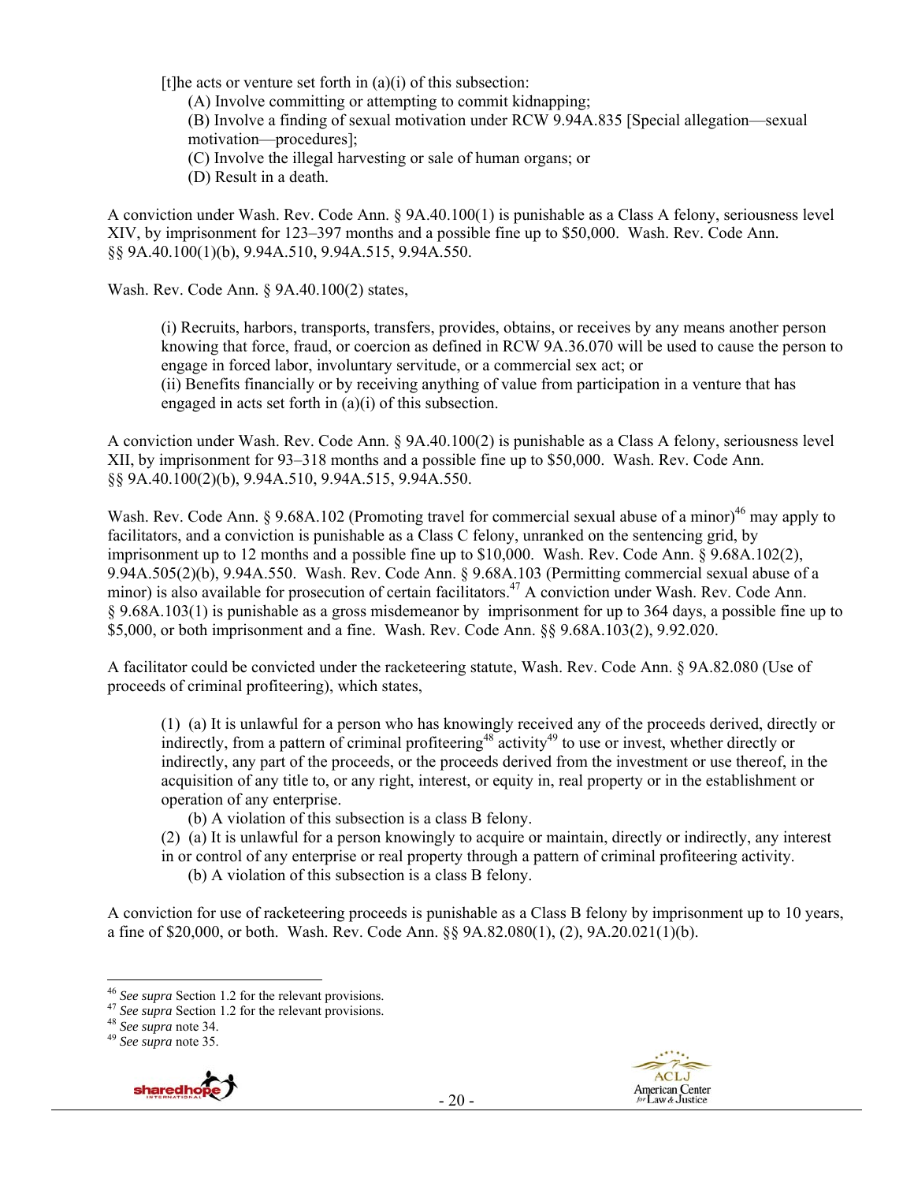> [t]he acts or venture set forth in (a)(i) of this subsection:
>
> (A) Involve committing or attempting to commit kidnapping;
>
> (B) Involve a finding of sexual motivation under RCW 9.94A.835 [Special allegation—sexual motivation—procedures];
>
> (C) Involve the illegal harvesting or sale of human organs; or
>
> (D) Result in a death.

A conviction under Wash. Rev. Code Ann. § 9A.40.100(1) is punishable as a Class A felony, seriousness level XIV, by imprisonment for 123–397 months and a possible fine up to $50,000. Wash. Rev. Code Ann. §§ 9A.40.100(1)(b), 9.94A.510, 9.94A.515, 9.94A.550.

Wash. Rev. Code Ann. § 9A.40.100(2) states,

> (i) Recruits, harbors, transports, transfers, provides, obtains, or receives by any means another person knowing that force, fraud, or coercion as defined in RCW 9A.36.070 will be used to cause the person to engage in forced labor, involuntary servitude, or a commercial sex act; or
>
> (ii) Benefits financially or by receiving anything of value from participation in a venture that has engaged in acts set forth in (a)(i) of this subsection.

A conviction under Wash. Rev. Code Ann. § 9A.40.100(2) is punishable as a Class A felony, seriousness level XII, by imprisonment for 93–318 months and a possible fine up to $50,000. Wash. Rev. Code Ann. §§ 9A.40.100(2)(b), 9.94A.510, 9.94A.515, 9.94A.550.

Wash. Rev. Code Ann. § 9.68A.102 (Promoting travel for commercial sexual abuse of a minor)[46] may apply to facilitators, and a conviction is punishable as a Class C felony, unranked on the sentencing grid, by imprisonment up to 12 months and a possible fine up to $10,000. Wash. Rev. Code Ann. § 9.68A.102(2), 9.94A.505(2)(b), 9.94A.550. Wash. Rev. Code Ann. § 9.68A.103 (Permitting commercial sexual abuse of a minor) is also available for prosecution of certain facilitators.[47] A conviction under Wash. Rev. Code Ann. § 9.68A.103(1) is punishable as a gross misdemeanor by imprisonment for up to 364 days, a possible fine up to $5,000, or both imprisonment and a fine. Wash. Rev. Code Ann. §§ 9.68A.103(2), 9.92.020.

A facilitator could be convicted under the racketeering statute, Wash. Rev. Code Ann. § 9A.82.080 (Use of proceeds of criminal profiteering), which states,

> (1) (a) It is unlawful for a person who has knowingly received any of the proceeds derived, directly or indirectly, from a pattern of criminal profiteering[48] activity[49] to use or invest, whether directly or indirectly, any part of the proceeds, or the proceeds derived from the investment or use thereof, in the acquisition of any title to, or any right, interest, or equity in, real property or in the establishment or operation of any enterprise.
>
> (b) A violation of this subsection is a class B felony.
>
> (2) (a) It is unlawful for a person knowingly to acquire or maintain, directly or indirectly, any interest in or control of any enterprise or real property through a pattern of criminal profiteering activity.
>
> (b) A violation of this subsection is a class B felony.

A conviction for use of racketeering proceeds is punishable as a Class B felony by imprisonment up to 10 years, a fine of $20,000, or both. Wash. Rev. Code Ann. §§ 9A.82.080(1), (2), 9A.20.021(1)(b).

---

[46] *See supra* Section 1.2 for the relevant provisions.

[47] *See supra* Section 1.2 for the relevant provisions.

[48] *See supra* note 34.

[49] *See supra* note 35.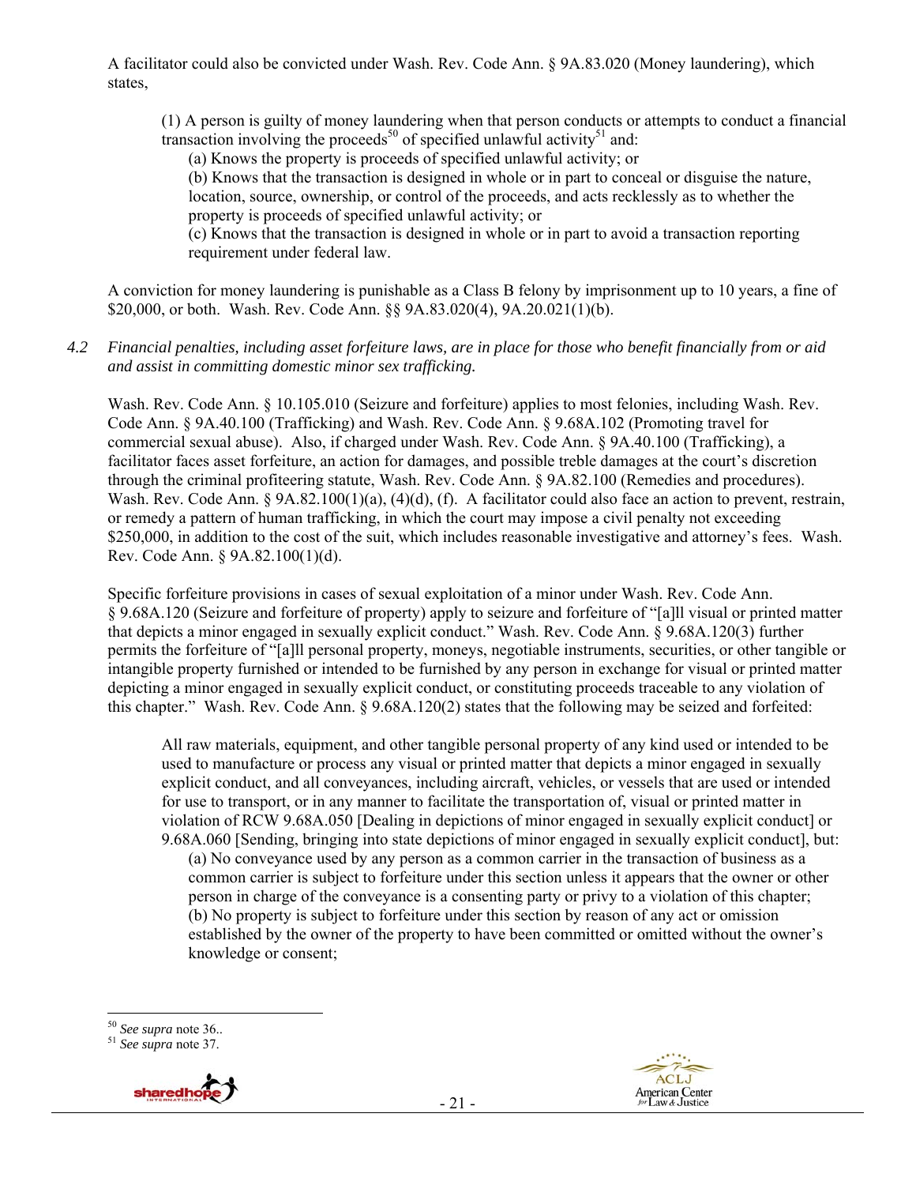A facilitator could also be convicted under Wash. Rev. Code Ann. § 9A.83.020 (Money laundering), which states,

> (1) A person is guilty of money laundering when that person conducts or attempts to conduct a financial transaction involving the proceeds[50] of specified unlawful activity[51] and:
>
> (a) Knows the property is proceeds of specified unlawful activity; or
>
> (b) Knows that the transaction is designed in whole or in part to conceal or disguise the nature, location, source, ownership, or control of the proceeds, and acts recklessly as to whether the property is proceeds of specified unlawful activity; or
>
> (c) Knows that the transaction is designed in whole or in part to avoid a transaction reporting requirement under federal law.

A conviction for money laundering is punishable as a Class B felony by imprisonment up to 10 years, a fine of $20,000, or both. Wash. Rev. Code Ann. §§ 9A.83.020(4), 9A.20.021(1)(b).

*4.2 Financial penalties, including asset forfeiture laws, are in place for those who benefit financially from or aid and assist in committing domestic minor sex trafficking.*

Wash. Rev. Code Ann. § 10.105.010 (Seizure and forfeiture) applies to most felonies, including Wash. Rev. Code Ann. § 9A.40.100 (Trafficking) and Wash. Rev. Code Ann. § 9.68A.102 (Promoting travel for commercial sexual abuse). Also, if charged under Wash. Rev. Code Ann. § 9A.40.100 (Trafficking), a facilitator faces asset forfeiture, an action for damages, and possible treble damages at the court's discretion through the criminal profiteering statute, Wash. Rev. Code Ann. § 9A.82.100 (Remedies and procedures). Wash. Rev. Code Ann. § 9A.82.100(1)(a), (4)(d), (f). A facilitator could also face an action to prevent, restrain, or remedy a pattern of human trafficking, in which the court may impose a civil penalty not exceeding $250,000, in addition to the cost of the suit, which includes reasonable investigative and attorney's fees. Wash. Rev. Code Ann. § 9A.82.100(1)(d).

Specific forfeiture provisions in cases of sexual exploitation of a minor under Wash. Rev. Code Ann. § 9.68A.120 (Seizure and forfeiture of property) apply to seizure and forfeiture of "[a]ll visual or printed matter that depicts a minor engaged in sexually explicit conduct." Wash. Rev. Code Ann. § 9.68A.120(3) further permits the forfeiture of "[a]ll personal property, moneys, negotiable instruments, securities, or other tangible or intangible property furnished or intended to be furnished by any person in exchange for visual or printed matter depicting a minor engaged in sexually explicit conduct, or constituting proceeds traceable to any violation of this chapter." Wash. Rev. Code Ann. § 9.68A.120(2) states that the following may be seized and forfeited:

> All raw materials, equipment, and other tangible personal property of any kind used or intended to be used to manufacture or process any visual or printed matter that depicts a minor engaged in sexually explicit conduct, and all conveyances, including aircraft, vehicles, or vessels that are used or intended for use to transport, or in any manner to facilitate the transportation of, visual or printed matter in violation of RCW 9.68A.050 [Dealing in depictions of minor engaged in sexually explicit conduct] or 9.68A.060 [Sending, bringing into state depictions of minor engaged in sexually explicit conduct], but:
>
> (a) No conveyance used by any person as a common carrier in the transaction of business as a common carrier is subject to forfeiture under this section unless it appears that the owner or other person in charge of the conveyance is a consenting party or privy to a violation of this chapter;
>
> (b) No property is subject to forfeiture under this section by reason of any act or omission established by the owner of the property to have been committed or omitted without the owner's knowledge or consent;

---

[50] *See supra* note 36..

[51] *See supra* note 37.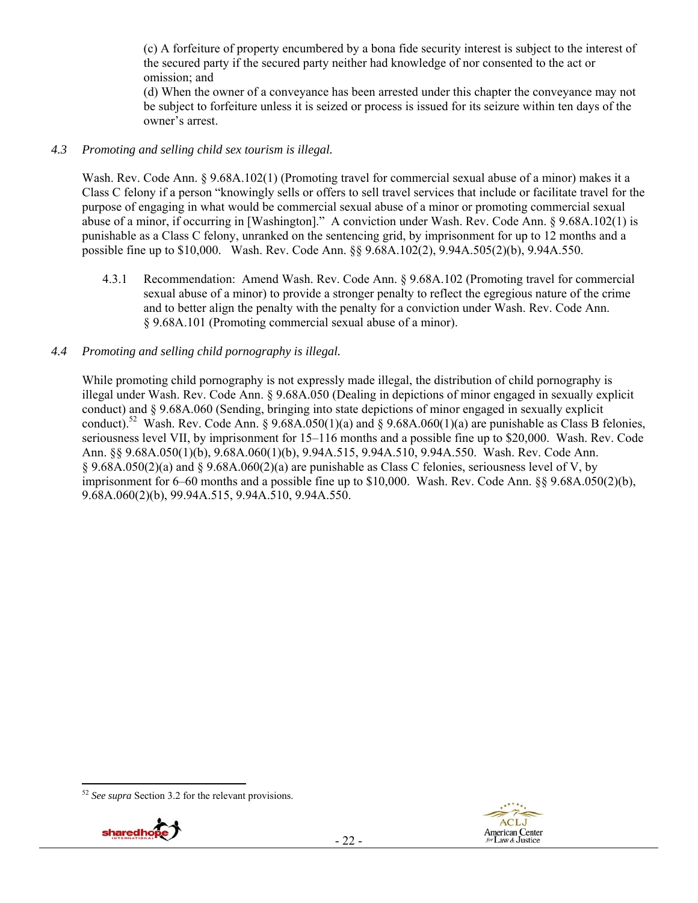(c) A forfeiture of property encumbered by a bona fide security interest is subject to the interest of the secured party if the secured party neither had knowledge of nor consented to the act or omission; and

(d) When the owner of a conveyance has been arrested under this chapter the conveyance may not be subject to forfeiture unless it is seized or process is issued for its seizure within ten days of the owner's arrest.

*4.3 Promoting and selling child sex tourism is illegal.*

Wash. Rev. Code Ann. § 9.68A.102(1) (Promoting travel for commercial sexual abuse of a minor) makes it a Class C felony if a person "knowingly sells or offers to sell travel services that include or facilitate travel for the purpose of engaging in what would be commercial sexual abuse of a minor or promoting commercial sexual abuse of a minor, if occurring in [Washington]." A conviction under Wash. Rev. Code Ann. § 9.68A.102(1) is punishable as a Class C felony, unranked on the sentencing grid, by imprisonment for up to 12 months and a possible fine up to $10,000. Wash. Rev. Code Ann. §§ 9.68A.102(2), 9.94A.505(2)(b), 9.94A.550.

4.3.1 Recommendation: Amend Wash. Rev. Code Ann. § 9.68A.102 (Promoting travel for commercial sexual abuse of a minor) to provide a stronger penalty to reflect the egregious nature of the crime and to better align the penalty with the penalty for a conviction under Wash. Rev. Code Ann. § 9.68A.101 (Promoting commercial sexual abuse of a minor).

*4.4 Promoting and selling child pornography is illegal.*

While promoting child pornography is not expressly made illegal, the distribution of child pornography is illegal under Wash. Rev. Code Ann. § 9.68A.050 (Dealing in depictions of minor engaged in sexually explicit conduct) and § 9.68A.060 (Sending, bringing into state depictions of minor engaged in sexually explicit conduct).[52] Wash. Rev. Code Ann. § 9.68A.050(1)(a) and § 9.68A.060(1)(a) are punishable as Class B felonies, seriousness level VII, by imprisonment for 15–116 months and a possible fine up to $20,000. Wash. Rev. Code Ann. §§ 9.68A.050(1)(b), 9.68A.060(1)(b), 9.94A.515, 9.94A.510, 9.94A.550. Wash. Rev. Code Ann. § 9.68A.050(2)(a) and § 9.68A.060(2)(a) are punishable as Class C felonies, seriousness level of V, by imprisonment for 6–60 months and a possible fine up to $10,000. Wash. Rev. Code Ann. §§ 9.68A.050(2)(b), 9.68A.060(2)(b), 99.94A.515, 9.94A.510, 9.94A.550.

---

[52] *See supra* Section 3.2 for the relevant provisions.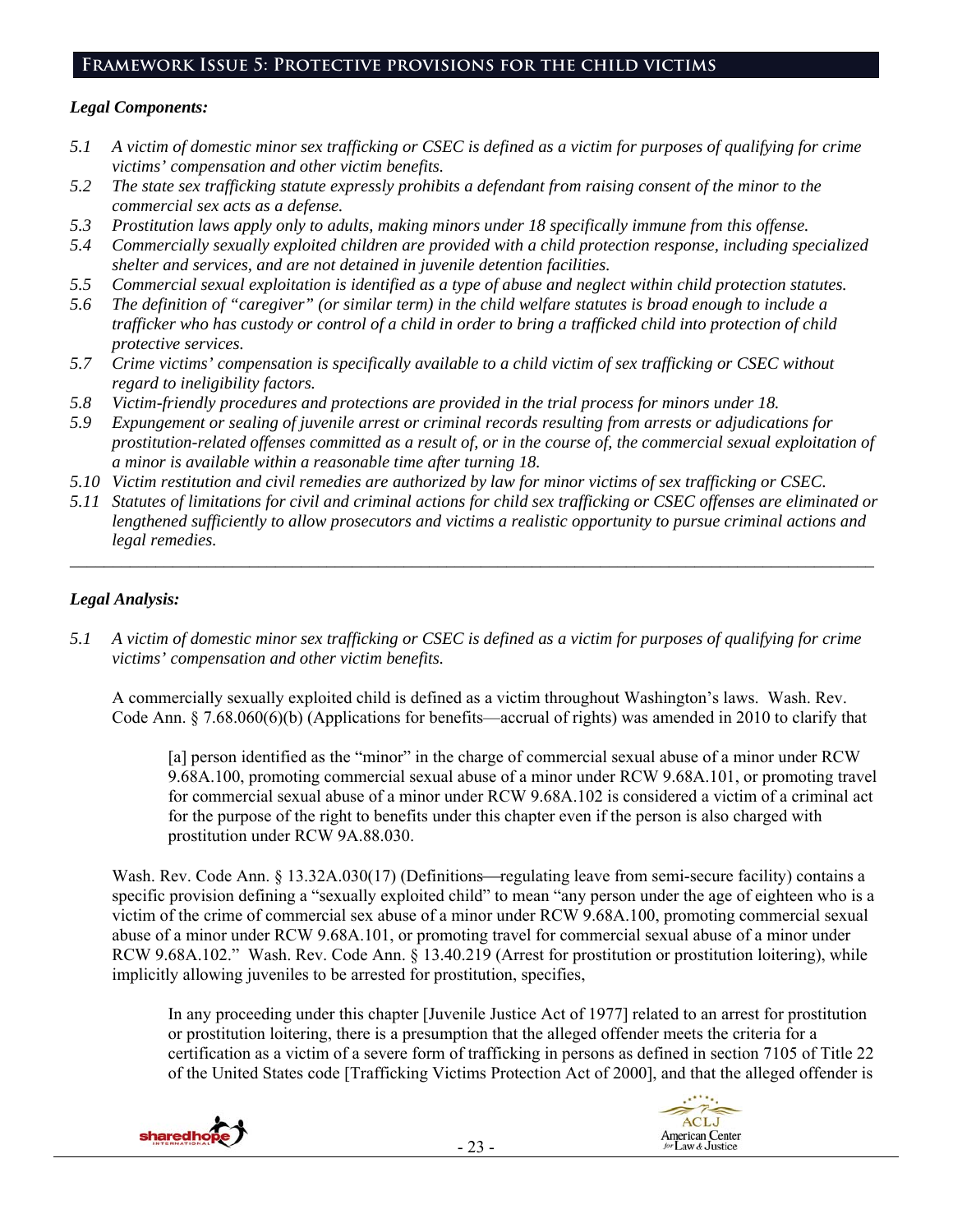## Framework Issue 5: Protective provisions for the child victims

### *Legal Components:*

*5.1 A victim of domestic minor sex trafficking or CSEC is defined as a victim for purposes of qualifying for crime victims' compensation and other victim benefits.*

*5.2 The state sex trafficking statute expressly prohibits a defendant from raising consent of the minor to the commercial sex acts as a defense.*

*5.3 Prostitution laws apply only to adults, making minors under 18 specifically immune from this offense.*

*5.4 Commercially sexually exploited children are provided with a child protection response, including specialized shelter and services, and are not detained in juvenile detention facilities.*

*5.5 Commercial sexual exploitation is identified as a type of abuse and neglect within child protection statutes.*

*5.6 The definition of "caregiver" (or similar term) in the child welfare statutes is broad enough to include a trafficker who has custody or control of a child in order to bring a trafficked child into protection of child protective services.*

*5.7 Crime victims' compensation is specifically available to a child victim of sex trafficking or CSEC without regard to ineligibility factors.*

*5.8 Victim-friendly procedures and protections are provided in the trial process for minors under 18.*

*5.9 Expungement or sealing of juvenile arrest or criminal records resulting from arrests or adjudications for prostitution-related offenses committed as a result of, or in the course of, the commercial sexual exploitation of a minor is available within a reasonable time after turning 18.*

*5.10 Victim restitution and civil remedies are authorized by law for minor victims of sex trafficking or CSEC.*

*5.11 Statutes of limitations for civil and criminal actions for child sex trafficking or CSEC offenses are eliminated or lengthened sufficiently to allow prosecutors and victims a realistic opportunity to pursue criminal actions and legal remedies.*

---

### *Legal Analysis:*

*5.1 A victim of domestic minor sex trafficking or CSEC is defined as a victim for purposes of qualifying for crime victims' compensation and other victim benefits.*

A commercially sexually exploited child is defined as a victim throughout Washington's laws. Wash. Rev. Code Ann. § 7.68.060(6)(b) (Applications for benefits—accrual of rights) was amended in 2010 to clarify that

> [a] person identified as the "minor" in the charge of commercial sexual abuse of a minor under RCW 9.68A.100, promoting commercial sexual abuse of a minor under RCW 9.68A.101, or promoting travel for commercial sexual abuse of a minor under RCW 9.68A.102 is considered a victim of a criminal act for the purpose of the right to benefits under this chapter even if the person is also charged with prostitution under RCW 9A.88.030.

Wash. Rev. Code Ann. § 13.32A.030(17) (Definitions—regulating leave from semi-secure facility) contains a specific provision defining a "sexually exploited child" to mean "any person under the age of eighteen who is a victim of the crime of commercial sex abuse of a minor under RCW 9.68A.100, promoting commercial sexual abuse of a minor under RCW 9.68A.101, or promoting travel for commercial sexual abuse of a minor under RCW 9.68A.102." Wash. Rev. Code Ann. § 13.40.219 (Arrest for prostitution or prostitution loitering), while implicitly allowing juveniles to be arrested for prostitution, specifies,

> In any proceeding under this chapter [Juvenile Justice Act of 1977] related to an arrest for prostitution or prostitution loitering, there is a presumption that the alleged offender meets the criteria for a certification as a victim of a severe form of trafficking in persons as defined in section 7105 of Title 22 of the United States code [Trafficking Victims Protection Act of 2000], and that the alleged offender is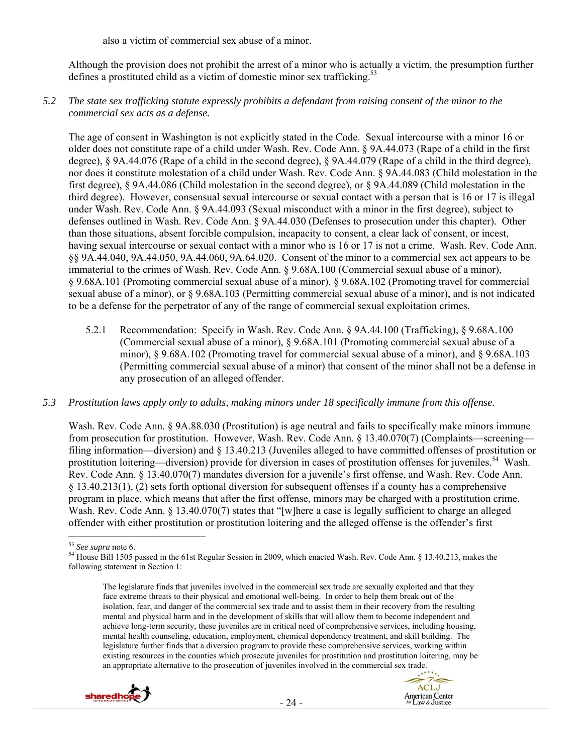also a victim of commercial sex abuse of a minor.

Although the provision does not prohibit the arrest of a minor who is actually a victim, the presumption further defines a prostituted child as a victim of domestic minor sex trafficking.[53]

*5.2 The state sex trafficking statute expressly prohibits a defendant from raising consent of the minor to the commercial sex acts as a defense.*

The age of consent in Washington is not explicitly stated in the Code. Sexual intercourse with a minor 16 or older does not constitute rape of a child under Wash. Rev. Code Ann. § 9A.44.073 (Rape of a child in the first degree), § 9A.44.076 (Rape of a child in the second degree), § 9A.44.079 (Rape of a child in the third degree), nor does it constitute molestation of a child under Wash. Rev. Code Ann. § 9A.44.083 (Child molestation in the first degree), § 9A.44.086 (Child molestation in the second degree), or § 9A.44.089 (Child molestation in the third degree). However, consensual sexual intercourse or sexual contact with a person that is 16 or 17 is illegal under Wash. Rev. Code Ann. § 9A.44.093 (Sexual misconduct with a minor in the first degree), subject to defenses outlined in Wash. Rev. Code Ann. § 9A.44.030 (Defenses to prosecution under this chapter). Other than those situations, absent forcible compulsion, incapacity to consent, a clear lack of consent, or incest, having sexual intercourse or sexual contact with a minor who is 16 or 17 is not a crime. Wash. Rev. Code Ann. §§ 9A.44.040, 9A.44.050, 9A.44.060, 9A.64.020. Consent of the minor to a commercial sex act appears to be immaterial to the crimes of Wash. Rev. Code Ann. § 9.68A.100 (Commercial sexual abuse of a minor), § 9.68A.101 (Promoting commercial sexual abuse of a minor), § 9.68A.102 (Promoting travel for commercial sexual abuse of a minor), or § 9.68A.103 (Permitting commercial sexual abuse of a minor), and is not indicated to be a defense for the perpetrator of any of the range of commercial sexual exploitation crimes.

5.2.1 Recommendation: Specify in Wash. Rev. Code Ann. § 9A.44.100 (Trafficking), § 9.68A.100 (Commercial sexual abuse of a minor), § 9.68A.101 (Promoting commercial sexual abuse of a minor), § 9.68A.102 (Promoting travel for commercial sexual abuse of a minor), and § 9.68A.103 (Permitting commercial sexual abuse of a minor) that consent of the minor shall not be a defense in any prosecution of an alleged offender.

*5.3 Prostitution laws apply only to adults, making minors under 18 specifically immune from this offense.*

Wash. Rev. Code Ann. § 9A.88.030 (Prostitution) is age neutral and fails to specifically make minors immune from prosecution for prostitution. However, Wash. Rev. Code Ann. § 13.40.070(7) (Complaints—screening—filing information—diversion) and § 13.40.213 (Juveniles alleged to have committed offenses of prostitution or prostitution loitering—diversion) provide for diversion in cases of prostitution offenses for juveniles.[54] Wash. Rev. Code Ann. § 13.40.070(7) mandates diversion for a juvenile's first offense, and Wash. Rev. Code Ann. § 13.40.213(1), (2) sets forth optional diversion for subsequent offenses if a county has a comprehensive program in place, which means that after the first offense, minors may be charged with a prostitution crime. Wash. Rev. Code Ann. § 13.40.070(7) states that "[w]here a case is legally sufficient to charge an alleged offender with either prostitution or prostitution loitering and the alleged offense is the offender's first

---

[53] *See supra* note 6.

[54] House Bill 1505 passed in the 61st Regular Session in 2009, which enacted Wash. Rev. Code Ann. § 13.40.213, makes the following statement in Section 1:

> The legislature finds that juveniles involved in the commercial sex trade are sexually exploited and that they face extreme threats to their physical and emotional well-being. In order to help them break out of the isolation, fear, and danger of the commercial sex trade and to assist them in their recovery from the resulting mental and physical harm and in the development of skills that will allow them to become independent and achieve long-term security, these juveniles are in critical need of comprehensive services, including housing, mental health counseling, education, employment, chemical dependency treatment, and skill building. The legislature further finds that a diversion program to provide these comprehensive services, working within existing resources in the counties which prosecute juveniles for prostitution and prostitution loitering, may be an appropriate alternative to the prosecution of juveniles involved in the commercial sex trade.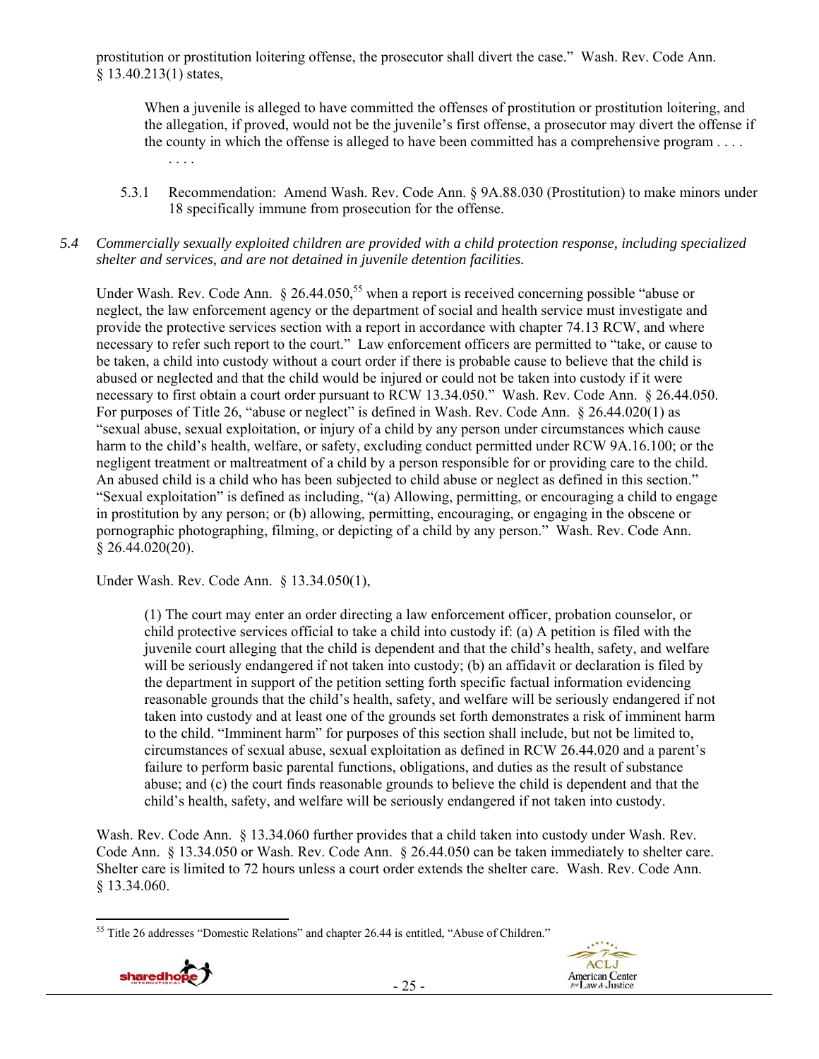prostitution or prostitution loitering offense, the prosecutor shall divert the case." Wash. Rev. Code Ann. § 13.40.213(1) states,

> When a juvenile is alleged to have committed the offenses of prostitution or prostitution loitering, and the allegation, if proved, would not be the juvenile's first offense, a prosecutor may divert the offense if the county in which the offense is alleged to have been committed has a comprehensive program . . . .
> . . . .

5.3.1 Recommendation: Amend Wash. Rev. Code Ann. § 9A.88.030 (Prostitution) to make minors under 18 specifically immune from prosecution for the offense.

*5.4 Commercially sexually exploited children are provided with a child protection response, including specialized shelter and services, and are not detained in juvenile detention facilities.*

Under Wash. Rev. Code Ann. § 26.44.050,[55] when a report is received concerning possible "abuse or neglect, the law enforcement agency or the department of social and health service must investigate and provide the protective services section with a report in accordance with chapter 74.13 RCW, and where necessary to refer such report to the court." Law enforcement officers are permitted to "take, or cause to be taken, a child into custody without a court order if there is probable cause to believe that the child is abused or neglected and that the child would be injured or could not be taken into custody if it were necessary to first obtain a court order pursuant to RCW 13.34.050." Wash. Rev. Code Ann. § 26.44.050. For purposes of Title 26, "abuse or neglect" is defined in Wash. Rev. Code Ann. § 26.44.020(1) as "sexual abuse, sexual exploitation, or injury of a child by any person under circumstances which cause harm to the child's health, welfare, or safety, excluding conduct permitted under RCW 9A.16.100; or the negligent treatment or maltreatment of a child by a person responsible for or providing care to the child. An abused child is a child who has been subjected to child abuse or neglect as defined in this section." "Sexual exploitation" is defined as including, "(a) Allowing, permitting, or encouraging a child to engage in prostitution by any person; or (b) allowing, permitting, encouraging, or engaging in the obscene or pornographic photographing, filming, or depicting of a child by any person." Wash. Rev. Code Ann. § 26.44.020(20).

Under Wash. Rev. Code Ann. § 13.34.050(1),

> (1) The court may enter an order directing a law enforcement officer, probation counselor, or child protective services official to take a child into custody if: (a) A petition is filed with the juvenile court alleging that the child is dependent and that the child's health, safety, and welfare will be seriously endangered if not taken into custody; (b) an affidavit or declaration is filed by the department in support of the petition setting forth specific factual information evidencing reasonable grounds that the child's health, safety, and welfare will be seriously endangered if not taken into custody and at least one of the grounds set forth demonstrates a risk of imminent harm to the child. "Imminent harm" for purposes of this section shall include, but not be limited to, circumstances of sexual abuse, sexual exploitation as defined in RCW 26.44.020 and a parent's failure to perform basic parental functions, obligations, and duties as the result of substance abuse; and (c) the court finds reasonable grounds to believe the child is dependent and that the child's health, safety, and welfare will be seriously endangered if not taken into custody.

Wash. Rev. Code Ann. § 13.34.060 further provides that a child taken into custody under Wash. Rev. Code Ann. § 13.34.050 or Wash. Rev. Code Ann. § 26.44.050 can be taken immediately to shelter care. Shelter care is limited to 72 hours unless a court order extends the shelter care. Wash. Rev. Code Ann. § 13.34.060.

---

[55] Title 26 addresses "Domestic Relations" and chapter 26.44 is entitled, "Abuse of Children."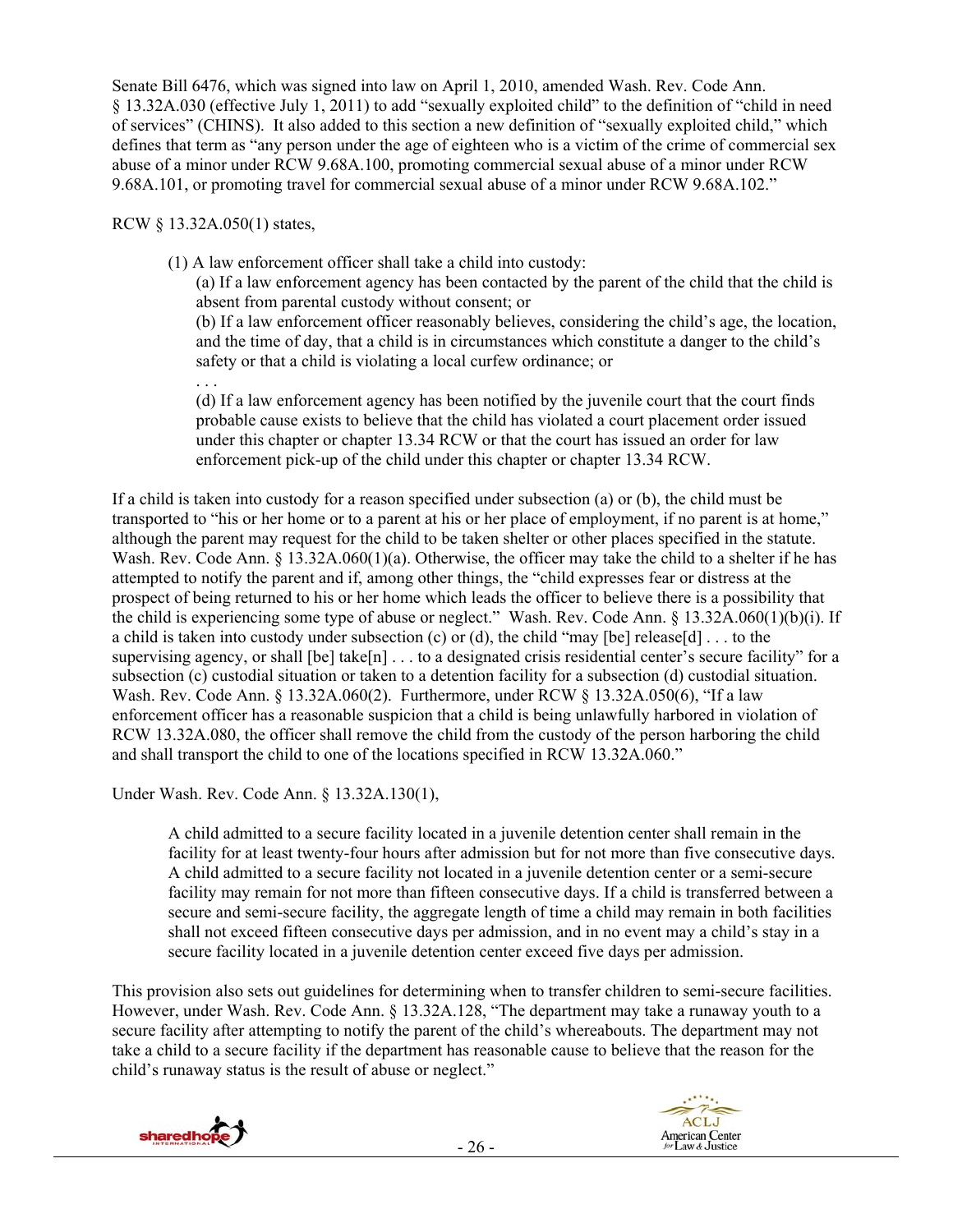Senate Bill 6476, which was signed into law on April 1, 2010, amended Wash. Rev. Code Ann. § 13.32A.030 (effective July 1, 2011) to add "sexually exploited child" to the definition of "child in need of services" (CHINS). It also added to this section a new definition of "sexually exploited child," which defines that term as "any person under the age of eighteen who is a victim of the crime of commercial sex abuse of a minor under RCW 9.68A.100, promoting commercial sexual abuse of a minor under RCW 9.68A.101, or promoting travel for commercial sexual abuse of a minor under RCW 9.68A.102."

RCW § 13.32A.050(1) states,

> (1) A law enforcement officer shall take a child into custody:
>
> (a) If a law enforcement agency has been contacted by the parent of the child that the child is absent from parental custody without consent; or
>
> (b) If a law enforcement officer reasonably believes, considering the child's age, the location, and the time of day, that a child is in circumstances which constitute a danger to the child's safety or that a child is violating a local curfew ordinance; or
>
> . . .
>
> (d) If a law enforcement agency has been notified by the juvenile court that the court finds probable cause exists to believe that the child has violated a court placement order issued under this chapter or chapter 13.34 RCW or that the court has issued an order for law enforcement pick-up of the child under this chapter or chapter 13.34 RCW.

If a child is taken into custody for a reason specified under subsection (a) or (b), the child must be transported to "his or her home or to a parent at his or her place of employment, if no parent is at home," although the parent may request for the child to be taken shelter or other places specified in the statute. Wash. Rev. Code Ann. § 13.32A.060(1)(a). Otherwise, the officer may take the child to a shelter if he has attempted to notify the parent and if, among other things, the "child expresses fear or distress at the prospect of being returned to his or her home which leads the officer to believe there is a possibility that the child is experiencing some type of abuse or neglect." Wash. Rev. Code Ann. § 13.32A.060(1)(b)(i). If a child is taken into custody under subsection (c) or (d), the child "may [be] release[d] . . . to the supervising agency, or shall [be] take[n] . . . to a designated crisis residential center's secure facility" for a subsection (c) custodial situation or taken to a detention facility for a subsection (d) custodial situation. Wash. Rev. Code Ann. § 13.32A.060(2). Furthermore, under RCW § 13.32A.050(6), "If a law enforcement officer has a reasonable suspicion that a child is being unlawfully harbored in violation of RCW 13.32A.080, the officer shall remove the child from the custody of the person harboring the child and shall transport the child to one of the locations specified in RCW 13.32A.060."

Under Wash. Rev. Code Ann. § 13.32A.130(1),

> A child admitted to a secure facility located in a juvenile detention center shall remain in the facility for at least twenty-four hours after admission but for not more than five consecutive days. A child admitted to a secure facility not located in a juvenile detention center or a semi-secure facility may remain for not more than fifteen consecutive days. If a child is transferred between a secure and semi-secure facility, the aggregate length of time a child may remain in both facilities shall not exceed fifteen consecutive days per admission, and in no event may a child's stay in a secure facility located in a juvenile detention center exceed five days per admission.

This provision also sets out guidelines for determining when to transfer children to semi-secure facilities. However, under Wash. Rev. Code Ann. § 13.32A.128, "The department may take a runaway youth to a secure facility after attempting to notify the parent of the child's whereabouts. The department may not take a child to a secure facility if the department has reasonable cause to believe that the reason for the child's runaway status is the result of abuse or neglect."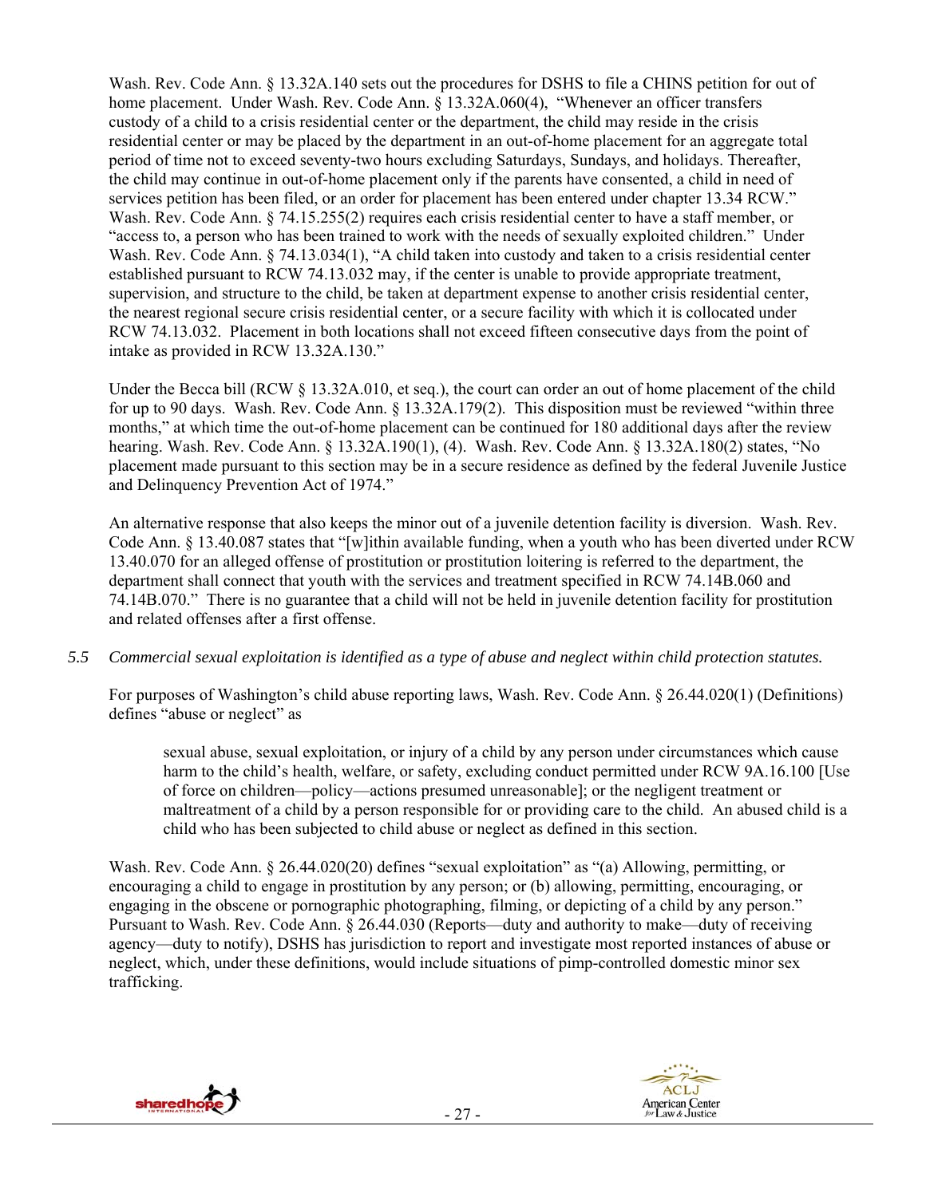Wash. Rev. Code Ann. § 13.32A.140 sets out the procedures for DSHS to file a CHINS petition for out of home placement. Under Wash. Rev. Code Ann. § 13.32A.060(4), "Whenever an officer transfers custody of a child to a crisis residential center or the department, the child may reside in the crisis residential center or may be placed by the department in an out-of-home placement for an aggregate total period of time not to exceed seventy-two hours excluding Saturdays, Sundays, and holidays. Thereafter, the child may continue in out-of-home placement only if the parents have consented, a child in need of services petition has been filed, or an order for placement has been entered under chapter 13.34 RCW." Wash. Rev. Code Ann. § 74.15.255(2) requires each crisis residential center to have a staff member, or "access to, a person who has been trained to work with the needs of sexually exploited children." Under Wash. Rev. Code Ann. § 74.13.034(1), "A child taken into custody and taken to a crisis residential center established pursuant to RCW 74.13.032 may, if the center is unable to provide appropriate treatment, supervision, and structure to the child, be taken at department expense to another crisis residential center, the nearest regional secure crisis residential center, or a secure facility with which it is collocated under RCW 74.13.032. Placement in both locations shall not exceed fifteen consecutive days from the point of intake as provided in RCW 13.32A.130."

Under the Becca bill (RCW § 13.32A.010, et seq.), the court can order an out of home placement of the child for up to 90 days. Wash. Rev. Code Ann. § 13.32A.179(2). This disposition must be reviewed "within three months," at which time the out-of-home placement can be continued for 180 additional days after the review hearing. Wash. Rev. Code Ann. § 13.32A.190(1), (4). Wash. Rev. Code Ann. § 13.32A.180(2) states, "No placement made pursuant to this section may be in a secure residence as defined by the federal Juvenile Justice and Delinquency Prevention Act of 1974."

An alternative response that also keeps the minor out of a juvenile detention facility is diversion. Wash. Rev. Code Ann. § 13.40.087 states that "[w]ithin available funding, when a youth who has been diverted under RCW 13.40.070 for an alleged offense of prostitution or prostitution loitering is referred to the department, the department shall connect that youth with the services and treatment specified in RCW 74.14B.060 and 74.14B.070." There is no guarantee that a child will not be held in juvenile detention facility for prostitution and related offenses after a first offense.

*5.5 Commercial sexual exploitation is identified as a type of abuse and neglect within child protection statutes.*

For purposes of Washington's child abuse reporting laws, Wash. Rev. Code Ann. § 26.44.020(1) (Definitions) defines "abuse or neglect" as

> sexual abuse, sexual exploitation, or injury of a child by any person under circumstances which cause harm to the child's health, welfare, or safety, excluding conduct permitted under RCW 9A.16.100 [Use of force on children—policy—actions presumed unreasonable]; or the negligent treatment or maltreatment of a child by a person responsible for or providing care to the child. An abused child is a child who has been subjected to child abuse or neglect as defined in this section.

Wash. Rev. Code Ann. § 26.44.020(20) defines "sexual exploitation" as "(a) Allowing, permitting, or encouraging a child to engage in prostitution by any person; or (b) allowing, permitting, encouraging, or engaging in the obscene or pornographic photographing, filming, or depicting of a child by any person." Pursuant to Wash. Rev. Code Ann. § 26.44.030 (Reports—duty and authority to make—duty of receiving agency—duty to notify), DSHS has jurisdiction to report and investigate most reported instances of abuse or neglect, which, under these definitions, would include situations of pimp-controlled domestic minor sex trafficking.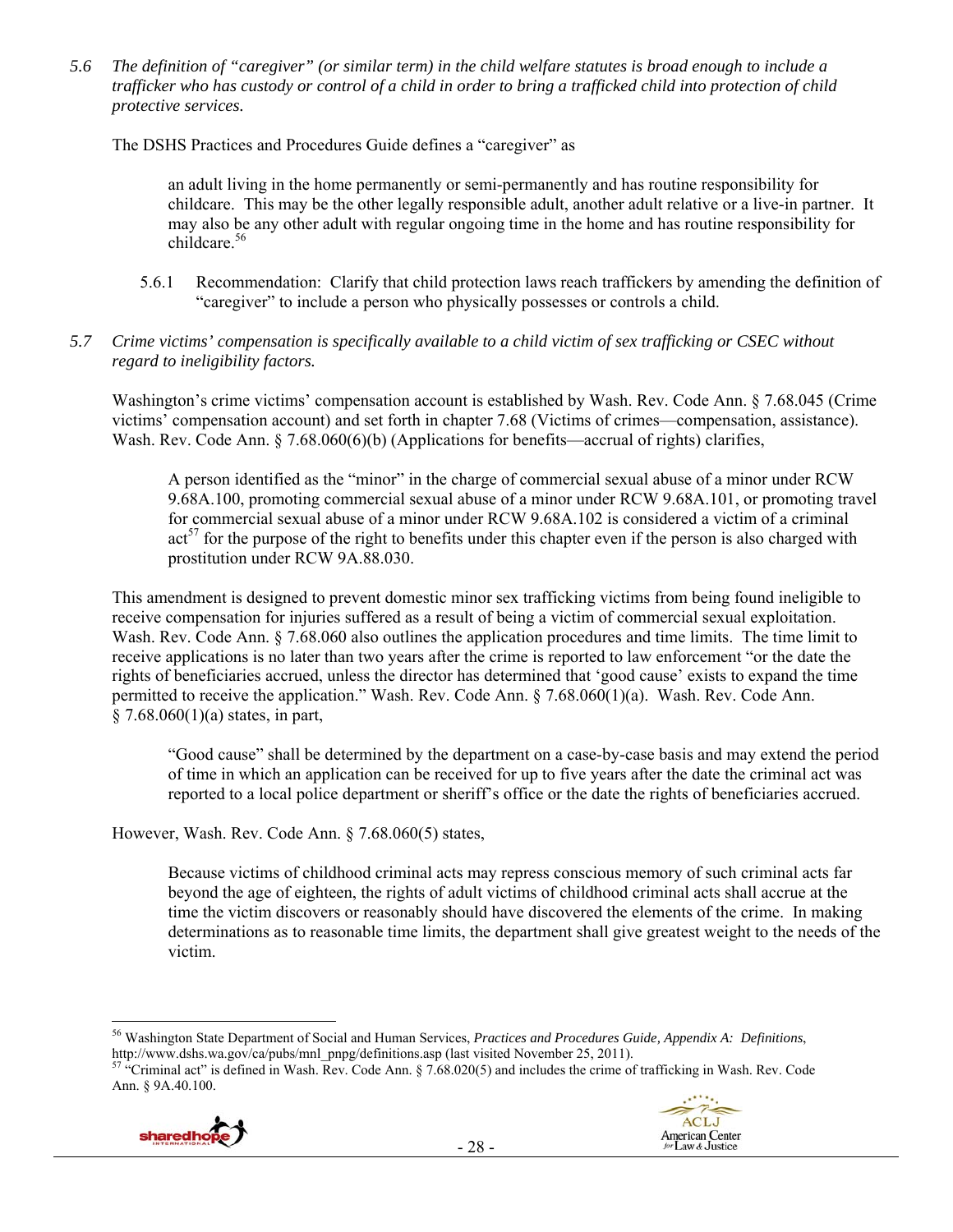*5.6 The definition of "caregiver" (or similar term) in the child welfare statutes is broad enough to include a trafficker who has custody or control of a child in order to bring a trafficked child into protection of child protective services.*

The DSHS Practices and Procedures Guide defines a "caregiver" as

> an adult living in the home permanently or semi-permanently and has routine responsibility for childcare. This may be the other legally responsible adult, another adult relative or a live-in partner. It may also be any other adult with regular ongoing time in the home and has routine responsibility for childcare.[56]

5.6.1 Recommendation: Clarify that child protection laws reach traffickers by amending the definition of "caregiver" to include a person who physically possesses or controls a child.

*5.7 Crime victims' compensation is specifically available to a child victim of sex trafficking or CSEC without regard to ineligibility factors.*

Washington's crime victims' compensation account is established by Wash. Rev. Code Ann. § 7.68.045 (Crime victims' compensation account) and set forth in chapter 7.68 (Victims of crimes—compensation, assistance). Wash. Rev. Code Ann. § 7.68.060(6)(b) (Applications for benefits—accrual of rights) clarifies,

> A person identified as the "minor" in the charge of commercial sexual abuse of a minor under RCW 9.68A.100, promoting commercial sexual abuse of a minor under RCW 9.68A.101, or promoting travel for commercial sexual abuse of a minor under RCW 9.68A.102 is considered a victim of a criminal act[57] for the purpose of the right to benefits under this chapter even if the person is also charged with prostitution under RCW 9A.88.030.

This amendment is designed to prevent domestic minor sex trafficking victims from being found ineligible to receive compensation for injuries suffered as a result of being a victim of commercial sexual exploitation. Wash. Rev. Code Ann. § 7.68.060 also outlines the application procedures and time limits. The time limit to receive applications is no later than two years after the crime is reported to law enforcement "or the date the rights of beneficiaries accrued, unless the director has determined that 'good cause' exists to expand the time permitted to receive the application." Wash. Rev. Code Ann. § 7.68.060(1)(a). Wash. Rev. Code Ann. § 7.68.060(1)(a) states, in part,

> "Good cause" shall be determined by the department on a case-by-case basis and may extend the period of time in which an application can be received for up to five years after the date the criminal act was reported to a local police department or sheriff's office or the date the rights of beneficiaries accrued.

However, Wash. Rev. Code Ann. § 7.68.060(5) states,

> Because victims of childhood criminal acts may repress conscious memory of such criminal acts far beyond the age of eighteen, the rights of adult victims of childhood criminal acts shall accrue at the time the victim discovers or reasonably should have discovered the elements of the crime. In making determinations as to reasonable time limits, the department shall give greatest weight to the needs of the victim.

---

[56] Washington State Department of Social and Human Services, *Practices and Procedures Guide, Appendix A: Definitions*, http://www.dshs.wa.gov/ca/pubs/mnl_pnpg/definitions.asp (last visited November 25, 2011).

[57] "Criminal act" is defined in Wash. Rev. Code Ann. § 7.68.020(5) and includes the crime of trafficking in Wash. Rev. Code Ann. § 9A.40.100.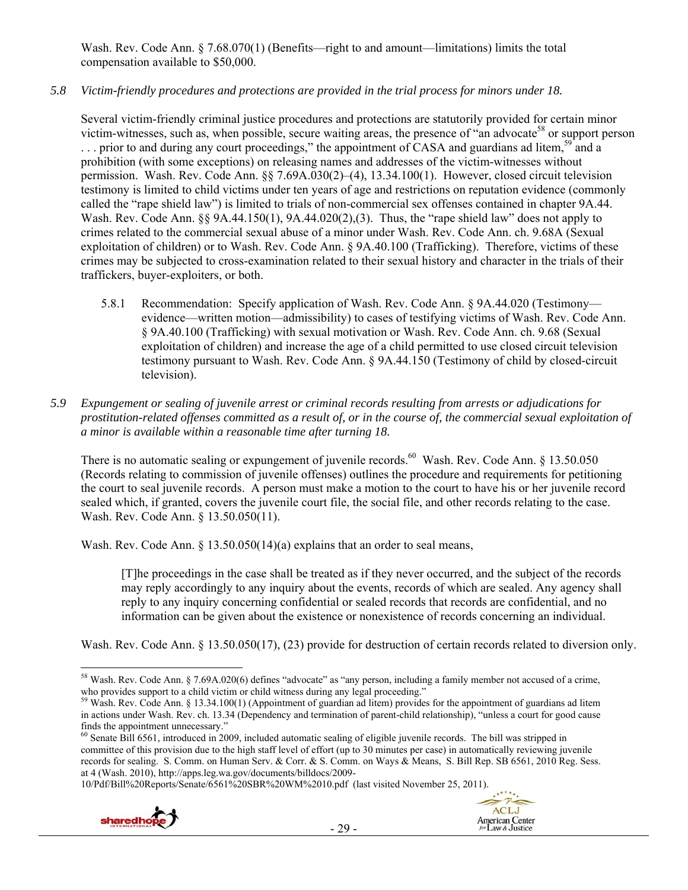Wash. Rev. Code Ann. § 7.68.070(1) (Benefits—right to and amount—limitations) limits the total compensation available to $50,000.

*5.8 Victim-friendly procedures and protections are provided in the trial process for minors under 18.*

Several victim-friendly criminal justice procedures and protections are statutorily provided for certain minor victim-witnesses, such as, when possible, secure waiting areas, the presence of "an advocate[58] or support person . . . prior to and during any court proceedings," the appointment of CASA and guardians ad litem,[59] and a prohibition (with some exceptions) on releasing names and addresses of the victim-witnesses without permission. Wash. Rev. Code Ann. §§ 7.69A.030(2)–(4), 13.34.100(1). However, closed circuit television testimony is limited to child victims under ten years of age and restrictions on reputation evidence (commonly called the "rape shield law") is limited to trials of non-commercial sex offenses contained in chapter 9A.44. Wash. Rev. Code Ann. §§ 9A.44.150(1), 9A.44.020(2),(3). Thus, the "rape shield law" does not apply to crimes related to the commercial sexual abuse of a minor under Wash. Rev. Code Ann. ch. 9.68A (Sexual exploitation of children) or to Wash. Rev. Code Ann. § 9A.40.100 (Trafficking). Therefore, victims of these crimes may be subjected to cross-examination related to their sexual history and character in the trials of their traffickers, buyer-exploiters, or both.

5.8.1 Recommendation: Specify application of Wash. Rev. Code Ann. § 9A.44.020 (Testimony—evidence—written motion—admissibility) to cases of testifying victims of Wash. Rev. Code Ann. § 9A.40.100 (Trafficking) with sexual motivation or Wash. Rev. Code Ann. ch. 9.68 (Sexual exploitation of children) and increase the age of a child permitted to use closed circuit television testimony pursuant to Wash. Rev. Code Ann. § 9A.44.150 (Testimony of child by closed-circuit television).

*5.9 Expungement or sealing of juvenile arrest or criminal records resulting from arrests or adjudications for prostitution-related offenses committed as a result of, or in the course of, the commercial sexual exploitation of a minor is available within a reasonable time after turning 18.*

There is no automatic sealing or expungement of juvenile records.[60] Wash. Rev. Code Ann. § 13.50.050 (Records relating to commission of juvenile offenses) outlines the procedure and requirements for petitioning the court to seal juvenile records. A person must make a motion to the court to have his or her juvenile record sealed which, if granted, covers the juvenile court file, the social file, and other records relating to the case. Wash. Rev. Code Ann. § 13.50.050(11).

Wash. Rev. Code Ann. § 13.50.050(14)(a) explains that an order to seal means,

> [T]he proceedings in the case shall be treated as if they never occurred, and the subject of the records may reply accordingly to any inquiry about the events, records of which are sealed. Any agency shall reply to any inquiry concerning confidential or sealed records that records are confidential, and no information can be given about the existence or nonexistence of records concerning an individual.

Wash. Rev. Code Ann. § 13.50.050(17), (23) provide for destruction of certain records related to diversion only.

---

[58] Wash. Rev. Code Ann. § 7.69A.020(6) defines "advocate" as "any person, including a family member not accused of a crime, who provides support to a child victim or child witness during any legal proceeding."

[59] Wash. Rev. Code Ann. § 13.34.100(1) (Appointment of guardian ad litem) provides for the appointment of guardians ad litem in actions under Wash. Rev. ch. 13.34 (Dependency and termination of parent-child relationship), "unless a court for good cause finds the appointment unnecessary."

[60] Senate Bill 6561, introduced in 2009, included automatic sealing of eligible juvenile records. The bill was stripped in committee of this provision due to the high staff level of effort (up to 30 minutes per case) in automatically reviewing juvenile records for sealing. S. Comm. on Human Serv. & Corr. & S. Comm. on Ways & Means, S. Bill Rep. SB 6561, 2010 Reg. Sess. at 4 (Wash. 2010), http://apps.leg.wa.gov/documents/billdocs/2009-10/Pdf/Bill%20Reports/Senate/6561%20SBR%20WM%2010.pdf (last visited November 25, 2011).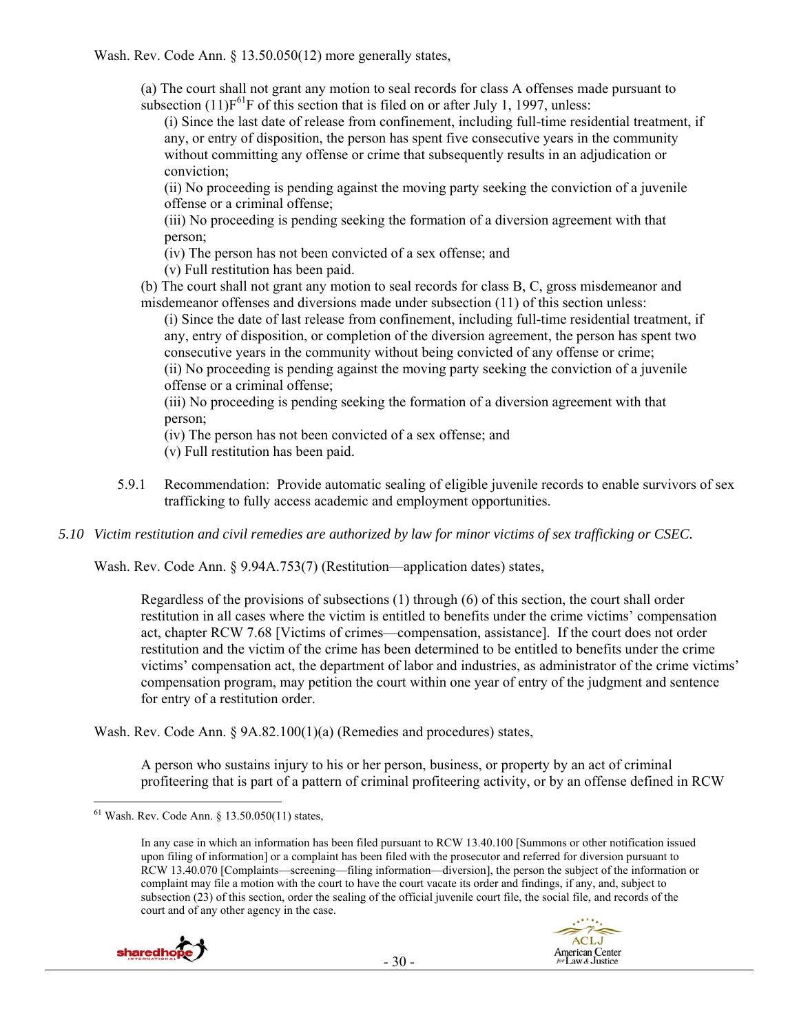Wash. Rev. Code Ann. § 13.50.050(12) more generally states,

> (a) The court shall not grant any motion to seal records for class A offenses made pursuant to subsection (11)[61] of this section that is filed on or after July 1, 1997, unless:
>
> (i) Since the last date of release from confinement, including full-time residential treatment, if any, or entry of disposition, the person has spent five consecutive years in the community without committing any offense or crime that subsequently results in an adjudication or conviction;
>
> (ii) No proceeding is pending against the moving party seeking the conviction of a juvenile offense or a criminal offense;
>
> (iii) No proceeding is pending seeking the formation of a diversion agreement with that person;
>
> (iv) The person has not been convicted of a sex offense; and
>
> (v) Full restitution has been paid.
>
> (b) The court shall not grant any motion to seal records for class B, C, gross misdemeanor and misdemeanor offenses and diversions made under subsection (11) of this section unless:
>
> (i) Since the date of last release from confinement, including full-time residential treatment, if any, entry of disposition, or completion of the diversion agreement, the person has spent two consecutive years in the community without being convicted of any offense or crime;
>
> (ii) No proceeding is pending against the moving party seeking the conviction of a juvenile offense or a criminal offense;
>
> (iii) No proceeding is pending seeking the formation of a diversion agreement with that person;
>
> (iv) The person has not been convicted of a sex offense; and
>
> (v) Full restitution has been paid.

5.9.1 Recommendation: Provide automatic sealing of eligible juvenile records to enable survivors of sex trafficking to fully access academic and employment opportunities.

*5.10 Victim restitution and civil remedies are authorized by law for minor victims of sex trafficking or CSEC.*

Wash. Rev. Code Ann. § 9.94A.753(7) (Restitution—application dates) states,

> Regardless of the provisions of subsections (1) through (6) of this section, the court shall order restitution in all cases where the victim is entitled to benefits under the crime victims' compensation act, chapter RCW 7.68 [Victims of crimes—compensation, assistance]. If the court does not order restitution and the victim of the crime has been determined to be entitled to benefits under the crime victims' compensation act, the department of labor and industries, as administrator of the crime victims' compensation program, may petition the court within one year of entry of the judgment and sentence for entry of a restitution order.

Wash. Rev. Code Ann. § 9A.82.100(1)(a) (Remedies and procedures) states,

> A person who sustains injury to his or her person, business, or property by an act of criminal profiteering that is part of a pattern of criminal profiteering activity, or by an offense defined in RCW

---

[61] Wash. Rev. Code Ann. § 13.50.050(11) states,

> In any case in which an information has been filed pursuant to RCW 13.40.100 [Summons or other notification issued upon filing of information] or a complaint has been filed with the prosecutor and referred for diversion pursuant to RCW 13.40.070 [Complaints—screening—filing information—diversion], the person the subject of the information or complaint may file a motion with the court to have the court vacate its order and findings, if any, and, subject to subsection (23) of this section, order the sealing of the official juvenile court file, the social file, and records of the court and of any other agency in the case.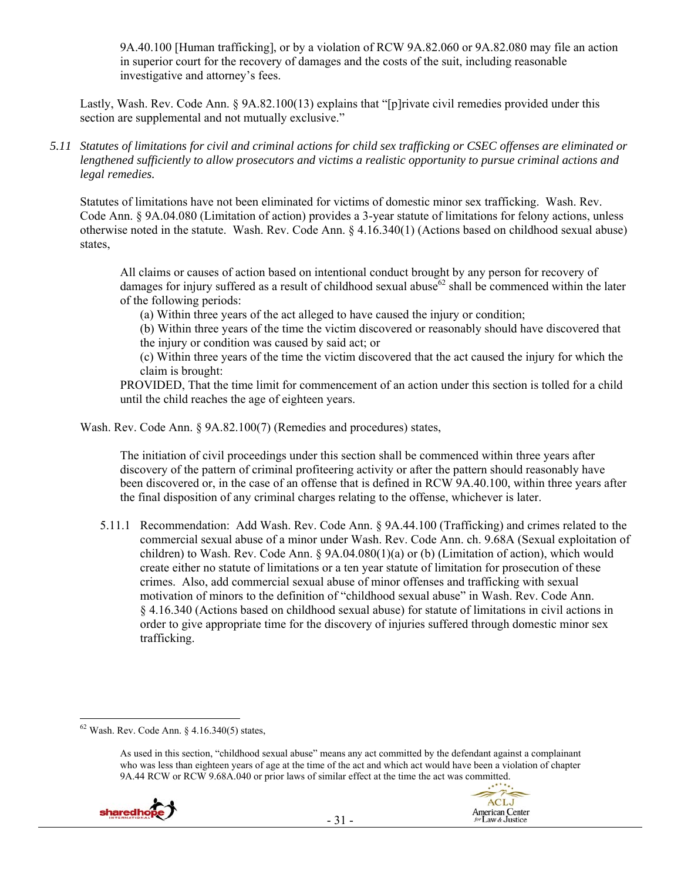9A.40.100 [Human trafficking], or by a violation of RCW 9A.82.060 or 9A.82.080 may file an action in superior court for the recovery of damages and the costs of the suit, including reasonable investigative and attorney's fees.

Lastly, Wash. Rev. Code Ann. § 9A.82.100(13) explains that "[p]rivate civil remedies provided under this section are supplemental and not mutually exclusive."

*5.11 Statutes of limitations for civil and criminal actions for child sex trafficking or CSEC offenses are eliminated or lengthened sufficiently to allow prosecutors and victims a realistic opportunity to pursue criminal actions and legal remedies.*

Statutes of limitations have not been eliminated for victims of domestic minor sex trafficking. Wash. Rev. Code Ann. § 9A.04.080 (Limitation of action) provides a 3-year statute of limitations for felony actions, unless otherwise noted in the statute. Wash. Rev. Code Ann. § 4.16.340(1) (Actions based on childhood sexual abuse) states,

> All claims or causes of action based on intentional conduct brought by any person for recovery of damages for injury suffered as a result of childhood sexual abuse[62] shall be commenced within the later of the following periods:
>
> (a) Within three years of the act alleged to have caused the injury or condition;
>
> (b) Within three years of the time the victim discovered or reasonably should have discovered that the injury or condition was caused by said act; or
>
> (c) Within three years of the time the victim discovered that the act caused the injury for which the claim is brought:
>
> PROVIDED, That the time limit for commencement of an action under this section is tolled for a child until the child reaches the age of eighteen years.

Wash. Rev. Code Ann. § 9A.82.100(7) (Remedies and procedures) states,

> The initiation of civil proceedings under this section shall be commenced within three years after discovery of the pattern of criminal profiteering activity or after the pattern should reasonably have been discovered or, in the case of an offense that is defined in RCW 9A.40.100, within three years after the final disposition of any criminal charges relating to the offense, whichever is later.

5.11.1 Recommendation: Add Wash. Rev. Code Ann. § 9A.44.100 (Trafficking) and crimes related to the commercial sexual abuse of a minor under Wash. Rev. Code Ann. ch. 9.68A (Sexual exploitation of children) to Wash. Rev. Code Ann. § 9A.04.080(1)(a) or (b) (Limitation of action), which would create either no statute of limitations or a ten year statute of limitation for prosecution of these crimes. Also, add commercial sexual abuse of minor offenses and trafficking with sexual motivation of minors to the definition of "childhood sexual abuse" in Wash. Rev. Code Ann. § 4.16.340 (Actions based on childhood sexual abuse) for statute of limitations in civil actions in order to give appropriate time for the discovery of injuries suffered through domestic minor sex trafficking.

---

[62] Wash. Rev. Code Ann. § 4.16.340(5) states,

> As used in this section, "childhood sexual abuse" means any act committed by the defendant against a complainant who was less than eighteen years of age at the time of the act and which act would have been a violation of chapter 9A.44 RCW or RCW 9.68A.040 or prior laws of similar effect at the time the act was committed.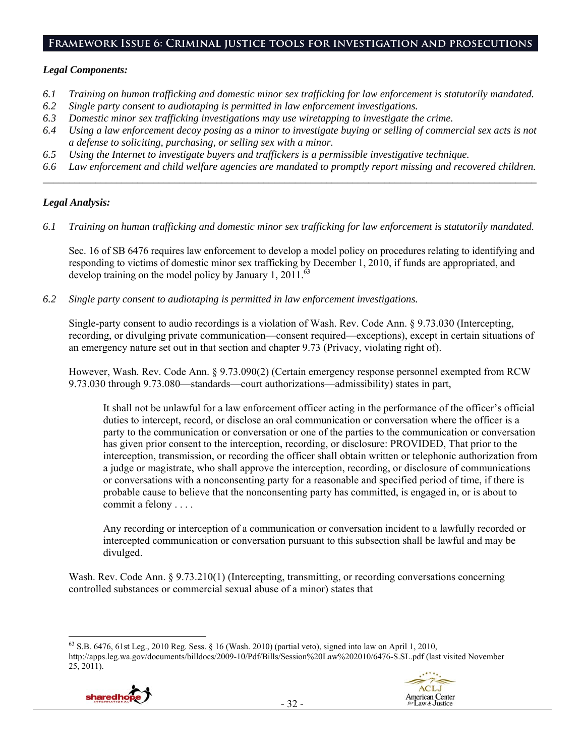## Framework Issue 6: Criminal justice tools for investigation and prosecutions

### *Legal Components:*

*6.1 Training on human trafficking and domestic minor sex trafficking for law enforcement is statutorily mandated.*
*6.2 Single party consent to audiotaping is permitted in law enforcement investigations.*
*6.3 Domestic minor sex trafficking investigations may use wiretapping to investigate the crime.*
*6.4 Using a law enforcement decoy posing as a minor to investigate buying or selling of commercial sex acts is not a defense to soliciting, purchasing, or selling sex with a minor.*
*6.5 Using the Internet to investigate buyers and traffickers is a permissible investigative technique.*
*6.6 Law enforcement and child welfare agencies are mandated to promptly report missing and recovered children.*

---

### *Legal Analysis:*

*6.1 Training on human trafficking and domestic minor sex trafficking for law enforcement is statutorily mandated.*

Sec. 16 of SB 6476 requires law enforcement to develop a model policy on procedures relating to identifying and responding to victims of domestic minor sex trafficking by December 1, 2010, if funds are appropriated, and develop training on the model policy by January 1, 2011.[63]

*6.2 Single party consent to audiotaping is permitted in law enforcement investigations.*

Single-party consent to audio recordings is a violation of Wash. Rev. Code Ann. § 9.73.030 (Intercepting, recording, or divulging private communication—consent required—exceptions), except in certain situations of an emergency nature set out in that section and chapter 9.73 (Privacy, violating right of).

However, Wash. Rev. Code Ann. § 9.73.090(2) (Certain emergency response personnel exempted from RCW 9.73.030 through 9.73.080—standards—court authorizations—admissibility) states in part,

> It shall not be unlawful for a law enforcement officer acting in the performance of the officer's official duties to intercept, record, or disclose an oral communication or conversation where the officer is a party to the communication or conversation or one of the parties to the communication or conversation has given prior consent to the interception, recording, or disclosure: PROVIDED, That prior to the interception, transmission, or recording the officer shall obtain written or telephonic authorization from a judge or magistrate, who shall approve the interception, recording, or disclosure of communications or conversations with a nonconsenting party for a reasonable and specified period of time, if there is probable cause to believe that the nonconsenting party has committed, is engaged in, or is about to commit a felony . . . .
>
> Any recording or interception of a communication or conversation incident to a lawfully recorded or intercepted communication or conversation pursuant to this subsection shall be lawful and may be divulged.

Wash. Rev. Code Ann. § 9.73.210(1) (Intercepting, transmitting, or recording conversations concerning controlled substances or commercial sexual abuse of a minor) states that

---

[63] S.B. 6476, 61st Leg., 2010 Reg. Sess. § 16 (Wash. 2010) (partial veto), signed into law on April 1, 2010, http://apps.leg.wa.gov/documents/billdocs/2009-10/Pdf/Bills/Session%20Law%202010/6476-S.SL.pdf (last visited November 25, 2011).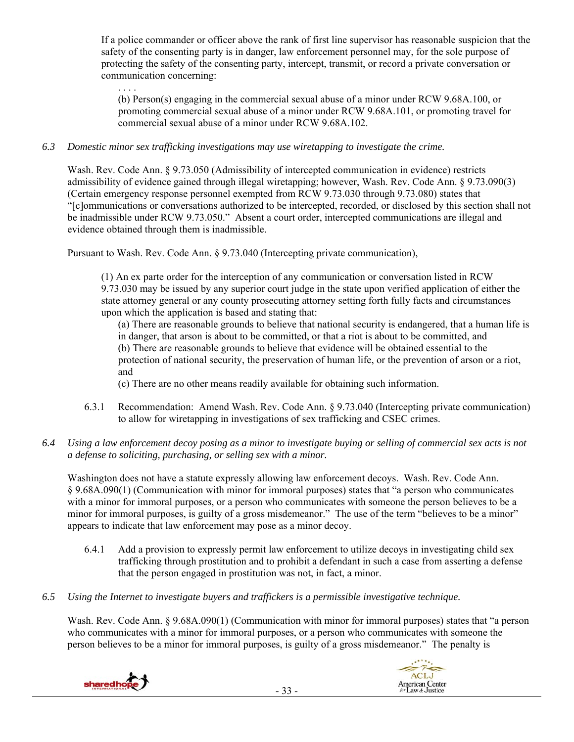If a police commander or officer above the rank of first line supervisor has reasonable suspicion that the safety of the consenting party is in danger, law enforcement personnel may, for the sole purpose of protecting the safety of the consenting party, intercept, transmit, or record a private conversation or communication concerning:

> . . . .
>
> (b) Person(s) engaging in the commercial sexual abuse of a minor under RCW 9.68A.100, or promoting commercial sexual abuse of a minor under RCW 9.68A.101, or promoting travel for commercial sexual abuse of a minor under RCW 9.68A.102.

*6.3 Domestic minor sex trafficking investigations may use wiretapping to investigate the crime.*

Wash. Rev. Code Ann. § 9.73.050 (Admissibility of intercepted communication in evidence) restricts admissibility of evidence gained through illegal wiretapping; however, Wash. Rev. Code Ann. § 9.73.090(3) (Certain emergency response personnel exempted from RCW 9.73.030 through 9.73.080) states that "[c]ommunications or conversations authorized to be intercepted, recorded, or disclosed by this section shall not be inadmissible under RCW 9.73.050." Absent a court order, intercepted communications are illegal and evidence obtained through them is inadmissible.

Pursuant to Wash. Rev. Code Ann. § 9.73.040 (Intercepting private communication),

> (1) An ex parte order for the interception of any communication or conversation listed in RCW 9.73.030 may be issued by any superior court judge in the state upon verified application of either the state attorney general or any county prosecuting attorney setting forth fully facts and circumstances upon which the application is based and stating that:
>
> (a) There are reasonable grounds to believe that national security is endangered, that a human life is in danger, that arson is about to be committed, or that a riot is about to be committed, and
>
> (b) There are reasonable grounds to believe that evidence will be obtained essential to the protection of national security, the preservation of human life, or the prevention of arson or a riot, and
>
> (c) There are no other means readily available for obtaining such information.

6.3.1 Recommendation: Amend Wash. Rev. Code Ann. § 9.73.040 (Intercepting private communication) to allow for wiretapping in investigations of sex trafficking and CSEC crimes.

*6.4 Using a law enforcement decoy posing as a minor to investigate buying or selling of commercial sex acts is not a defense to soliciting, purchasing, or selling sex with a minor.*

Washington does not have a statute expressly allowing law enforcement decoys. Wash. Rev. Code Ann. § 9.68A.090(1) (Communication with minor for immoral purposes) states that "a person who communicates with a minor for immoral purposes, or a person who communicates with someone the person believes to be a minor for immoral purposes, is guilty of a gross misdemeanor." The use of the term "believes to be a minor" appears to indicate that law enforcement may pose as a minor decoy.

6.4.1 Add a provision to expressly permit law enforcement to utilize decoys in investigating child sex trafficking through prostitution and to prohibit a defendant in such a case from asserting a defense that the person engaged in prostitution was not, in fact, a minor.

*6.5 Using the Internet to investigate buyers and traffickers is a permissible investigative technique.*

Wash. Rev. Code Ann. § 9.68A.090(1) (Communication with minor for immoral purposes) states that "a person who communicates with a minor for immoral purposes, or a person who communicates with someone the person believes to be a minor for immoral purposes, is guilty of a gross misdemeanor." The penalty is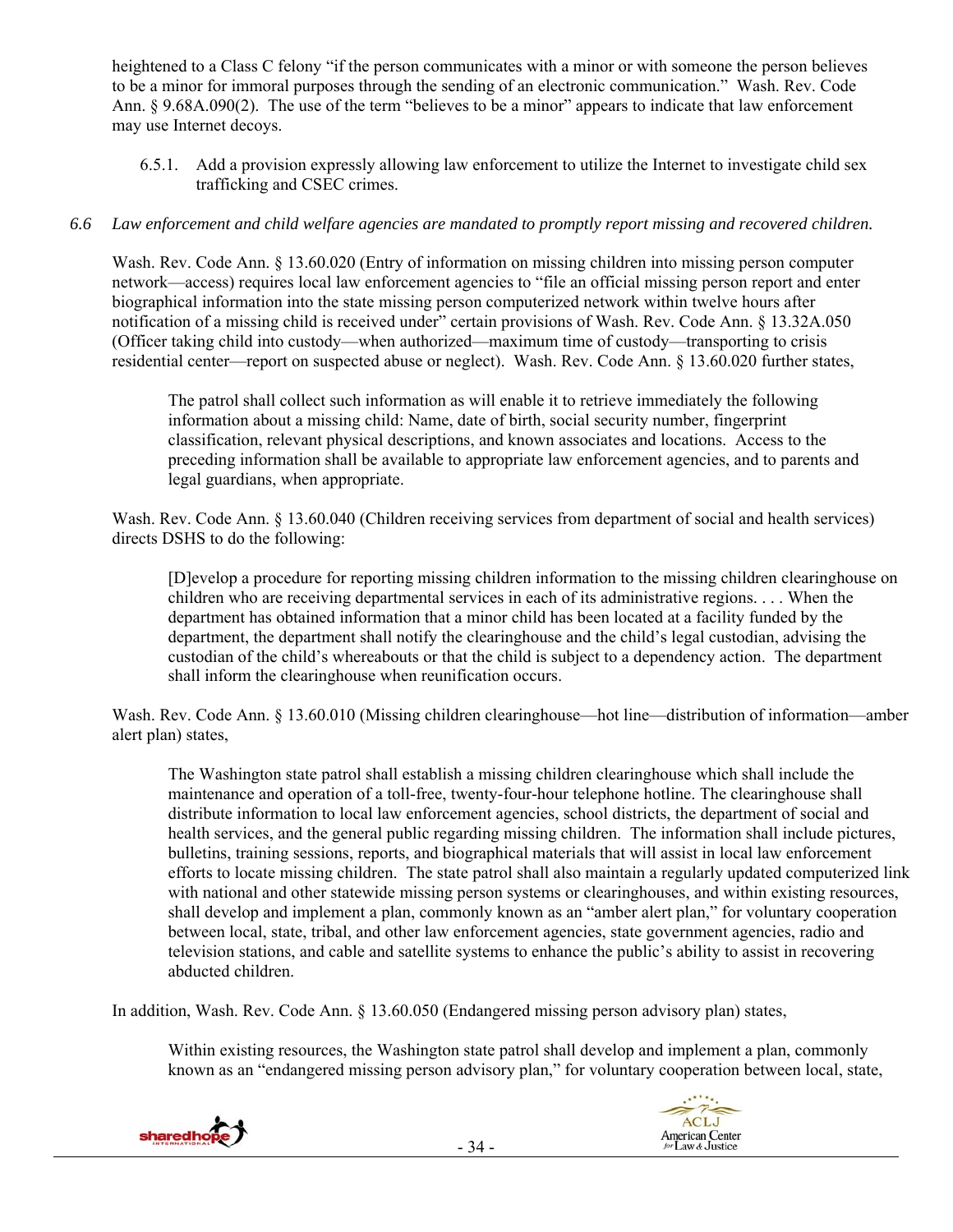heightened to a Class C felony "if the person communicates with a minor or with someone the person believes to be a minor for immoral purposes through the sending of an electronic communication." Wash. Rev. Code Ann. § 9.68A.090(2). The use of the term "believes to be a minor" appears to indicate that law enforcement may use Internet decoys.

6.5.1. Add a provision expressly allowing law enforcement to utilize the Internet to investigate child sex trafficking and CSEC crimes.

*6.6 Law enforcement and child welfare agencies are mandated to promptly report missing and recovered children.*

Wash. Rev. Code Ann. § 13.60.020 (Entry of information on missing children into missing person computer network—access) requires local law enforcement agencies to "file an official missing person report and enter biographical information into the state missing person computerized network within twelve hours after notification of a missing child is received under" certain provisions of Wash. Rev. Code Ann. § 13.32A.050 (Officer taking child into custody—when authorized—maximum time of custody—transporting to crisis residential center—report on suspected abuse or neglect). Wash. Rev. Code Ann. § 13.60.020 further states,

> The patrol shall collect such information as will enable it to retrieve immediately the following information about a missing child: Name, date of birth, social security number, fingerprint classification, relevant physical descriptions, and known associates and locations. Access to the preceding information shall be available to appropriate law enforcement agencies, and to parents and legal guardians, when appropriate.

Wash. Rev. Code Ann. § 13.60.040 (Children receiving services from department of social and health services) directs DSHS to do the following:

> [D]evelop a procedure for reporting missing children information to the missing children clearinghouse on children who are receiving departmental services in each of its administrative regions. . . . When the department has obtained information that a minor child has been located at a facility funded by the department, the department shall notify the clearinghouse and the child's legal custodian, advising the custodian of the child's whereabouts or that the child is subject to a dependency action. The department shall inform the clearinghouse when reunification occurs.

Wash. Rev. Code Ann. § 13.60.010 (Missing children clearinghouse—hot line—distribution of information—amber alert plan) states,

> The Washington state patrol shall establish a missing children clearinghouse which shall include the maintenance and operation of a toll-free, twenty-four-hour telephone hotline. The clearinghouse shall distribute information to local law enforcement agencies, school districts, the department of social and health services, and the general public regarding missing children. The information shall include pictures, bulletins, training sessions, reports, and biographical materials that will assist in local law enforcement efforts to locate missing children. The state patrol shall also maintain a regularly updated computerized link with national and other statewide missing person systems or clearinghouses, and within existing resources, shall develop and implement a plan, commonly known as an "amber alert plan," for voluntary cooperation between local, state, tribal, and other law enforcement agencies, state government agencies, radio and television stations, and cable and satellite systems to enhance the public's ability to assist in recovering abducted children.

In addition, Wash. Rev. Code Ann. § 13.60.050 (Endangered missing person advisory plan) states,

> Within existing resources, the Washington state patrol shall develop and implement a plan, commonly known as an "endangered missing person advisory plan," for voluntary cooperation between local, state,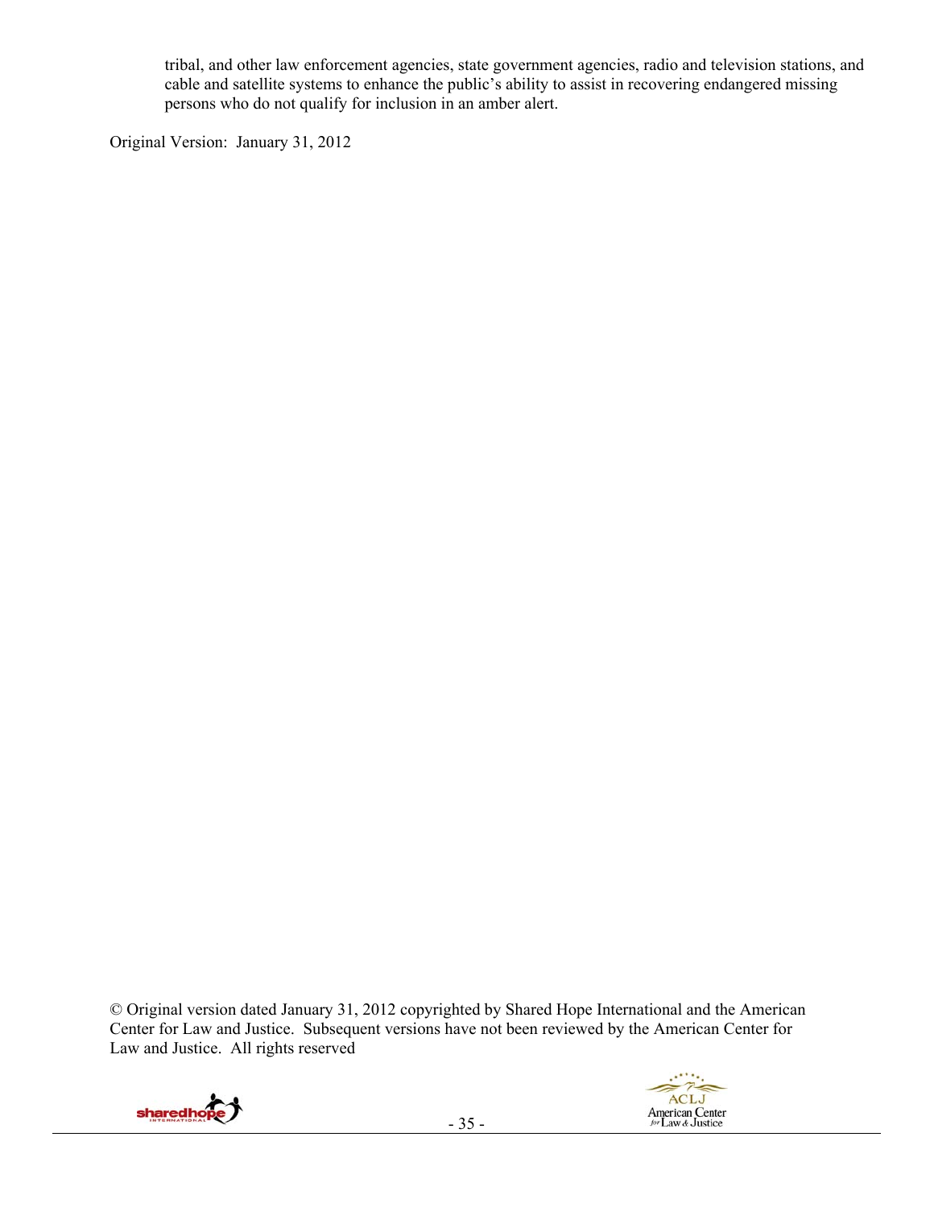tribal, and other law enforcement agencies, state government agencies, radio and television stations, and cable and satellite systems to enhance the public's ability to assist in recovering endangered missing persons who do not qualify for inclusion in an amber alert.

Original Version: January 31, 2012

© Original version dated January 31, 2012 copyrighted by Shared Hope International and the American Center for Law and Justice. Subsequent versions have not been reviewed by the American Center for Law and Justice. All rights reserved